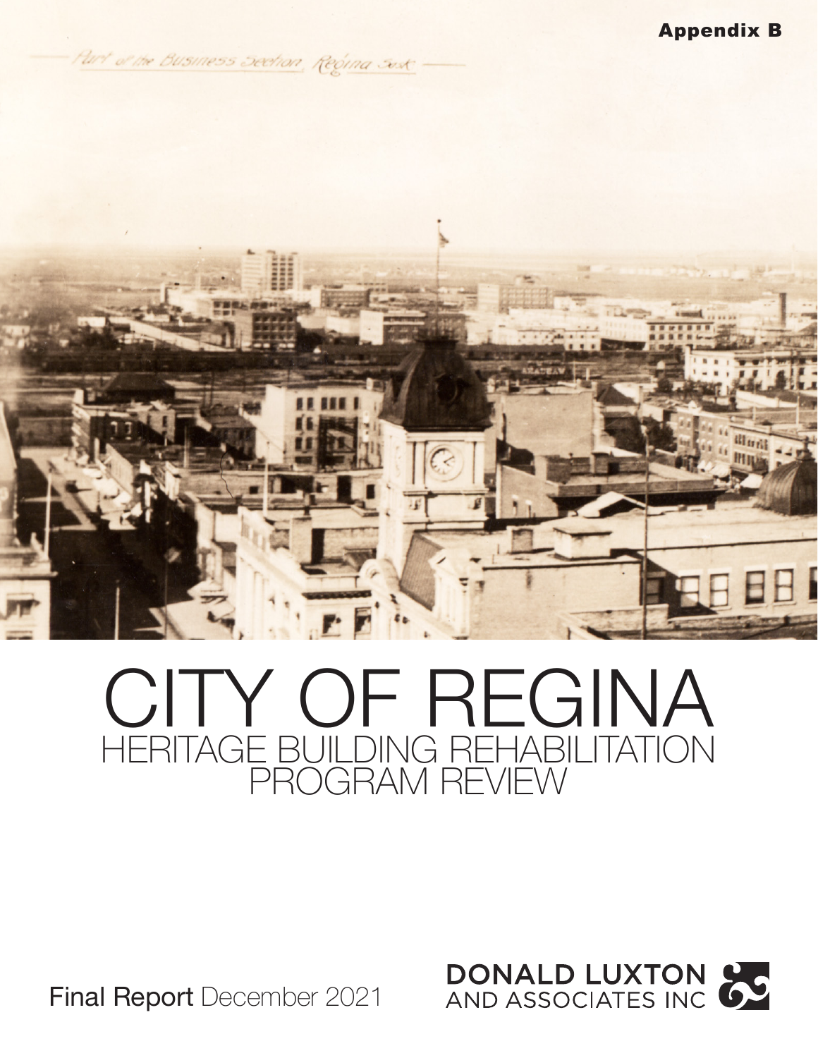**Appendix B**

Part of the Business Section, Regina Sask

# CITY OF REGINA

## HERITAGE BUILDING REHABILITATION PROGRAM REVIEW

Final Report December 2021

DONALD LUXTON AND ASSOCIATES INC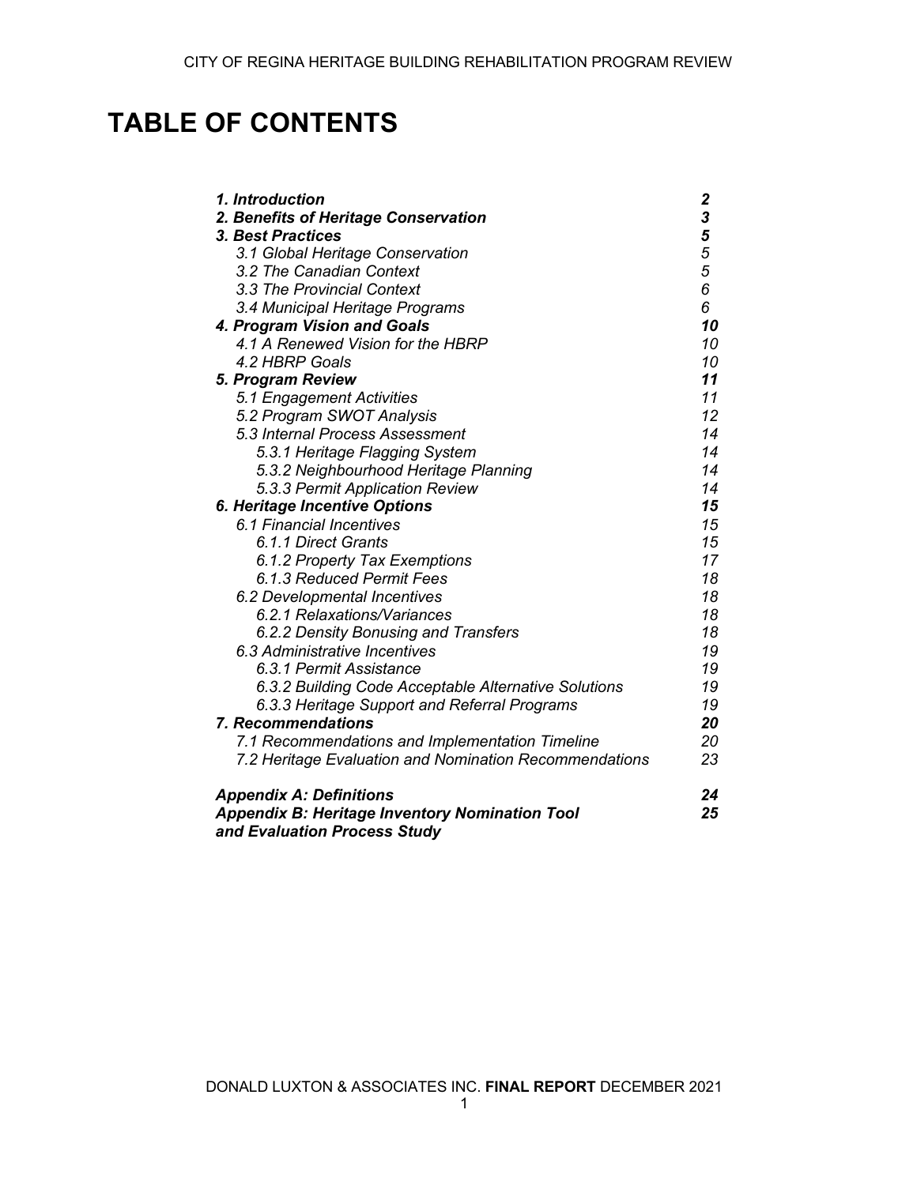# TABLE OF CONTENTS

| | |
|---|---|
| ***1. Introduction*** | ***2*** |
| ***2. Benefits of Heritage Conservation*** | ***3*** |
| ***3. Best Practices*** | ***5*** |
| *3.1 Global Heritage Conservation* | *5* |
| *3.2 The Canadian Context* | *5* |
| *3.3 The Provincial Context* | *6* |
| *3.4 Municipal Heritage Programs* | *6* |
| ***4. Program Vision and Goals*** | ***10*** |
| *4.1 A Renewed Vision for the HBRP* | *10* |
| *4.2 HBRP Goals* | *10* |
| ***5. Program Review*** | ***11*** |
| *5.1 Engagement Activities* | *11* |
| *5.2 Program SWOT Analysis* | *12* |
| *5.3 Internal Process Assessment* | *14* |
| *5.3.1 Heritage Flagging System* | *14* |
| *5.3.2 Neighbourhood Heritage Planning* | *14* |
| *5.3.3 Permit Application Review* | *14* |
| ***6. Heritage Incentive Options*** | ***15*** |
| *6.1 Financial Incentives* | *15* |
| *6.1.1 Direct Grants* | *15* |
| *6.1.2 Property Tax Exemptions* | *17* |
| *6.1.3 Reduced Permit Fees* | *18* |
| *6.2 Developmental Incentives* | *18* |
| *6.2.1 Relaxations/Variances* | *18* |
| *6.2.2 Density Bonusing and Transfers* | *18* |
| *6.3 Administrative Incentives* | *19* |
| *6.3.1 Permit Assistance* | *19* |
| *6.3.2 Building Code Acceptable Alternative Solutions* | *19* |
| *6.3.3 Heritage Support and Referral Programs* | *19* |
| ***7. Recommendations*** | ***20*** |
| *7.1 Recommendations and Implementation Timeline* | *20* |
| *7.2 Heritage Evaluation and Nomination Recommendations* | *23* |
| ***Appendix A: Definitions*** | ***24*** |
| ***Appendix B: Heritage Inventory Nomination Tool and Evaluation Process Study*** | ***25*** |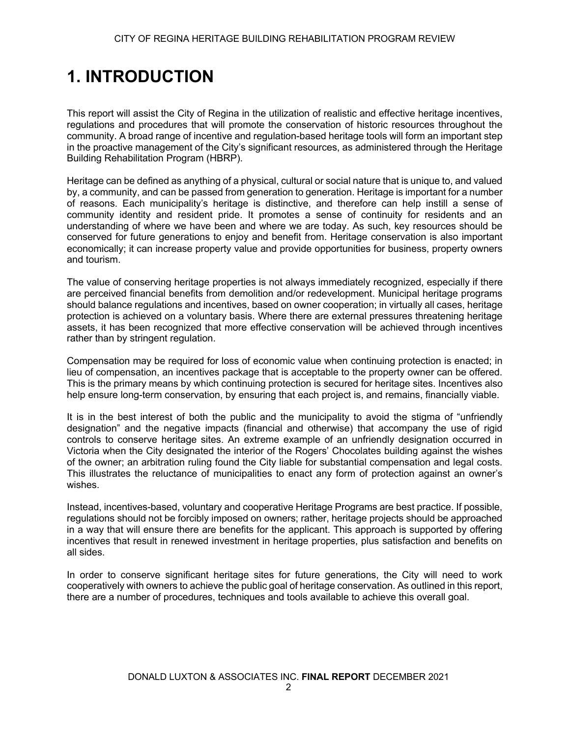# 1. INTRODUCTION

This report will assist the City of Regina in the utilization of realistic and effective heritage incentives, regulations and procedures that will promote the conservation of historic resources throughout the community. A broad range of incentive and regulation-based heritage tools will form an important step in the proactive management of the City's significant resources, as administered through the Heritage Building Rehabilitation Program (HBRP).

Heritage can be defined as anything of a physical, cultural or social nature that is unique to, and valued by, a community, and can be passed from generation to generation. Heritage is important for a number of reasons. Each municipality's heritage is distinctive, and therefore can help instill a sense of community identity and resident pride. It promotes a sense of continuity for residents and an understanding of where we have been and where we are today. As such, key resources should be conserved for future generations to enjoy and benefit from. Heritage conservation is also important economically; it can increase property value and provide opportunities for business, property owners and tourism.

The value of conserving heritage properties is not always immediately recognized, especially if there are perceived financial benefits from demolition and/or redevelopment. Municipal heritage programs should balance regulations and incentives, based on owner cooperation; in virtually all cases, heritage protection is achieved on a voluntary basis. Where there are external pressures threatening heritage assets, it has been recognized that more effective conservation will be achieved through incentives rather than by stringent regulation.

Compensation may be required for loss of economic value when continuing protection is enacted; in lieu of compensation, an incentives package that is acceptable to the property owner can be offered. This is the primary means by which continuing protection is secured for heritage sites. Incentives also help ensure long-term conservation, by ensuring that each project is, and remains, financially viable.

It is in the best interest of both the public and the municipality to avoid the stigma of "unfriendly designation" and the negative impacts (financial and otherwise) that accompany the use of rigid controls to conserve heritage sites. An extreme example of an unfriendly designation occurred in Victoria when the City designated the interior of the Rogers' Chocolates building against the wishes of the owner; an arbitration ruling found the City liable for substantial compensation and legal costs. This illustrates the reluctance of municipalities to enact any form of protection against an owner's wishes.

Instead, incentives-based, voluntary and cooperative Heritage Programs are best practice. If possible, regulations should not be forcibly imposed on owners; rather, heritage projects should be approached in a way that will ensure there are benefits for the applicant. This approach is supported by offering incentives that result in renewed investment in heritage properties, plus satisfaction and benefits on all sides.

In order to conserve significant heritage sites for future generations, the City will need to work cooperatively with owners to achieve the public goal of heritage conservation. As outlined in this report, there are a number of procedures, techniques and tools available to achieve this overall goal.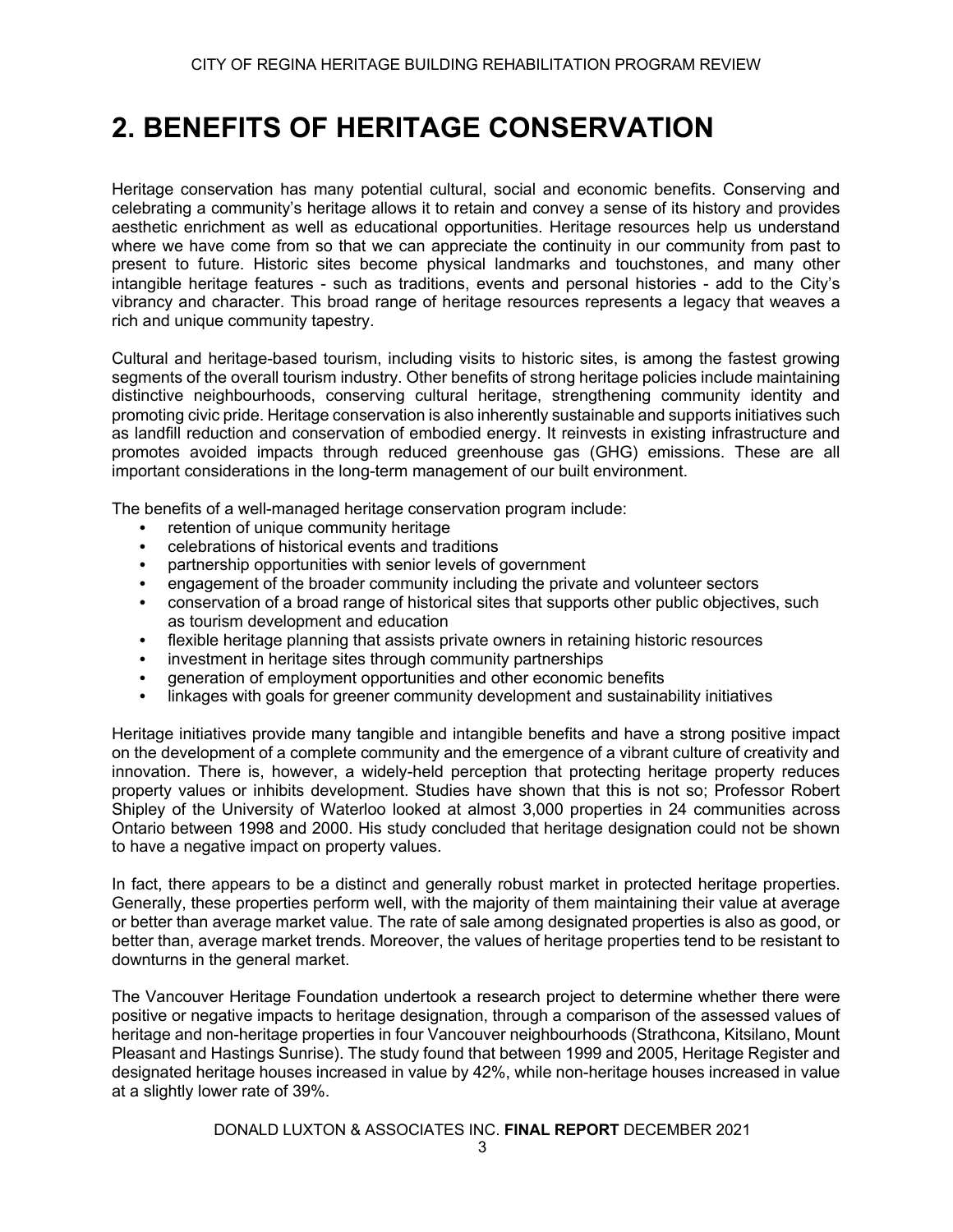# 2. BENEFITS OF HERITAGE CONSERVATION

Heritage conservation has many potential cultural, social and economic benefits. Conserving and celebrating a community's heritage allows it to retain and convey a sense of its history and provides aesthetic enrichment as well as educational opportunities. Heritage resources help us understand where we have come from so that we can appreciate the continuity in our community from past to present to future. Historic sites become physical landmarks and touchstones, and many other intangible heritage features - such as traditions, events and personal histories - add to the City's vibrancy and character. This broad range of heritage resources represents a legacy that weaves a rich and unique community tapestry.

Cultural and heritage-based tourism, including visits to historic sites, is among the fastest growing segments of the overall tourism industry. Other benefits of strong heritage policies include maintaining distinctive neighbourhoods, conserving cultural heritage, strengthening community identity and promoting civic pride. Heritage conservation is also inherently sustainable and supports initiatives such as landfill reduction and conservation of embodied energy. It reinvests in existing infrastructure and promotes avoided impacts through reduced greenhouse gas (GHG) emissions. These are all important considerations in the long-term management of our built environment.

The benefits of a well-managed heritage conservation program include:

- retention of unique community heritage
- celebrations of historical events and traditions
- partnership opportunities with senior levels of government
- engagement of the broader community including the private and volunteer sectors
- conservation of a broad range of historical sites that supports other public objectives, such as tourism development and education
- flexible heritage planning that assists private owners in retaining historic resources
- investment in heritage sites through community partnerships
- generation of employment opportunities and other economic benefits
- linkages with goals for greener community development and sustainability initiatives

Heritage initiatives provide many tangible and intangible benefits and have a strong positive impact on the development of a complete community and the emergence of a vibrant culture of creativity and innovation. There is, however, a widely-held perception that protecting heritage property reduces property values or inhibits development. Studies have shown that this is not so; Professor Robert Shipley of the University of Waterloo looked at almost 3,000 properties in 24 communities across Ontario between 1998 and 2000. His study concluded that heritage designation could not be shown to have a negative impact on property values.

In fact, there appears to be a distinct and generally robust market in protected heritage properties. Generally, these properties perform well, with the majority of them maintaining their value at average or better than average market value. The rate of sale among designated properties is also as good, or better than, average market trends. Moreover, the values of heritage properties tend to be resistant to downturns in the general market.

The Vancouver Heritage Foundation undertook a research project to determine whether there were positive or negative impacts to heritage designation, through a comparison of the assessed values of heritage and non-heritage properties in four Vancouver neighbourhoods (Strathcona, Kitsilano, Mount Pleasant and Hastings Sunrise). The study found that between 1999 and 2005, Heritage Register and designated heritage houses increased in value by 42%, while non-heritage houses increased in value at a slightly lower rate of 39%.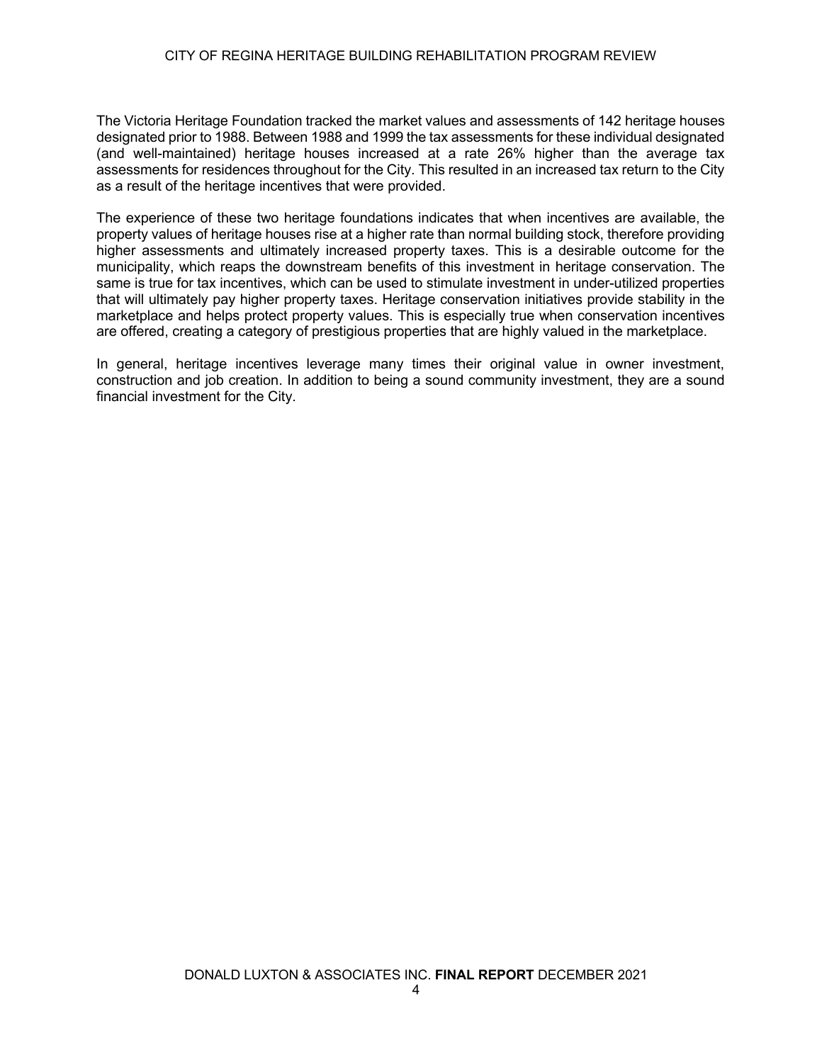The Victoria Heritage Foundation tracked the market values and assessments of 142 heritage houses designated prior to 1988. Between 1988 and 1999 the tax assessments for these individual designated (and well-maintained) heritage houses increased at a rate 26% higher than the average tax assessments for residences throughout for the City. This resulted in an increased tax return to the City as a result of the heritage incentives that were provided.

The experience of these two heritage foundations indicates that when incentives are available, the property values of heritage houses rise at a higher rate than normal building stock, therefore providing higher assessments and ultimately increased property taxes. This is a desirable outcome for the municipality, which reaps the downstream benefits of this investment in heritage conservation. The same is true for tax incentives, which can be used to stimulate investment in under-utilized properties that will ultimately pay higher property taxes. Heritage conservation initiatives provide stability in the marketplace and helps protect property values. This is especially true when conservation incentives are offered, creating a category of prestigious properties that are highly valued in the marketplace.

In general, heritage incentives leverage many times their original value in owner investment, construction and job creation. In addition to being a sound community investment, they are a sound financial investment for the City.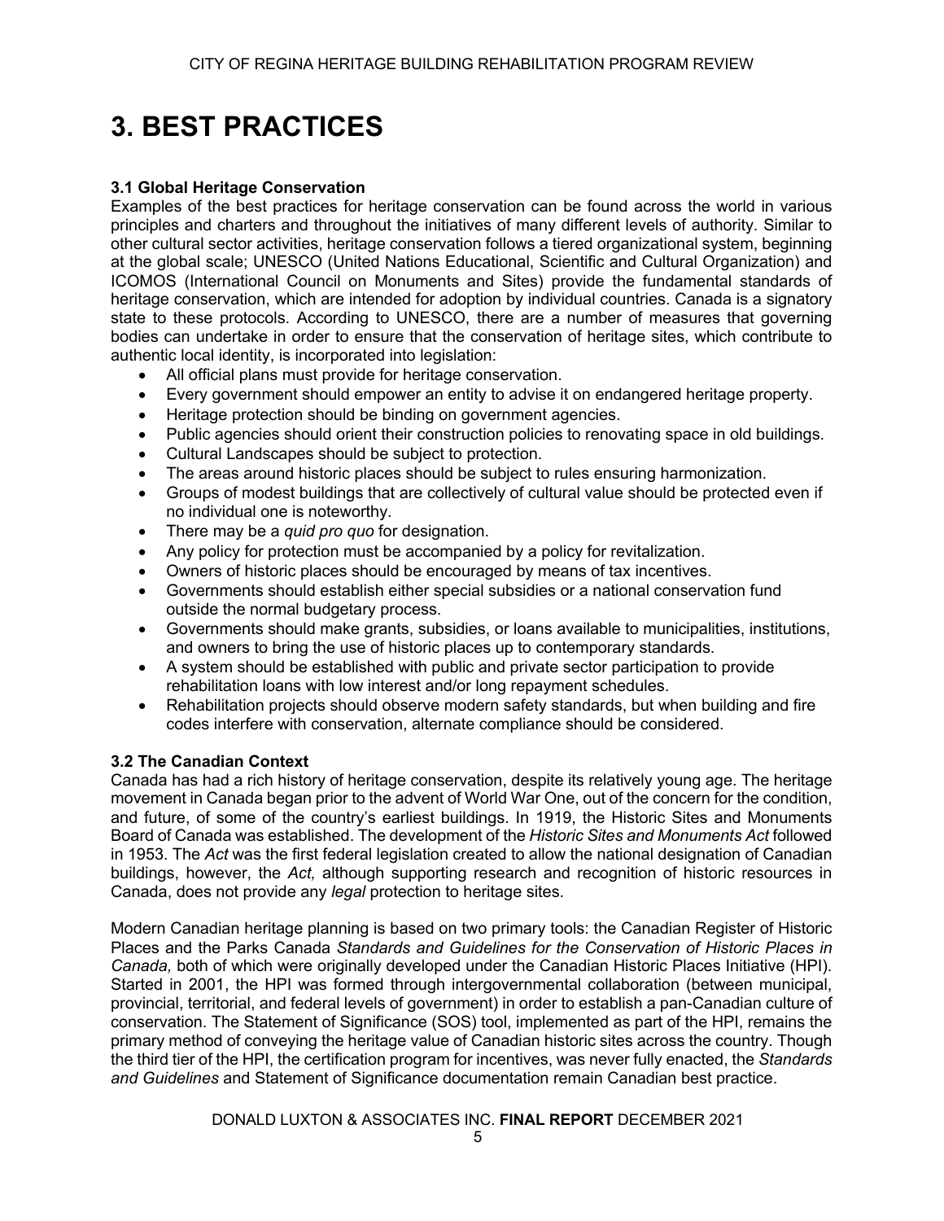# 3. BEST PRACTICES

### 3.1 Global Heritage Conservation

Examples of the best practices for heritage conservation can be found across the world in various principles and charters and throughout the initiatives of many different levels of authority. Similar to other cultural sector activities, heritage conservation follows a tiered organizational system, beginning at the global scale; UNESCO (United Nations Educational, Scientific and Cultural Organization) and ICOMOS (International Council on Monuments and Sites) provide the fundamental standards of heritage conservation, which are intended for adoption by individual countries. Canada is a signatory state to these protocols. According to UNESCO, there are a number of measures that governing bodies can undertake in order to ensure that the conservation of heritage sites, which contribute to authentic local identity, is incorporated into legislation:

- All official plans must provide for heritage conservation.
- Every government should empower an entity to advise it on endangered heritage property.
- Heritage protection should be binding on government agencies.
- Public agencies should orient their construction policies to renovating space in old buildings.
- Cultural Landscapes should be subject to protection.
- The areas around historic places should be subject to rules ensuring harmonization.
- Groups of modest buildings that are collectively of cultural value should be protected even if no individual one is noteworthy.
- There may be a *quid pro quo* for designation.
- Any policy for protection must be accompanied by a policy for revitalization.
- Owners of historic places should be encouraged by means of tax incentives.
- Governments should establish either special subsidies or a national conservation fund outside the normal budgetary process.
- Governments should make grants, subsidies, or loans available to municipalities, institutions, and owners to bring the use of historic places up to contemporary standards.
- A system should be established with public and private sector participation to provide rehabilitation loans with low interest and/or long repayment schedules.
- Rehabilitation projects should observe modern safety standards, but when building and fire codes interfere with conservation, alternate compliance should be considered.

### 3.2 The Canadian Context

Canada has had a rich history of heritage conservation, despite its relatively young age. The heritage movement in Canada began prior to the advent of World War One, out of the concern for the condition, and future, of some of the country's earliest buildings. In 1919, the Historic Sites and Monuments Board of Canada was established. The development of the *Historic Sites and Monuments Act* followed in 1953. The *Act* was the first federal legislation created to allow the national designation of Canadian buildings, however, the *Act,* although supporting research and recognition of historic resources in Canada, does not provide any *legal* protection to heritage sites.

Modern Canadian heritage planning is based on two primary tools: the Canadian Register of Historic Places and the Parks Canada *Standards and Guidelines for the Conservation of Historic Places in Canada,* both of which were originally developed under the Canadian Historic Places Initiative (HPI). Started in 2001, the HPI was formed through intergovernmental collaboration (between municipal, provincial, territorial, and federal levels of government) in order to establish a pan-Canadian culture of conservation. The Statement of Significance (SOS) tool, implemented as part of the HPI, remains the primary method of conveying the heritage value of Canadian historic sites across the country. Though the third tier of the HPI, the certification program for incentives, was never fully enacted, the *Standards and Guidelines* and Statement of Significance documentation remain Canadian best practice.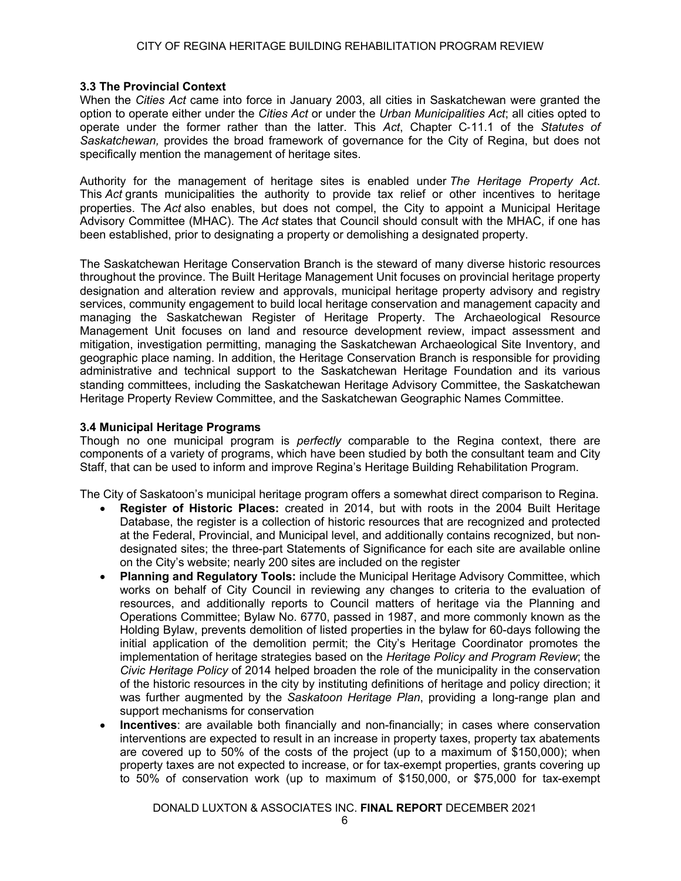### 3.3 The Provincial Context

When the *Cities Act* came into force in January 2003, all cities in Saskatchewan were granted the option to operate either under the *Cities Act* or under the *Urban Municipalities Act*; all cities opted to operate under the former rather than the latter. This *Act*, Chapter C-11.1 of the *Statutes of Saskatchewan,* provides the broad framework of governance for the City of Regina, but does not specifically mention the management of heritage sites.

Authority for the management of heritage sites is enabled under *The Heritage Property Act*. This *Act* grants municipalities the authority to provide tax relief or other incentives to heritage properties. The *Act* also enables, but does not compel, the City to appoint a Municipal Heritage Advisory Committee (MHAC). The *Act* states that Council should consult with the MHAC, if one has been established, prior to designating a property or demolishing a designated property.

The Saskatchewan Heritage Conservation Branch is the steward of many diverse historic resources throughout the province. The Built Heritage Management Unit focuses on provincial heritage property designation and alteration review and approvals, municipal heritage property advisory and registry services, community engagement to build local heritage conservation and management capacity and managing the Saskatchewan Register of Heritage Property. The Archaeological Resource Management Unit focuses on land and resource development review, impact assessment and mitigation, investigation permitting, managing the Saskatchewan Archaeological Site Inventory, and geographic place naming. In addition, the Heritage Conservation Branch is responsible for providing administrative and technical support to the Saskatchewan Heritage Foundation and its various standing committees, including the Saskatchewan Heritage Advisory Committee, the Saskatchewan Heritage Property Review Committee, and the Saskatchewan Geographic Names Committee.

### 3.4 Municipal Heritage Programs

Though no one municipal program is *perfectly* comparable to the Regina context, there are components of a variety of programs, which have been studied by both the consultant team and City Staff, that can be used to inform and improve Regina's Heritage Building Rehabilitation Program.

The City of Saskatoon's municipal heritage program offers a somewhat direct comparison to Regina.

- **Register of Historic Places:** created in 2014, but with roots in the 2004 Built Heritage Database, the register is a collection of historic resources that are recognized and protected at the Federal, Provincial, and Municipal level, and additionally contains recognized, but non-designated sites; the three-part Statements of Significance for each site are available online on the City's website; nearly 200 sites are included on the register
- **Planning and Regulatory Tools:** include the Municipal Heritage Advisory Committee, which works on behalf of City Council in reviewing any changes to criteria to the evaluation of resources, and additionally reports to Council matters of heritage via the Planning and Operations Committee; Bylaw No. 6770, passed in 1987, and more commonly known as the Holding Bylaw, prevents demolition of listed properties in the bylaw for 60-days following the initial application of the demolition permit; the City's Heritage Coordinator promotes the implementation of heritage strategies based on the *Heritage Policy and Program Review*; the *Civic Heritage Policy* of 2014 helped broaden the role of the municipality in the conservation of the historic resources in the city by instituting definitions of heritage and policy direction; it was further augmented by the *Saskatoon Heritage Plan*, providing a long-range plan and support mechanisms for conservation
- **Incentives**: are available both financially and non-financially; in cases where conservation interventions are expected to result in an increase in property taxes, property tax abatements are covered up to 50% of the costs of the project (up to a maximum of $150,000); when property taxes are not expected to increase, or for tax-exempt properties, grants covering up to 50% of conservation work (up to maximum of $150,000, or $75,000 for tax-exempt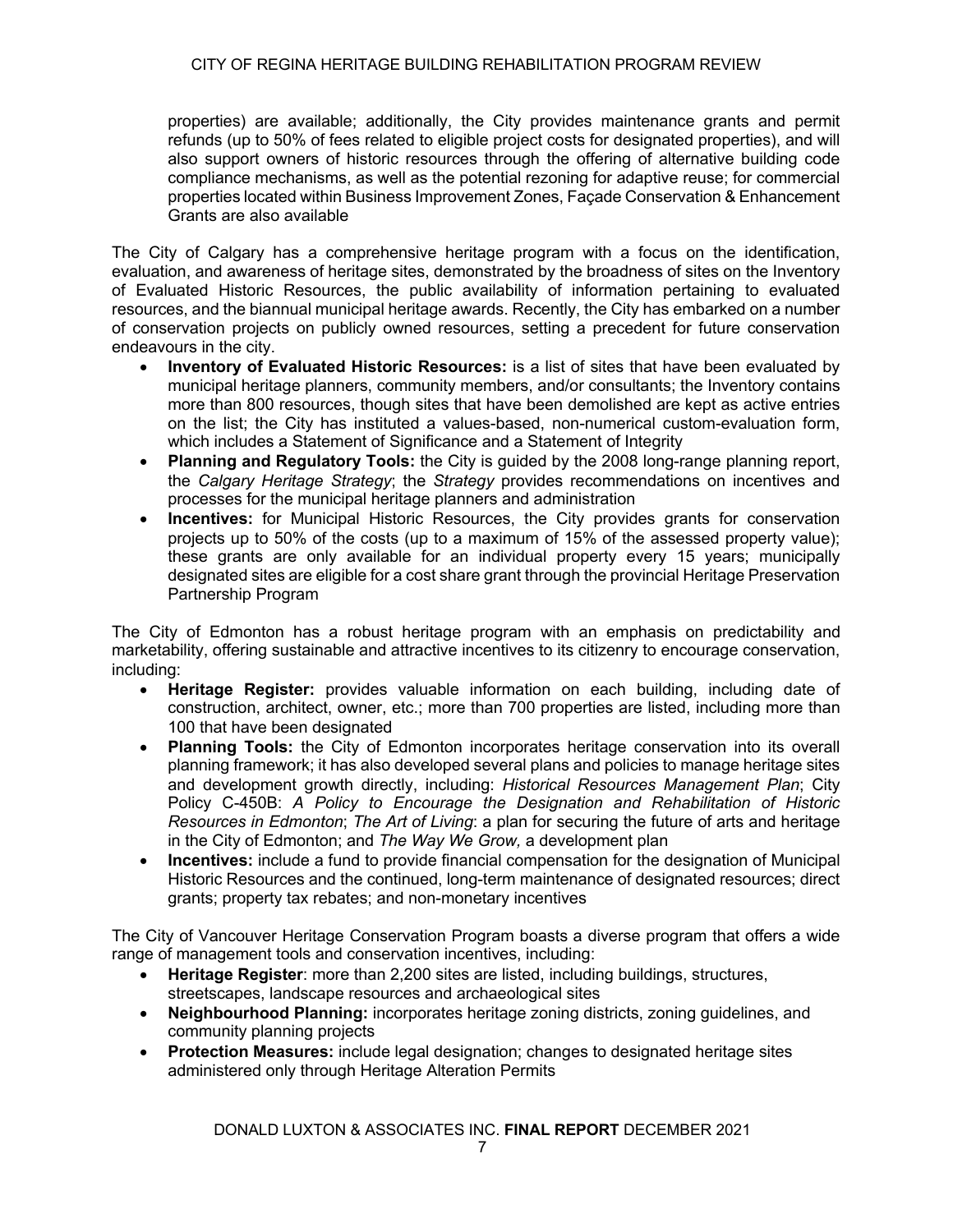properties) are available; additionally, the City provides maintenance grants and permit refunds (up to 50% of fees related to eligible project costs for designated properties), and will also support owners of historic resources through the offering of alternative building code compliance mechanisms, as well as the potential rezoning for adaptive reuse; for commercial properties located within Business Improvement Zones, Façade Conservation & Enhancement Grants are also available

The City of Calgary has a comprehensive heritage program with a focus on the identification, evaluation, and awareness of heritage sites, demonstrated by the broadness of sites on the Inventory of Evaluated Historic Resources, the public availability of information pertaining to evaluated resources, and the biannual municipal heritage awards. Recently, the City has embarked on a number of conservation projects on publicly owned resources, setting a precedent for future conservation endeavours in the city.

- **Inventory of Evaluated Historic Resources:** is a list of sites that have been evaluated by municipal heritage planners, community members, and/or consultants; the Inventory contains more than 800 resources, though sites that have been demolished are kept as active entries on the list; the City has instituted a values-based, non-numerical custom-evaluation form, which includes a Statement of Significance and a Statement of Integrity
- **Planning and Regulatory Tools:** the City is guided by the 2008 long-range planning report, the *Calgary Heritage Strategy*; the *Strategy* provides recommendations on incentives and processes for the municipal heritage planners and administration
- **Incentives:** for Municipal Historic Resources, the City provides grants for conservation projects up to 50% of the costs (up to a maximum of 15% of the assessed property value); these grants are only available for an individual property every 15 years; municipally designated sites are eligible for a cost share grant through the provincial Heritage Preservation Partnership Program

The City of Edmonton has a robust heritage program with an emphasis on predictability and marketability, offering sustainable and attractive incentives to its citizenry to encourage conservation, including:

- **Heritage Register:** provides valuable information on each building, including date of construction, architect, owner, etc.; more than 700 properties are listed, including more than 100 that have been designated
- **Planning Tools:** the City of Edmonton incorporates heritage conservation into its overall planning framework; it has also developed several plans and policies to manage heritage sites and development growth directly, including: *Historical Resources Management Plan*; City Policy C-450B: *A Policy to Encourage the Designation and Rehabilitation of Historic Resources in Edmonton*; *The Art of Living*: a plan for securing the future of arts and heritage in the City of Edmonton; and *The Way We Grow,* a development plan
- **Incentives:** include a fund to provide financial compensation for the designation of Municipal Historic Resources and the continued, long-term maintenance of designated resources; direct grants; property tax rebates; and non-monetary incentives

The City of Vancouver Heritage Conservation Program boasts a diverse program that offers a wide range of management tools and conservation incentives, including:

- **Heritage Register**: more than 2,200 sites are listed, including buildings, structures, streetscapes, landscape resources and archaeological sites
- **Neighbourhood Planning:** incorporates heritage zoning districts, zoning guidelines, and community planning projects
- **Protection Measures:** include legal designation; changes to designated heritage sites administered only through Heritage Alteration Permits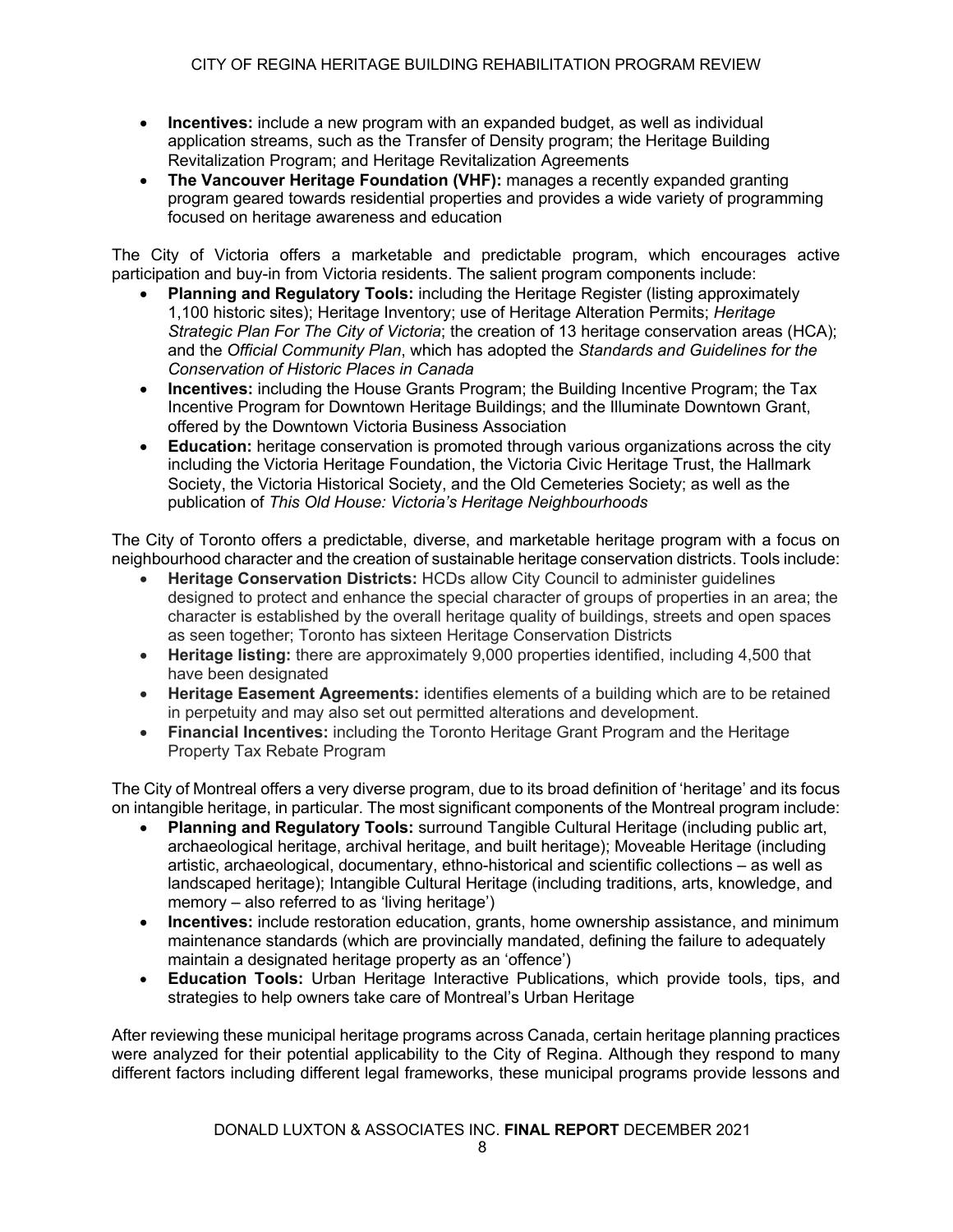- **Incentives:** include a new program with an expanded budget, as well as individual application streams, such as the Transfer of Density program; the Heritage Building Revitalization Program; and Heritage Revitalization Agreements
- **The Vancouver Heritage Foundation (VHF):** manages a recently expanded granting program geared towards residential properties and provides a wide variety of programming focused on heritage awareness and education

The City of Victoria offers a marketable and predictable program, which encourages active participation and buy-in from Victoria residents. The salient program components include:

- **Planning and Regulatory Tools:** including the Heritage Register (listing approximately 1,100 historic sites); Heritage Inventory; use of Heritage Alteration Permits; *Heritage Strategic Plan For The City of Victoria*; the creation of 13 heritage conservation areas (HCA); and the *Official Community Plan*, which has adopted the *Standards and Guidelines for the Conservation of Historic Places in Canada*
- **Incentives:** including the House Grants Program; the Building Incentive Program; the Tax Incentive Program for Downtown Heritage Buildings; and the Illuminate Downtown Grant, offered by the Downtown Victoria Business Association
- **Education:** heritage conservation is promoted through various organizations across the city including the Victoria Heritage Foundation, the Victoria Civic Heritage Trust, the Hallmark Society, the Victoria Historical Society, and the Old Cemeteries Society; as well as the publication of *This Old House: Victoria's Heritage Neighbourhoods*

The City of Toronto offers a predictable, diverse, and marketable heritage program with a focus on neighbourhood character and the creation of sustainable heritage conservation districts. Tools include:

- **Heritage Conservation Districts:** HCDs allow City Council to administer guidelines designed to protect and enhance the special character of groups of properties in an area; the character is established by the overall heritage quality of buildings, streets and open spaces as seen together; Toronto has sixteen Heritage Conservation Districts
- **Heritage listing:** there are approximately 9,000 properties identified, including 4,500 that have been designated
- **Heritage Easement Agreements:** identifies elements of a building which are to be retained in perpetuity and may also set out permitted alterations and development.
- **Financial Incentives:** including the Toronto Heritage Grant Program and the Heritage Property Tax Rebate Program

The City of Montreal offers a very diverse program, due to its broad definition of 'heritage' and its focus on intangible heritage, in particular. The most significant components of the Montreal program include:

- **Planning and Regulatory Tools:** surround Tangible Cultural Heritage (including public art, archaeological heritage, archival heritage, and built heritage); Moveable Heritage (including artistic, archaeological, documentary, ethno-historical and scientific collections – as well as landscaped heritage); Intangible Cultural Heritage (including traditions, arts, knowledge, and memory – also referred to as 'living heritage')
- **Incentives:** include restoration education, grants, home ownership assistance, and minimum maintenance standards (which are provincially mandated, defining the failure to adequately maintain a designated heritage property as an 'offence')
- **Education Tools:** Urban Heritage Interactive Publications, which provide tools, tips, and strategies to help owners take care of Montreal's Urban Heritage

After reviewing these municipal heritage programs across Canada, certain heritage planning practices were analyzed for their potential applicability to the City of Regina. Although they respond to many different factors including different legal frameworks, these municipal programs provide lessons and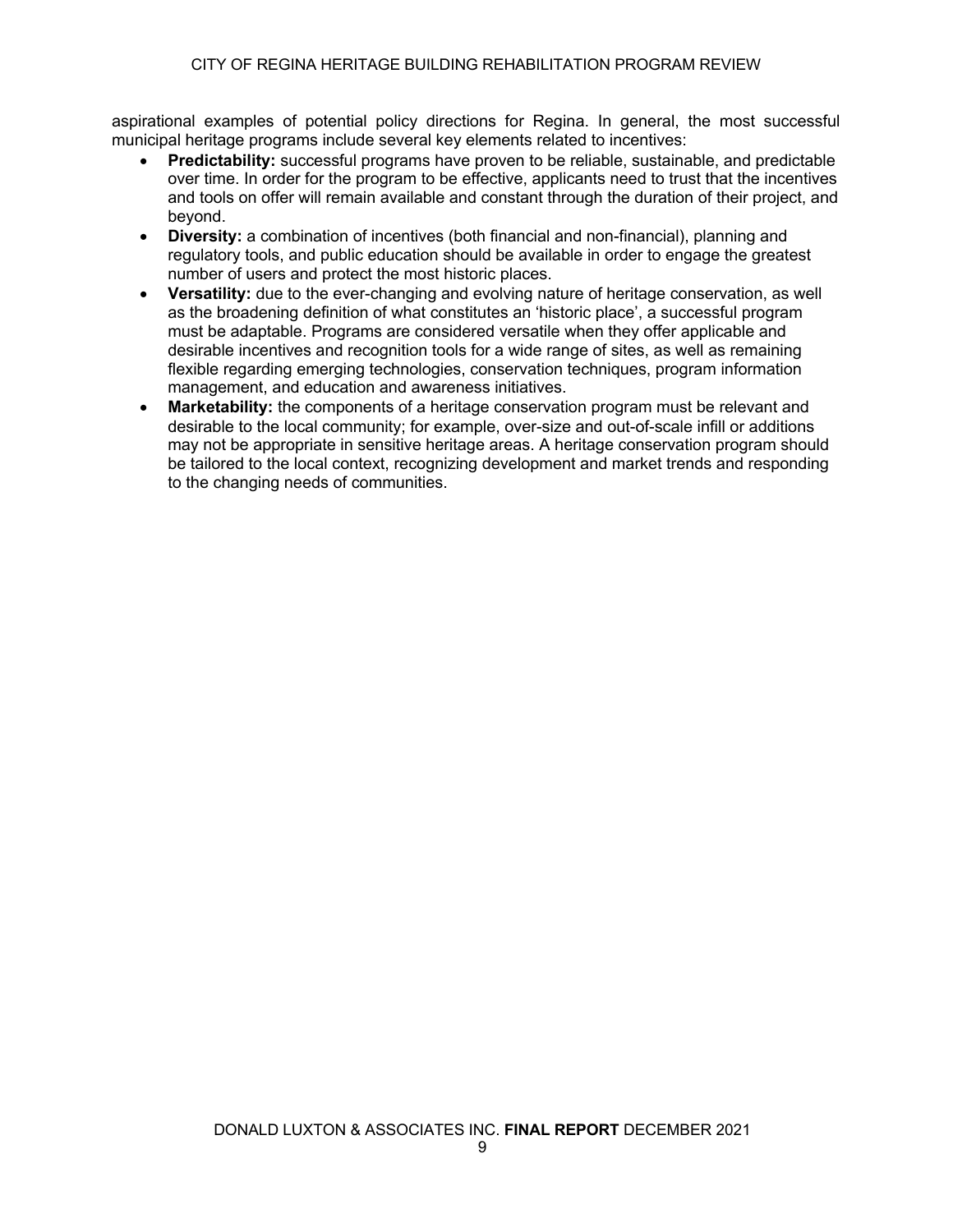aspirational examples of potential policy directions for Regina. In general, the most successful municipal heritage programs include several key elements related to incentives:

- **Predictability:** successful programs have proven to be reliable, sustainable, and predictable over time. In order for the program to be effective, applicants need to trust that the incentives and tools on offer will remain available and constant through the duration of their project, and beyond.
- **Diversity:** a combination of incentives (both financial and non-financial), planning and regulatory tools, and public education should be available in order to engage the greatest number of users and protect the most historic places.
- **Versatility:** due to the ever-changing and evolving nature of heritage conservation, as well as the broadening definition of what constitutes an 'historic place', a successful program must be adaptable. Programs are considered versatile when they offer applicable and desirable incentives and recognition tools for a wide range of sites, as well as remaining flexible regarding emerging technologies, conservation techniques, program information management, and education and awareness initiatives.
- **Marketability:** the components of a heritage conservation program must be relevant and desirable to the local community; for example, over-size and out-of-scale infill or additions may not be appropriate in sensitive heritage areas. A heritage conservation program should be tailored to the local context, recognizing development and market trends and responding to the changing needs of communities.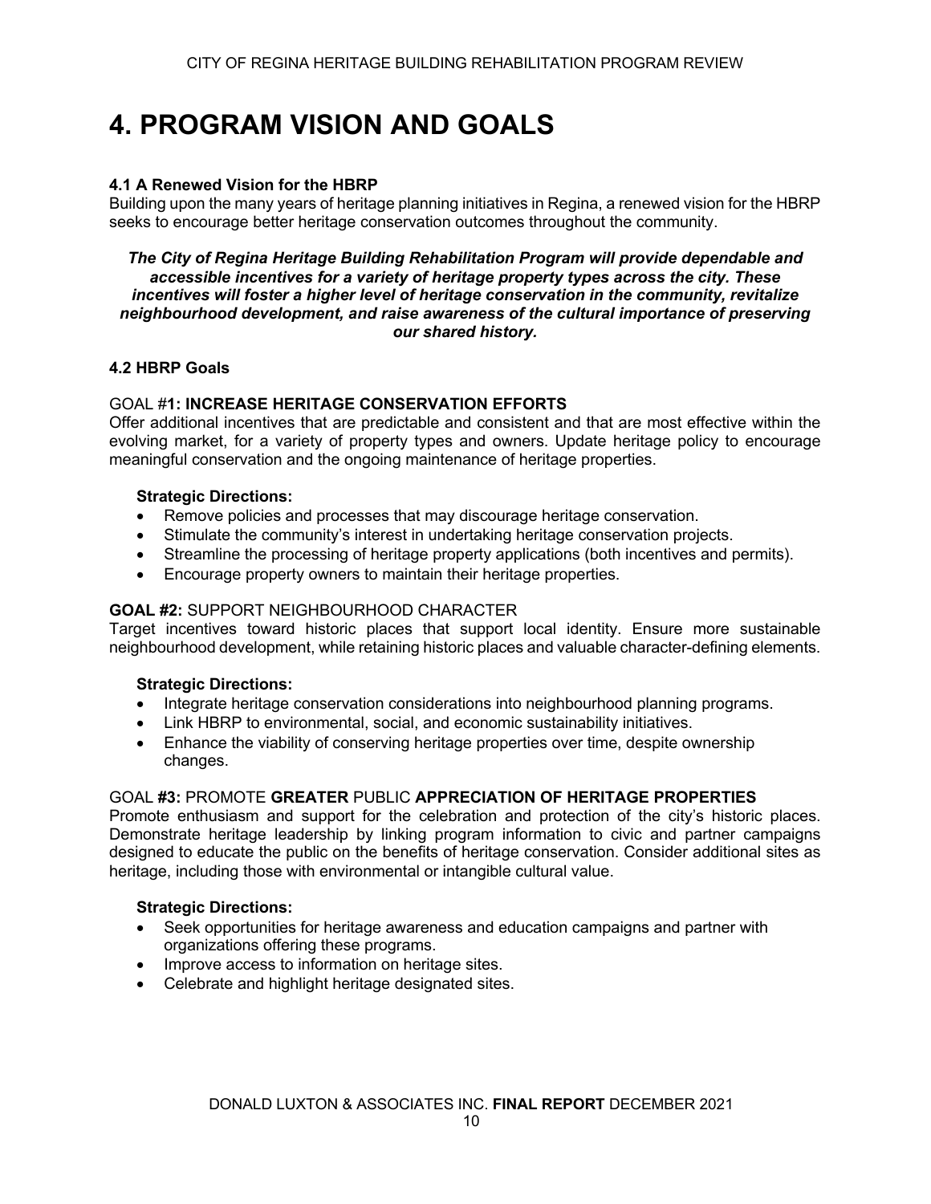# 4. PROGRAM VISION AND GOALS

### 4.1 A Renewed Vision for the HBRP

Building upon the many years of heritage planning initiatives in Regina, a renewed vision for the HBRP seeks to encourage better heritage conservation outcomes throughout the community.

***The City of Regina Heritage Building Rehabilitation Program will provide dependable and accessible incentives for a variety of heritage property types across the city. These incentives will foster a higher level of heritage conservation in the community, revitalize neighbourhood development, and raise awareness of the cultural importance of preserving our shared history.***

### 4.2 HBRP Goals

GOAL #**1: INCREASE HERITAGE CONSERVATION EFFORTS**

Offer additional incentives that are predictable and consistent and that are most effective within the evolving market, for a variety of property types and owners. Update heritage policy to encourage meaningful conservation and the ongoing maintenance of heritage properties.

**Strategic Directions:**

- Remove policies and processes that may discourage heritage conservation.
- Stimulate the community's interest in undertaking heritage conservation projects.
- Streamline the processing of heritage property applications (both incentives and permits).
- Encourage property owners to maintain their heritage properties.

**GOAL #2:** SUPPORT NEIGHBOURHOOD CHARACTER

Target incentives toward historic places that support local identity. Ensure more sustainable neighbourhood development, while retaining historic places and valuable character-defining elements.

**Strategic Directions:**

- Integrate heritage conservation considerations into neighbourhood planning programs.
- Link HBRP to environmental, social, and economic sustainability initiatives.
- Enhance the viability of conserving heritage properties over time, despite ownership changes.

GOAL **#3:** PROMOTE **GREATER** PUBLIC **APPRECIATION OF HERITAGE PROPERTIES**

Promote enthusiasm and support for the celebration and protection of the city's historic places. Demonstrate heritage leadership by linking program information to civic and partner campaigns designed to educate the public on the benefits of heritage conservation. Consider additional sites as heritage, including those with environmental or intangible cultural value.

**Strategic Directions:**

- Seek opportunities for heritage awareness and education campaigns and partner with organizations offering these programs.
- Improve access to information on heritage sites.
- Celebrate and highlight heritage designated sites.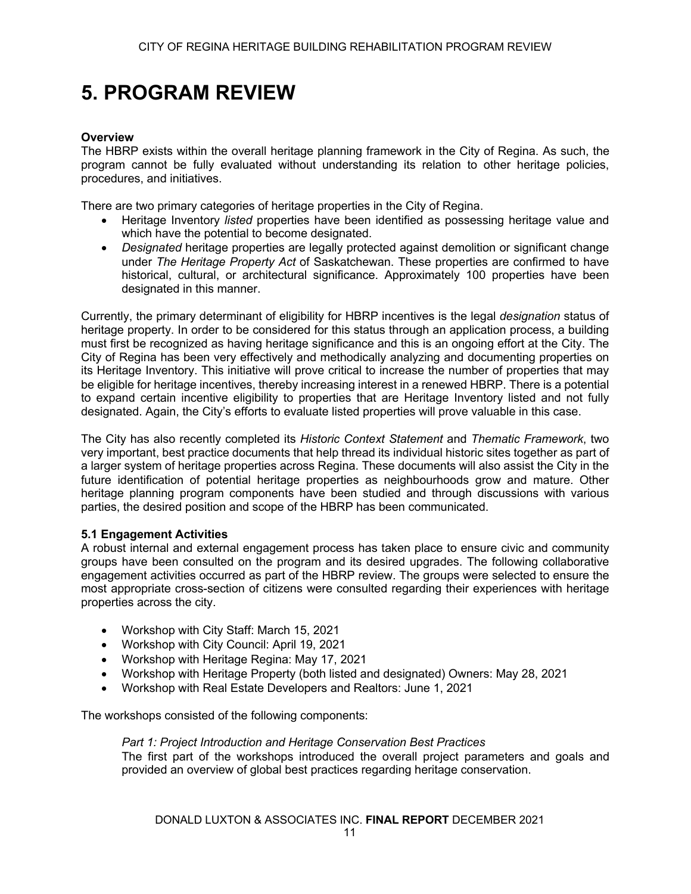# 5. PROGRAM REVIEW

**Overview**

The HBRP exists within the overall heritage planning framework in the City of Regina. As such, the program cannot be fully evaluated without understanding its relation to other heritage policies, procedures, and initiatives.

There are two primary categories of heritage properties in the City of Regina.

- Heritage Inventory *listed* properties have been identified as possessing heritage value and which have the potential to become designated.
- *Designated* heritage properties are legally protected against demolition or significant change under *The Heritage Property Act* of Saskatchewan. These properties are confirmed to have historical, cultural, or architectural significance. Approximately 100 properties have been designated in this manner.

Currently, the primary determinant of eligibility for HBRP incentives is the legal *designation* status of heritage property. In order to be considered for this status through an application process, a building must first be recognized as having heritage significance and this is an ongoing effort at the City. The City of Regina has been very effectively and methodically analyzing and documenting properties on its Heritage Inventory. This initiative will prove critical to increase the number of properties that may be eligible for heritage incentives, thereby increasing interest in a renewed HBRP. There is a potential to expand certain incentive eligibility to properties that are Heritage Inventory listed and not fully designated. Again, the City's efforts to evaluate listed properties will prove valuable in this case.

The City has also recently completed its *Historic Context Statement* and *Thematic Framework*, two very important, best practice documents that help thread its individual historic sites together as part of a larger system of heritage properties across Regina. These documents will also assist the City in the future identification of potential heritage properties as neighbourhoods grow and mature. Other heritage planning program components have been studied and through discussions with various parties, the desired position and scope of the HBRP has been communicated.

**5.1 Engagement Activities**

A robust internal and external engagement process has taken place to ensure civic and community groups have been consulted on the program and its desired upgrades. The following collaborative engagement activities occurred as part of the HBRP review. The groups were selected to ensure the most appropriate cross-section of citizens were consulted regarding their experiences with heritage properties across the city.

- Workshop with City Staff: March 15, 2021
- Workshop with City Council: April 19, 2021
- Workshop with Heritage Regina: May 17, 2021
- Workshop with Heritage Property (both listed and designated) Owners: May 28, 2021
- Workshop with Real Estate Developers and Realtors: June 1, 2021

The workshops consisted of the following components:

*Part 1: Project Introduction and Heritage Conservation Best Practices*

The first part of the workshops introduced the overall project parameters and goals and provided an overview of global best practices regarding heritage conservation.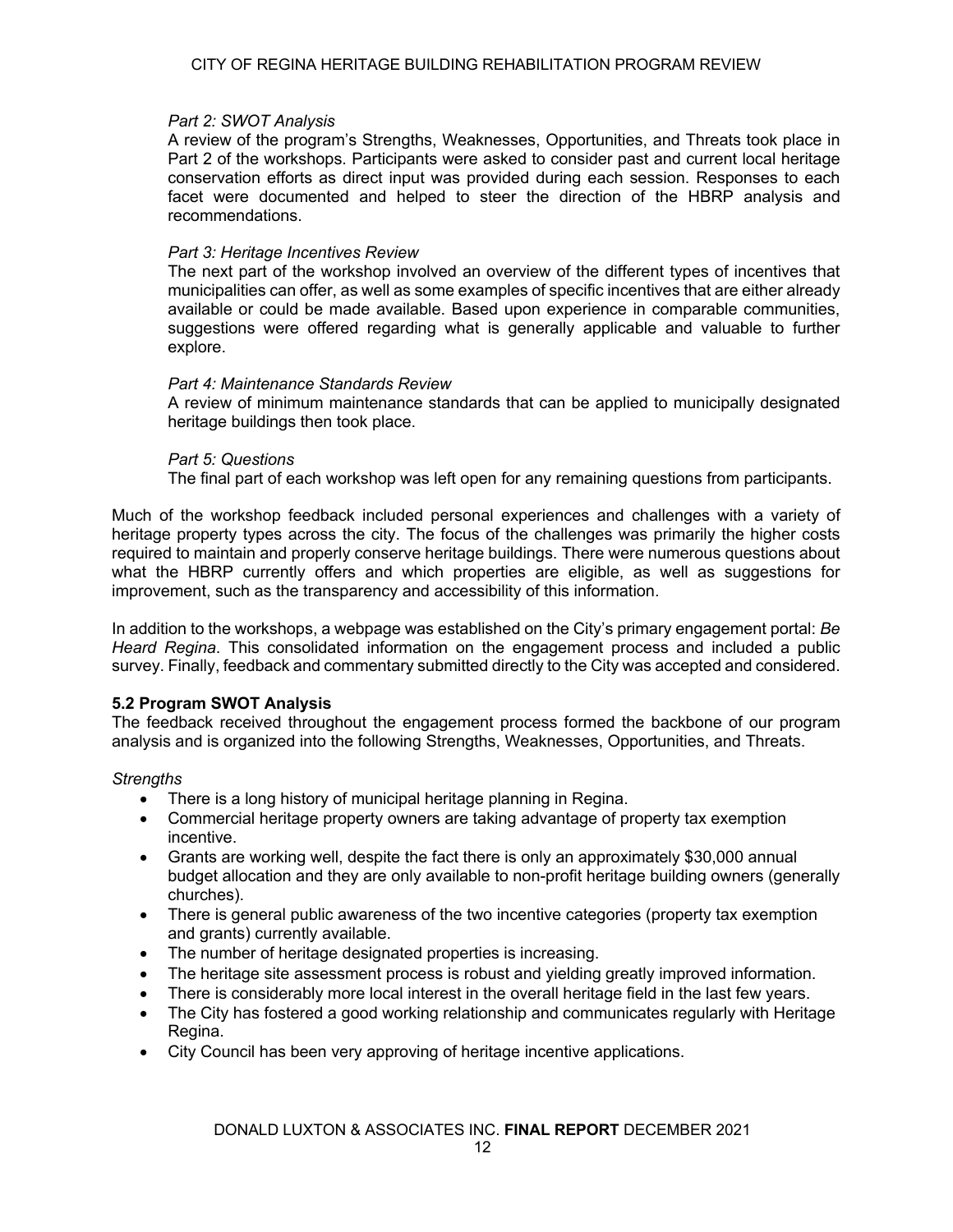*Part 2: SWOT Analysis*

A review of the program's Strengths, Weaknesses, Opportunities, and Threats took place in Part 2 of the workshops. Participants were asked to consider past and current local heritage conservation efforts as direct input was provided during each session. Responses to each facet were documented and helped to steer the direction of the HBRP analysis and recommendations.

*Part 3: Heritage Incentives Review*

The next part of the workshop involved an overview of the different types of incentives that municipalities can offer, as well as some examples of specific incentives that are either already available or could be made available. Based upon experience in comparable communities, suggestions were offered regarding what is generally applicable and valuable to further explore.

*Part 4: Maintenance Standards Review*

A review of minimum maintenance standards that can be applied to municipally designated heritage buildings then took place.

*Part 5: Questions*

The final part of each workshop was left open for any remaining questions from participants.

Much of the workshop feedback included personal experiences and challenges with a variety of heritage property types across the city. The focus of the challenges was primarily the higher costs required to maintain and properly conserve heritage buildings. There were numerous questions about what the HBRP currently offers and which properties are eligible, as well as suggestions for improvement, such as the transparency and accessibility of this information.

In addition to the workshops, a webpage was established on the City's primary engagement portal: *Be Heard Regina*. This consolidated information on the engagement process and included a public survey. Finally, feedback and commentary submitted directly to the City was accepted and considered.

### 5.2 Program SWOT Analysis

The feedback received throughout the engagement process formed the backbone of our program analysis and is organized into the following Strengths, Weaknesses, Opportunities, and Threats.

*Strengths*

- There is a long history of municipal heritage planning in Regina.
- Commercial heritage property owners are taking advantage of property tax exemption incentive.
- Grants are working well, despite the fact there is only an approximately $30,000 annual budget allocation and they are only available to non-profit heritage building owners (generally churches).
- There is general public awareness of the two incentive categories (property tax exemption and grants) currently available.
- The number of heritage designated properties is increasing.
- The heritage site assessment process is robust and yielding greatly improved information.
- There is considerably more local interest in the overall heritage field in the last few years.
- The City has fostered a good working relationship and communicates regularly with Heritage Regina.
- City Council has been very approving of heritage incentive applications.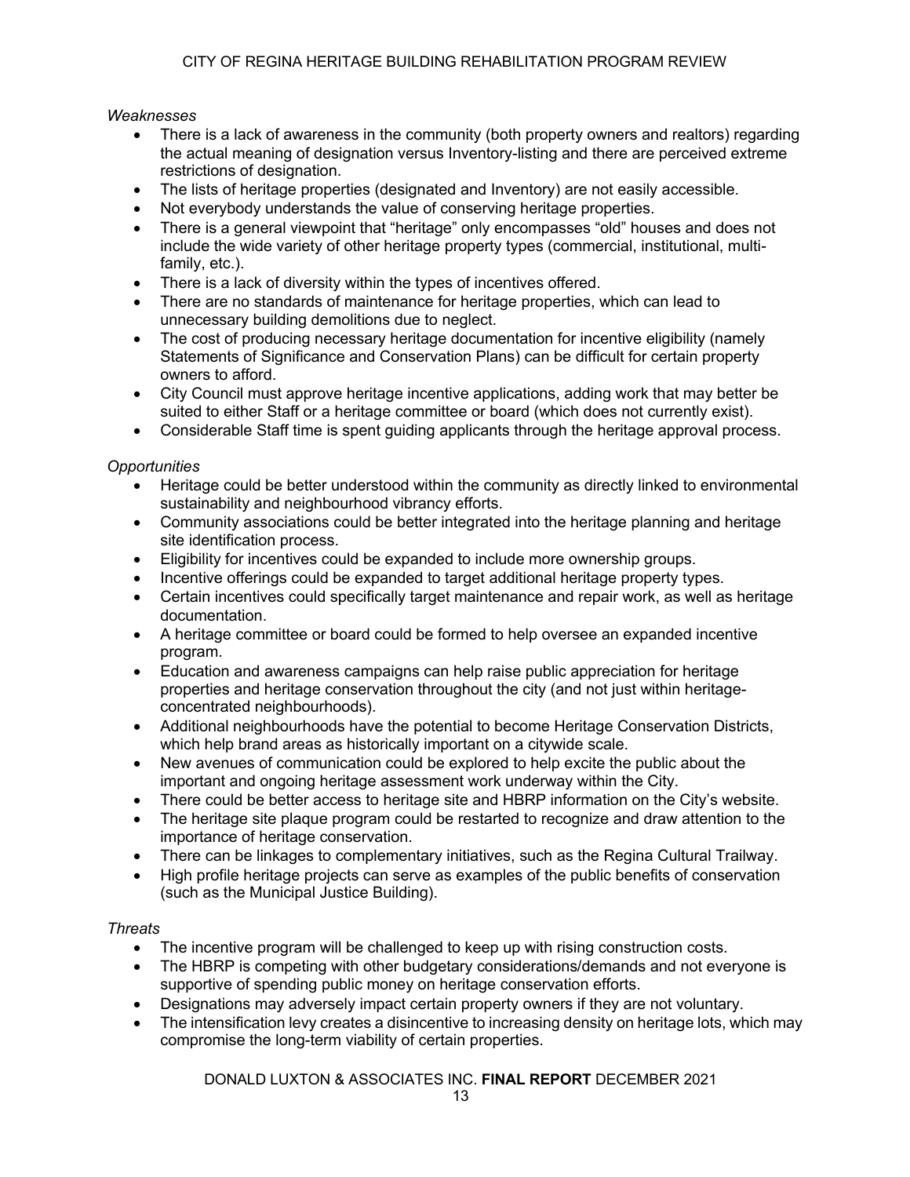*Weaknesses*

- There is a lack of awareness in the community (both property owners and realtors) regarding the actual meaning of designation versus Inventory-listing and there are perceived extreme restrictions of designation.
- The lists of heritage properties (designated and Inventory) are not easily accessible.
- Not everybody understands the value of conserving heritage properties.
- There is a general viewpoint that "heritage" only encompasses "old" houses and does not include the wide variety of other heritage property types (commercial, institutional, multi-family, etc.).
- There is a lack of diversity within the types of incentives offered.
- There are no standards of maintenance for heritage properties, which can lead to unnecessary building demolitions due to neglect.
- The cost of producing necessary heritage documentation for incentive eligibility (namely Statements of Significance and Conservation Plans) can be difficult for certain property owners to afford.
- City Council must approve heritage incentive applications, adding work that may better be suited to either Staff or a heritage committee or board (which does not currently exist).
- Considerable Staff time is spent guiding applicants through the heritage approval process.

*Opportunities*

- Heritage could be better understood within the community as directly linked to environmental sustainability and neighbourhood vibrancy efforts.
- Community associations could be better integrated into the heritage planning and heritage site identification process.
- Eligibility for incentives could be expanded to include more ownership groups.
- Incentive offerings could be expanded to target additional heritage property types.
- Certain incentives could specifically target maintenance and repair work, as well as heritage documentation.
- A heritage committee or board could be formed to help oversee an expanded incentive program.
- Education and awareness campaigns can help raise public appreciation for heritage properties and heritage conservation throughout the city (and not just within heritage-concentrated neighbourhoods).
- Additional neighbourhoods have the potential to become Heritage Conservation Districts, which help brand areas as historically important on a citywide scale.
- New avenues of communication could be explored to help excite the public about the important and ongoing heritage assessment work underway within the City.
- There could be better access to heritage site and HBRP information on the City's website.
- The heritage site plaque program could be restarted to recognize and draw attention to the importance of heritage conservation.
- There can be linkages to complementary initiatives, such as the Regina Cultural Trailway.
- High profile heritage projects can serve as examples of the public benefits of conservation (such as the Municipal Justice Building).

*Threats*

- The incentive program will be challenged to keep up with rising construction costs.
- The HBRP is competing with other budgetary considerations/demands and not everyone is supportive of spending public money on heritage conservation efforts.
- Designations may adversely impact certain property owners if they are not voluntary.
- The intensification levy creates a disincentive to increasing density on heritage lots, which may compromise the long-term viability of certain properties.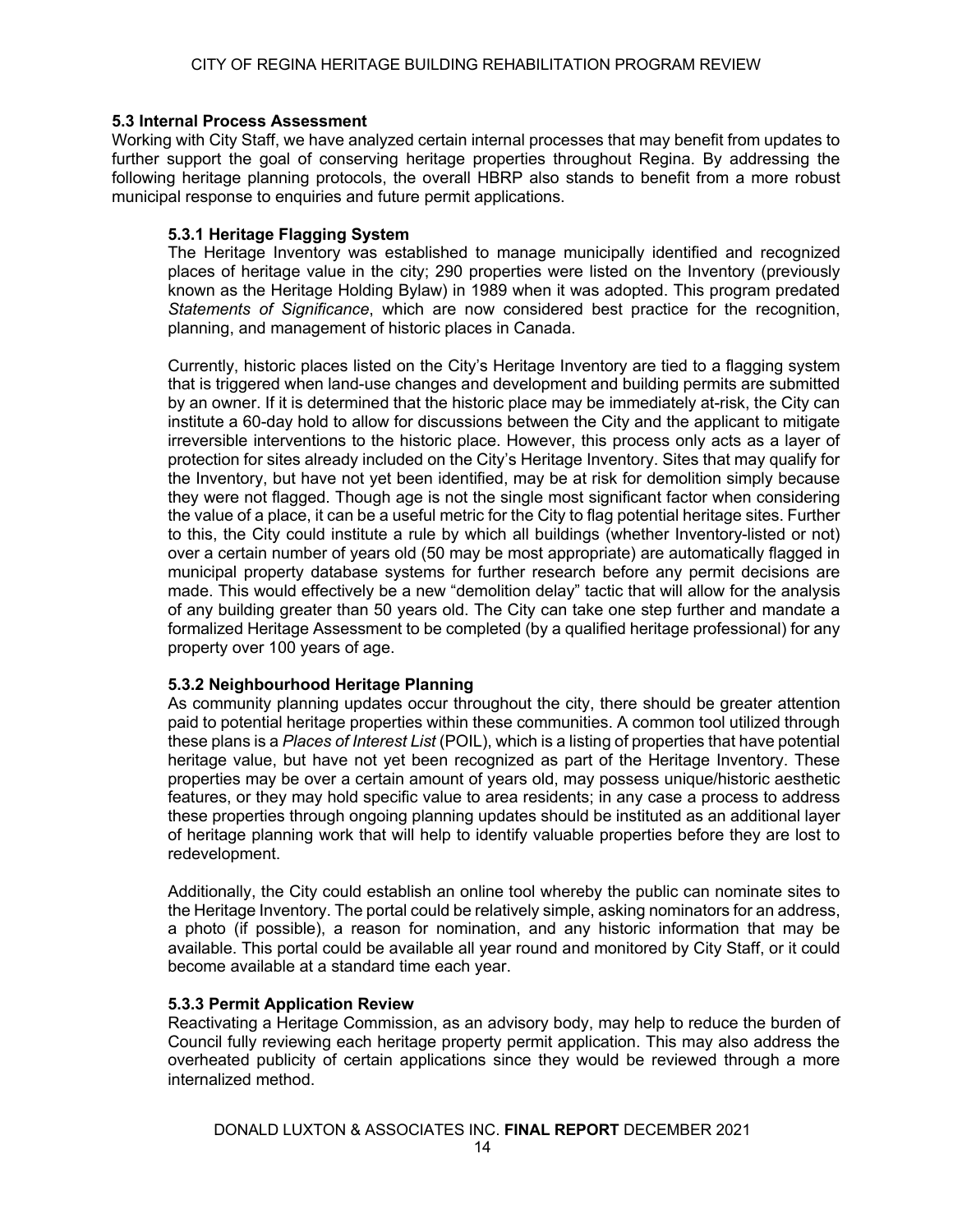### 5.3 Internal Process Assessment

Working with City Staff, we have analyzed certain internal processes that may benefit from updates to further support the goal of conserving heritage properties throughout Regina. By addressing the following heritage planning protocols, the overall HBRP also stands to benefit from a more robust municipal response to enquiries and future permit applications.

#### 5.3.1 Heritage Flagging System

The Heritage Inventory was established to manage municipally identified and recognized places of heritage value in the city; 290 properties were listed on the Inventory (previously known as the Heritage Holding Bylaw) in 1989 when it was adopted. This program predated *Statements of Significance*, which are now considered best practice for the recognition, planning, and management of historic places in Canada.

Currently, historic places listed on the City's Heritage Inventory are tied to a flagging system that is triggered when land-use changes and development and building permits are submitted by an owner. If it is determined that the historic place may be immediately at-risk, the City can institute a 60-day hold to allow for discussions between the City and the applicant to mitigate irreversible interventions to the historic place. However, this process only acts as a layer of protection for sites already included on the City's Heritage Inventory. Sites that may qualify for the Inventory, but have not yet been identified, may be at risk for demolition simply because they were not flagged. Though age is not the single most significant factor when considering the value of a place, it can be a useful metric for the City to flag potential heritage sites. Further to this, the City could institute a rule by which all buildings (whether Inventory-listed or not) over a certain number of years old (50 may be most appropriate) are automatically flagged in municipal property database systems for further research before any permit decisions are made. This would effectively be a new "demolition delay" tactic that will allow for the analysis of any building greater than 50 years old. The City can take one step further and mandate a formalized Heritage Assessment to be completed (by a qualified heritage professional) for any property over 100 years of age.

#### 5.3.2 Neighbourhood Heritage Planning

As community planning updates occur throughout the city, there should be greater attention paid to potential heritage properties within these communities. A common tool utilized through these plans is a *Places of Interest List* (POIL), which is a listing of properties that have potential heritage value, but have not yet been recognized as part of the Heritage Inventory. These properties may be over a certain amount of years old, may possess unique/historic aesthetic features, or they may hold specific value to area residents; in any case a process to address these properties through ongoing planning updates should be instituted as an additional layer of heritage planning work that will help to identify valuable properties before they are lost to redevelopment.

Additionally, the City could establish an online tool whereby the public can nominate sites to the Heritage Inventory. The portal could be relatively simple, asking nominators for an address, a photo (if possible), a reason for nomination, and any historic information that may be available. This portal could be available all year round and monitored by City Staff, or it could become available at a standard time each year.

#### 5.3.3 Permit Application Review

Reactivating a Heritage Commission, as an advisory body, may help to reduce the burden of Council fully reviewing each heritage property permit application. This may also address the overheated publicity of certain applications since they would be reviewed through a more internalized method.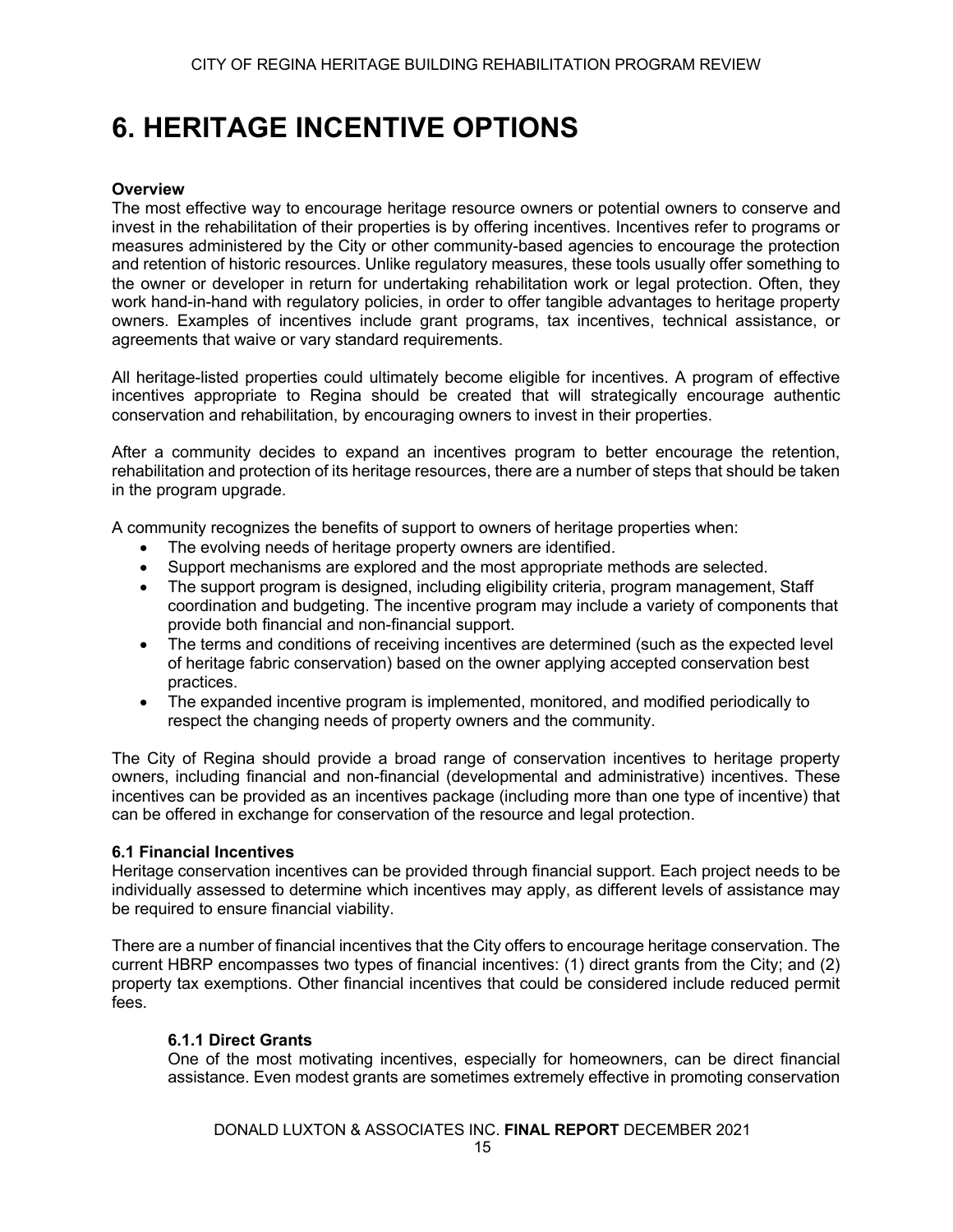# 6. HERITAGE INCENTIVE OPTIONS

**Overview**
The most effective way to encourage heritage resource owners or potential owners to conserve and invest in the rehabilitation of their properties is by offering incentives. Incentives refer to programs or measures administered by the City or other community-based agencies to encourage the protection and retention of historic resources. Unlike regulatory measures, these tools usually offer something to the owner or developer in return for undertaking rehabilitation work or legal protection. Often, they work hand-in-hand with regulatory policies, in order to offer tangible advantages to heritage property owners. Examples of incentives include grant programs, tax incentives, technical assistance, or agreements that waive or vary standard requirements.

All heritage-listed properties could ultimately become eligible for incentives. A program of effective incentives appropriate to Regina should be created that will strategically encourage authentic conservation and rehabilitation, by encouraging owners to invest in their properties.

After a community decides to expand an incentives program to better encourage the retention, rehabilitation and protection of its heritage resources, there are a number of steps that should be taken in the program upgrade.

A community recognizes the benefits of support to owners of heritage properties when:

- The evolving needs of heritage property owners are identified.
- Support mechanisms are explored and the most appropriate methods are selected.
- The support program is designed, including eligibility criteria, program management, Staff coordination and budgeting. The incentive program may include a variety of components that provide both financial and non-financial support.
- The terms and conditions of receiving incentives are determined (such as the expected level of heritage fabric conservation) based on the owner applying accepted conservation best practices.
- The expanded incentive program is implemented, monitored, and modified periodically to respect the changing needs of property owners and the community.

The City of Regina should provide a broad range of conservation incentives to heritage property owners, including financial and non-financial (developmental and administrative) incentives. These incentives can be provided as an incentives package (including more than one type of incentive) that can be offered in exchange for conservation of the resource and legal protection.

**6.1 Financial Incentives**
Heritage conservation incentives can be provided through financial support. Each project needs to be individually assessed to determine which incentives may apply, as different levels of assistance may be required to ensure financial viability.

There are a number of financial incentives that the City offers to encourage heritage conservation. The current HBRP encompasses two types of financial incentives: (1) direct grants from the City; and (2) property tax exemptions. Other financial incentives that could be considered include reduced permit fees.

**6.1.1 Direct Grants**
One of the most motivating incentives, especially for homeowners, can be direct financial assistance. Even modest grants are sometimes extremely effective in promoting conservation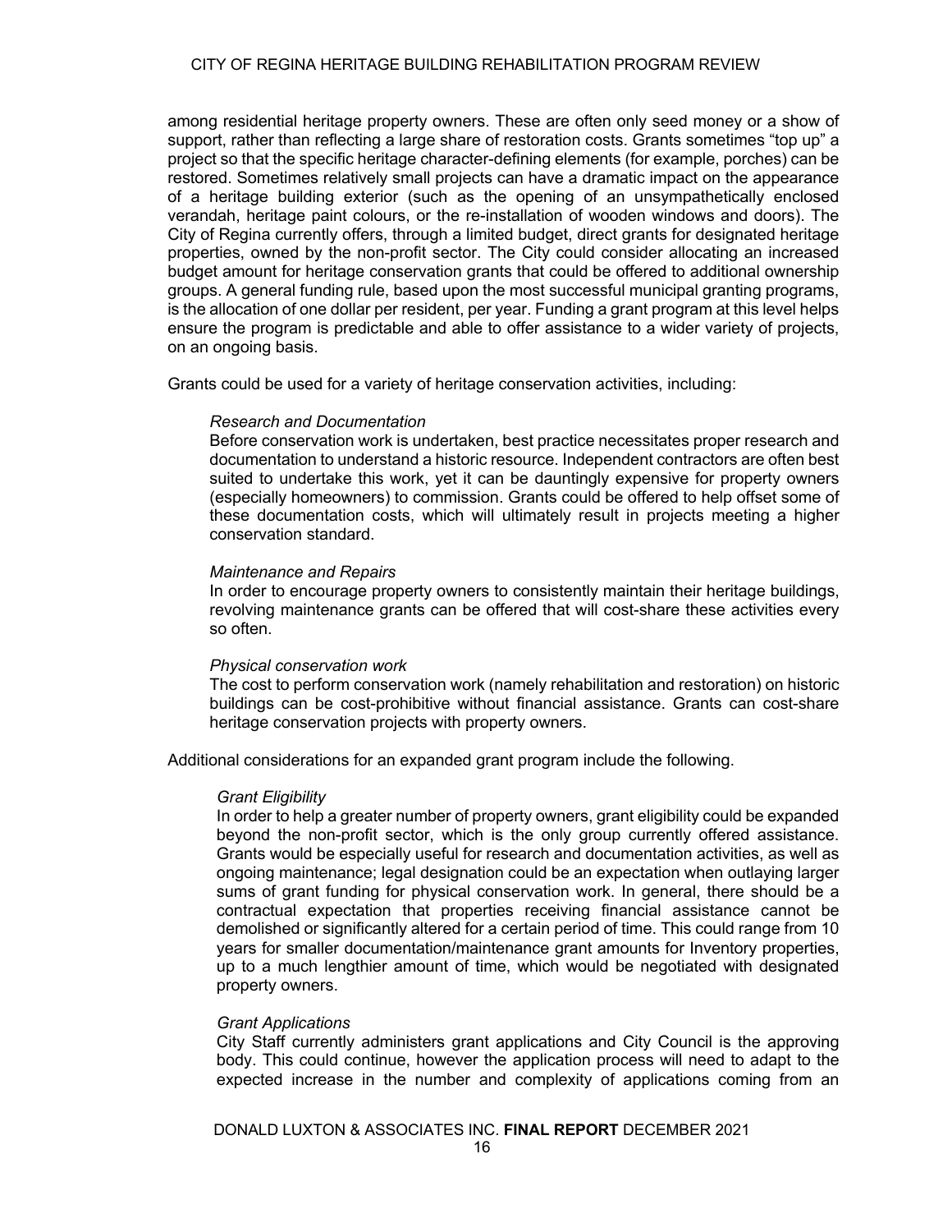among residential heritage property owners. These are often only seed money or a show of support, rather than reflecting a large share of restoration costs. Grants sometimes "top up" a project so that the specific heritage character-defining elements (for example, porches) can be restored. Sometimes relatively small projects can have a dramatic impact on the appearance of a heritage building exterior (such as the opening of an unsympathetically enclosed verandah, heritage paint colours, or the re-installation of wooden windows and doors). The City of Regina currently offers, through a limited budget, direct grants for designated heritage properties, owned by the non-profit sector. The City could consider allocating an increased budget amount for heritage conservation grants that could be offered to additional ownership groups. A general funding rule, based upon the most successful municipal granting programs, is the allocation of one dollar per resident, per year. Funding a grant program at this level helps ensure the program is predictable and able to offer assistance to a wider variety of projects, on an ongoing basis.

Grants could be used for a variety of heritage conservation activities, including:

*Research and Documentation*
Before conservation work is undertaken, best practice necessitates proper research and documentation to understand a historic resource. Independent contractors are often best suited to undertake this work, yet it can be dauntingly expensive for property owners (especially homeowners) to commission. Grants could be offered to help offset some of these documentation costs, which will ultimately result in projects meeting a higher conservation standard.

*Maintenance and Repairs*
In order to encourage property owners to consistently maintain their heritage buildings, revolving maintenance grants can be offered that will cost-share these activities every so often.

*Physical conservation work*
The cost to perform conservation work (namely rehabilitation and restoration) on historic buildings can be cost-prohibitive without financial assistance. Grants can cost-share heritage conservation projects with property owners.

Additional considerations for an expanded grant program include the following.

*Grant Eligibility*
In order to help a greater number of property owners, grant eligibility could be expanded beyond the non-profit sector, which is the only group currently offered assistance. Grants would be especially useful for research and documentation activities, as well as ongoing maintenance; legal designation could be an expectation when outlaying larger sums of grant funding for physical conservation work. In general, there should be a contractual expectation that properties receiving financial assistance cannot be demolished or significantly altered for a certain period of time. This could range from 10 years for smaller documentation/maintenance grant amounts for Inventory properties, up to a much lengthier amount of time, which would be negotiated with designated property owners.

*Grant Applications*
City Staff currently administers grant applications and City Council is the approving body. This could continue, however the application process will need to adapt to the expected increase in the number and complexity of applications coming from an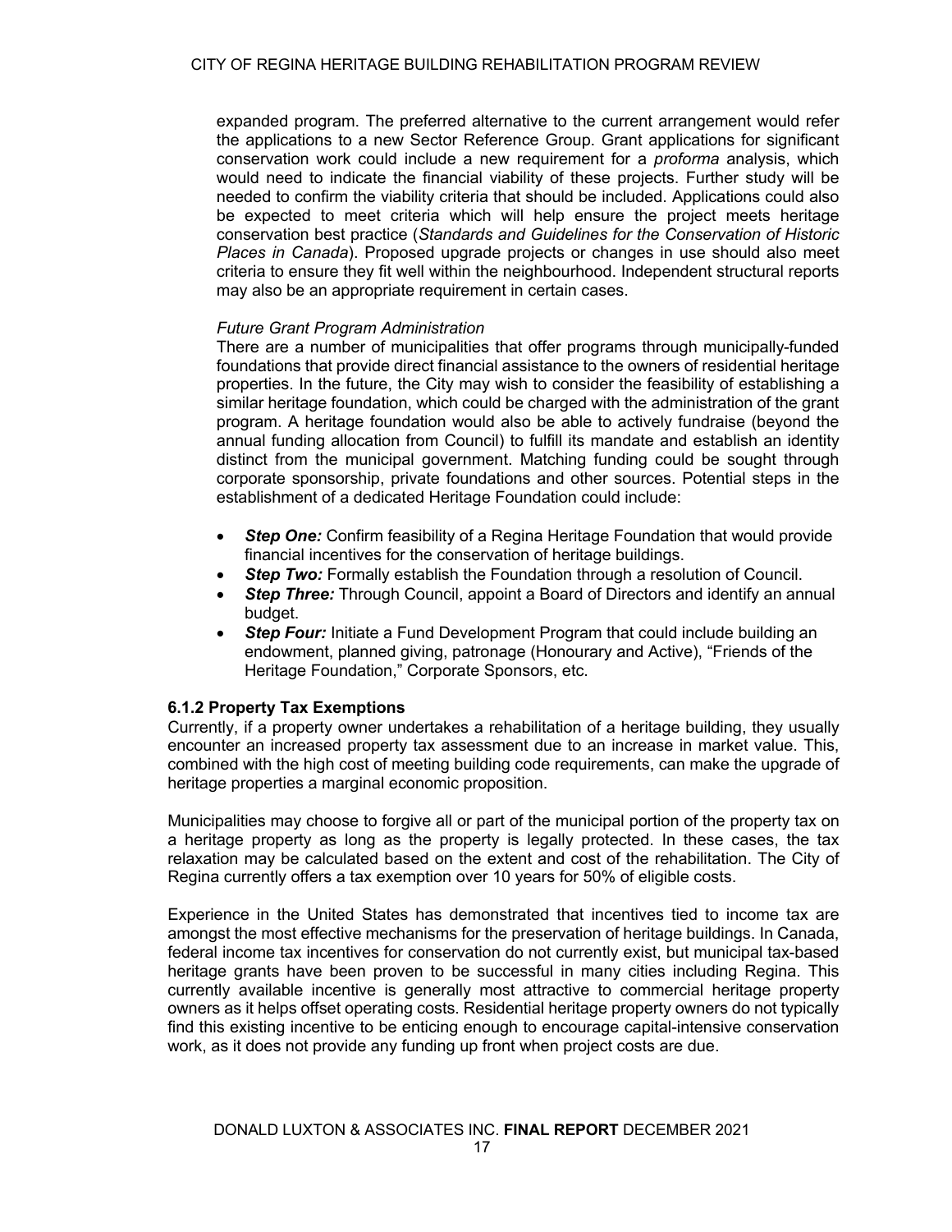expanded program. The preferred alternative to the current arrangement would refer the applications to a new Sector Reference Group. Grant applications for significant conservation work could include a new requirement for a *proforma* analysis, which would need to indicate the financial viability of these projects. Further study will be needed to confirm the viability criteria that should be included. Applications could also be expected to meet criteria which will help ensure the project meets heritage conservation best practice (*Standards and Guidelines for the Conservation of Historic Places in Canada*). Proposed upgrade projects or changes in use should also meet criteria to ensure they fit well within the neighbourhood. Independent structural reports may also be an appropriate requirement in certain cases.

*Future Grant Program Administration*

There are a number of municipalities that offer programs through municipally-funded foundations that provide direct financial assistance to the owners of residential heritage properties. In the future, the City may wish to consider the feasibility of establishing a similar heritage foundation, which could be charged with the administration of the grant program. A heritage foundation would also be able to actively fundraise (beyond the annual funding allocation from Council) to fulfill its mandate and establish an identity distinct from the municipal government. Matching funding could be sought through corporate sponsorship, private foundations and other sources. Potential steps in the establishment of a dedicated Heritage Foundation could include:

- ***Step One:*** Confirm feasibility of a Regina Heritage Foundation that would provide financial incentives for the conservation of heritage buildings.
- ***Step Two:*** Formally establish the Foundation through a resolution of Council.
- ***Step Three:*** Through Council, appoint a Board of Directors and identify an annual budget.
- ***Step Four:*** Initiate a Fund Development Program that could include building an endowment, planned giving, patronage (Honourary and Active), "Friends of the Heritage Foundation," Corporate Sponsors, etc.

### 6.1.2 Property Tax Exemptions

Currently, if a property owner undertakes a rehabilitation of a heritage building, they usually encounter an increased property tax assessment due to an increase in market value. This, combined with the high cost of meeting building code requirements, can make the upgrade of heritage properties a marginal economic proposition.

Municipalities may choose to forgive all or part of the municipal portion of the property tax on a heritage property as long as the property is legally protected. In these cases, the tax relaxation may be calculated based on the extent and cost of the rehabilitation. The City of Regina currently offers a tax exemption over 10 years for 50% of eligible costs.

Experience in the United States has demonstrated that incentives tied to income tax are amongst the most effective mechanisms for the preservation of heritage buildings. In Canada, federal income tax incentives for conservation do not currently exist, but municipal tax-based heritage grants have been proven to be successful in many cities including Regina. This currently available incentive is generally most attractive to commercial heritage property owners as it helps offset operating costs. Residential heritage property owners do not typically find this existing incentive to be enticing enough to encourage capital-intensive conservation work, as it does not provide any funding up front when project costs are due.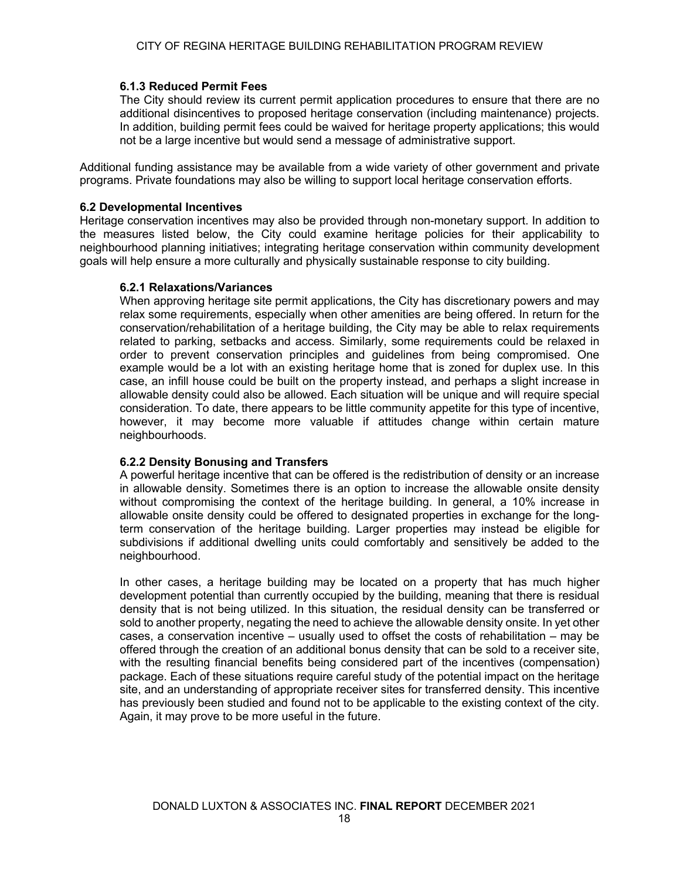#### 6.1.3 Reduced Permit Fees

The City should review its current permit application procedures to ensure that there are no additional disincentives to proposed heritage conservation (including maintenance) projects. In addition, building permit fees could be waived for heritage property applications; this would not be a large incentive but would send a message of administrative support.

Additional funding assistance may be available from a wide variety of other government and private programs. Private foundations may also be willing to support local heritage conservation efforts.

### 6.2 Developmental Incentives

Heritage conservation incentives may also be provided through non-monetary support. In addition to the measures listed below, the City could examine heritage policies for their applicability to neighbourhood planning initiatives; integrating heritage conservation within community development goals will help ensure a more culturally and physically sustainable response to city building.

#### 6.2.1 Relaxations/Variances

When approving heritage site permit applications, the City has discretionary powers and may relax some requirements, especially when other amenities are being offered. In return for the conservation/rehabilitation of a heritage building, the City may be able to relax requirements related to parking, setbacks and access. Similarly, some requirements could be relaxed in order to prevent conservation principles and guidelines from being compromised. One example would be a lot with an existing heritage home that is zoned for duplex use. In this case, an infill house could be built on the property instead, and perhaps a slight increase in allowable density could also be allowed. Each situation will be unique and will require special consideration. To date, there appears to be little community appetite for this type of incentive, however, it may become more valuable if attitudes change within certain mature neighbourhoods.

#### 6.2.2 Density Bonusing and Transfers

A powerful heritage incentive that can be offered is the redistribution of density or an increase in allowable density. Sometimes there is an option to increase the allowable onsite density without compromising the context of the heritage building. In general, a 10% increase in allowable onsite density could be offered to designated properties in exchange for the long-term conservation of the heritage building. Larger properties may instead be eligible for subdivisions if additional dwelling units could comfortably and sensitively be added to the neighbourhood.

In other cases, a heritage building may be located on a property that has much higher development potential than currently occupied by the building, meaning that there is residual density that is not being utilized. In this situation, the residual density can be transferred or sold to another property, negating the need to achieve the allowable density onsite. In yet other cases, a conservation incentive – usually used to offset the costs of rehabilitation – may be offered through the creation of an additional bonus density that can be sold to a receiver site, with the resulting financial benefits being considered part of the incentives (compensation) package. Each of these situations require careful study of the potential impact on the heritage site, and an understanding of appropriate receiver sites for transferred density. This incentive has previously been studied and found not to be applicable to the existing context of the city. Again, it may prove to be more useful in the future.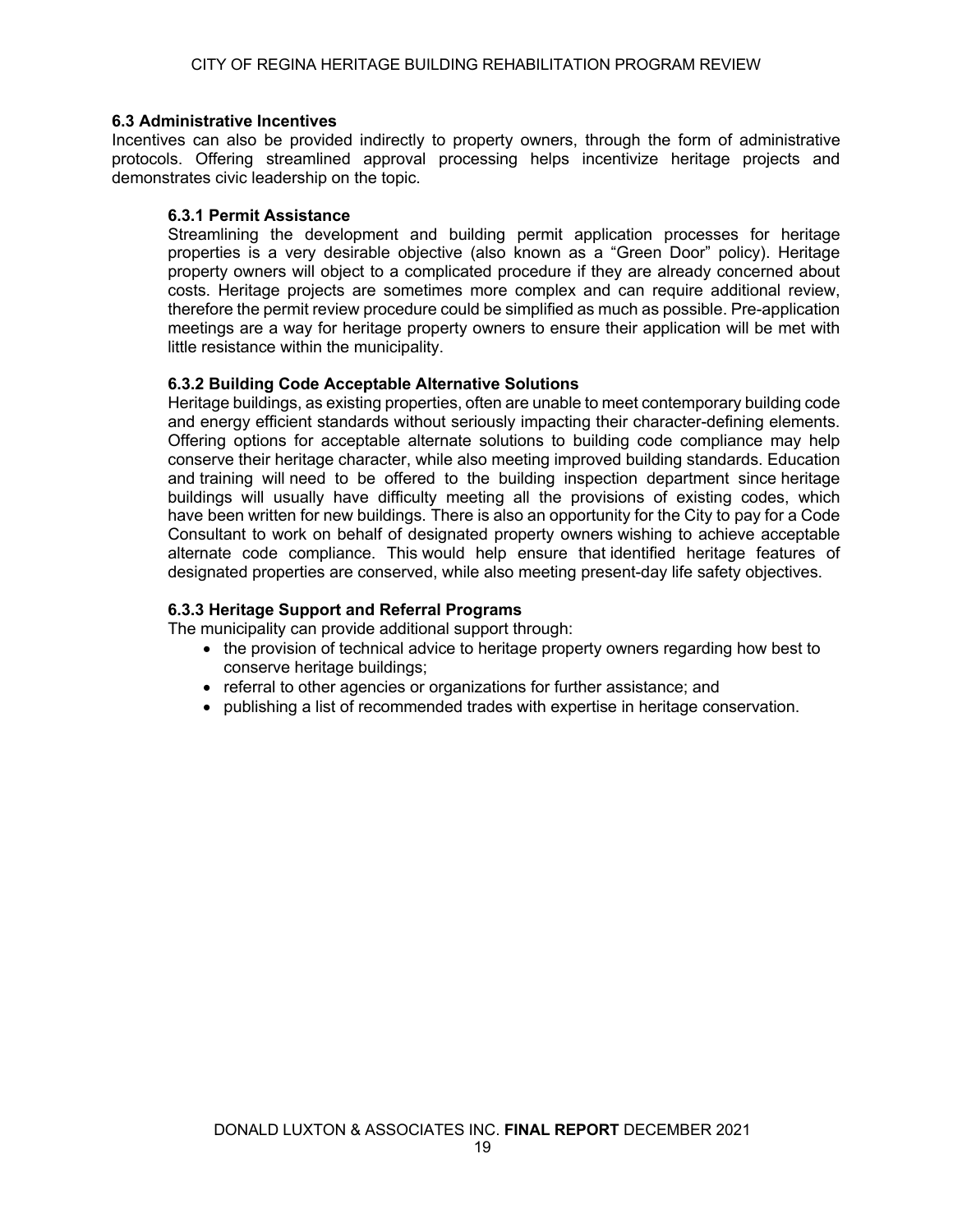### 6.3 Administrative Incentives

Incentives can also be provided indirectly to property owners, through the form of administrative protocols. Offering streamlined approval processing helps incentivize heritage projects and demonstrates civic leadership on the topic.

#### 6.3.1 Permit Assistance

Streamlining the development and building permit application processes for heritage properties is a very desirable objective (also known as a “Green Door” policy). Heritage property owners will object to a complicated procedure if they are already concerned about costs. Heritage projects are sometimes more complex and can require additional review, therefore the permit review procedure could be simplified as much as possible. Pre-application meetings are a way for heritage property owners to ensure their application will be met with little resistance within the municipality.

#### 6.3.2 Building Code Acceptable Alternative Solutions

Heritage buildings, as existing properties, often are unable to meet contemporary building code and energy efficient standards without seriously impacting their character-defining elements. Offering options for acceptable alternate solutions to building code compliance may help conserve their heritage character, while also meeting improved building standards. Education and training will need to be offered to the building inspection department since heritage buildings will usually have difficulty meeting all the provisions of existing codes, which have been written for new buildings. There is also an opportunity for the City to pay for a Code Consultant to work on behalf of designated property owners wishing to achieve acceptable alternate code compliance. This would help ensure that identified heritage features of designated properties are conserved, while also meeting present-day life safety objectives.

#### 6.3.3 Heritage Support and Referral Programs

The municipality can provide additional support through:

- the provision of technical advice to heritage property owners regarding how best to conserve heritage buildings;
- referral to other agencies or organizations for further assistance; and
- publishing a list of recommended trades with expertise in heritage conservation.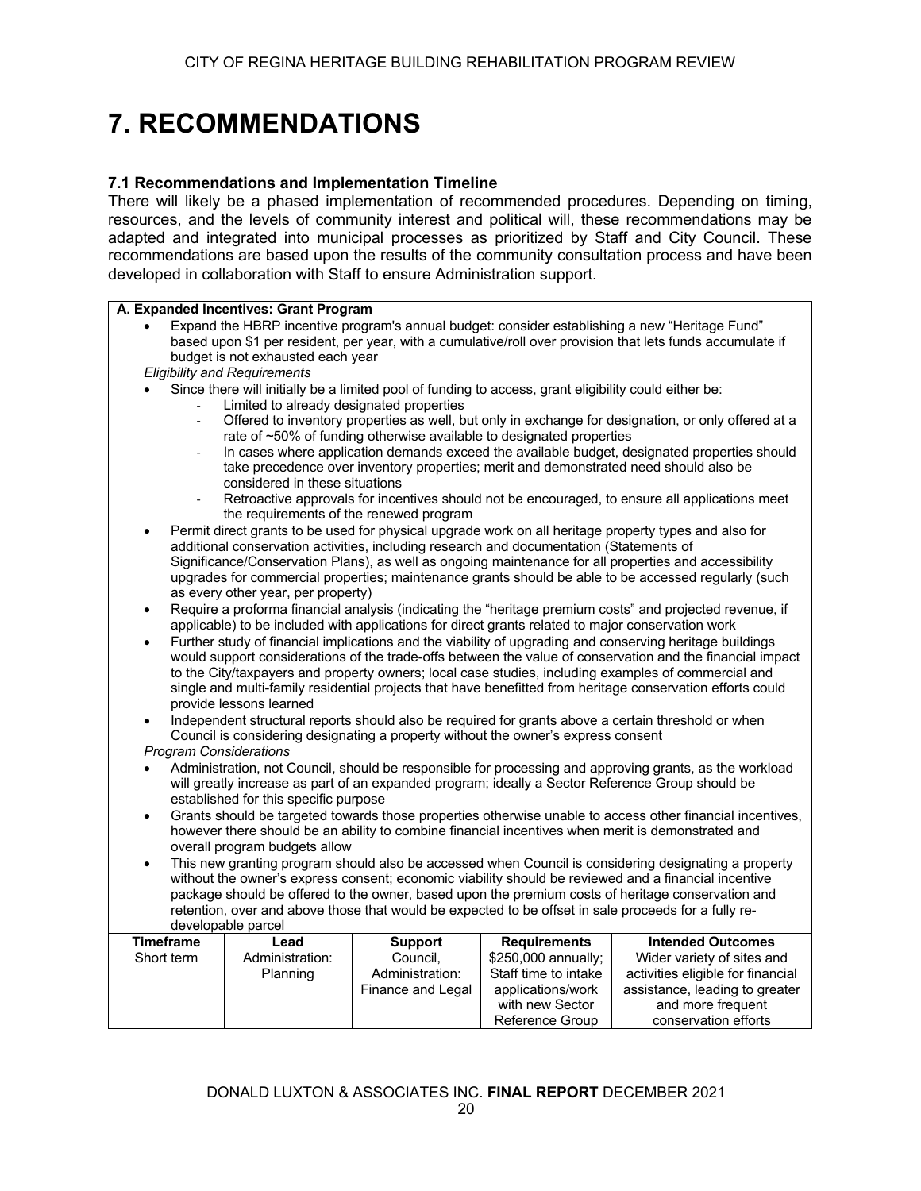# 7. RECOMMENDATIONS

### 7.1 Recommendations and Implementation Timeline

There will likely be a phased implementation of recommended procedures. Depending on timing, resources, and the levels of community interest and political will, these recommendations may be adapted and integrated into municipal processes as prioritized by Staff and City Council. These recommendations are based upon the results of the community consultation process and have been developed in collaboration with Staff to ensure Administration support.

**A. Expanded Incentives: Grant Program**

- Expand the HBRP incentive program's annual budget: consider establishing a new "Heritage Fund" based upon $1 per resident, per year, with a cumulative/roll over provision that lets funds accumulate if budget is not exhausted each year

*Eligibility and Requirements*

- Since there will initially be a limited pool of funding to access, grant eligibility could either be:
  - Limited to already designated properties
  - Offered to inventory properties as well, but only in exchange for designation, or only offered at a rate of ~50% of funding otherwise available to designated properties
  - In cases where application demands exceed the available budget, designated properties should take precedence over inventory properties; merit and demonstrated need should also be considered in these situations
  - Retroactive approvals for incentives should not be encouraged, to ensure all applications meet the requirements of the renewed program
- Permit direct grants to be used for physical upgrade work on all heritage property types and also for additional conservation activities, including research and documentation (Statements of Significance/Conservation Plans), as well as ongoing maintenance for all properties and accessibility upgrades for commercial properties; maintenance grants should be able to be accessed regularly (such as every other year, per property)
- Require a proforma financial analysis (indicating the "heritage premium costs" and projected revenue, if applicable) to be included with applications for direct grants related to major conservation work
- Further study of financial implications and the viability of upgrading and conserving heritage buildings would support considerations of the trade-offs between the value of conservation and the financial impact to the City/taxpayers and property owners; local case studies, including examples of commercial and single and multi-family residential projects that have benefitted from heritage conservation efforts could provide lessons learned
- Independent structural reports should also be required for grants above a certain threshold or when Council is considering designating a property without the owner's express consent

*Program Considerations*

- Administration, not Council, should be responsible for processing and approving grants, as the workload will greatly increase as part of an expanded program; ideally a Sector Reference Group should be established for this specific purpose
- Grants should be targeted towards those properties otherwise unable to access other financial incentives, however there should be an ability to combine financial incentives when merit is demonstrated and overall program budgets allow
- This new granting program should also be accessed when Council is considering designating a property without the owner's express consent; economic viability should be reviewed and a financial incentive package should be offered to the owner, based upon the premium costs of heritage conservation and retention, over and above those that would be expected to be offset in sale proceeds for a fully re-developable parcel

| Timeframe | Lead | Support | Requirements | Intended Outcomes |
|---|---|---|---|---|
| Short term | Administration: Planning | Council, Administration: Finance and Legal | $250,000 annually; Staff time to intake applications/work with new Sector Reference Group | Wider variety of sites and activities eligible for financial assistance, leading to greater and more frequent conservation efforts |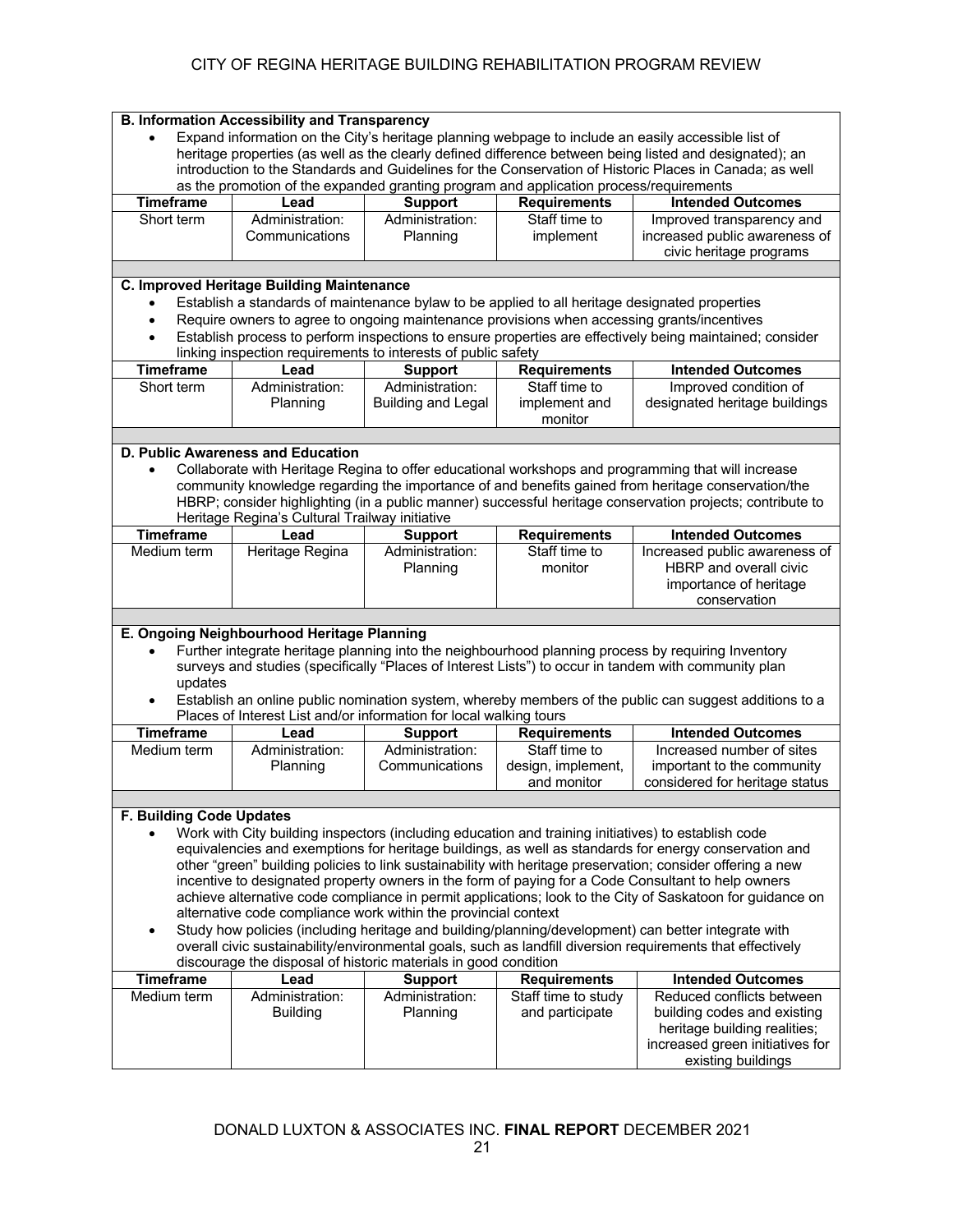**B. Information Accessibility and Transparency**

- Expand information on the City's heritage planning webpage to include an easily accessible list of heritage properties (as well as the clearly defined difference between being listed and designated); an introduction to the Standards and Guidelines for the Conservation of Historic Places in Canada; as well as the promotion of the expanded granting program and application process/requirements

| Timeframe | Lead | Support | Requirements | Intended Outcomes |
|---|---|---|---|---|
| Short term | Administration: Communications | Administration: Planning | Staff time to implement | Improved transparency and increased public awareness of civic heritage programs |

**C. Improved Heritage Building Maintenance**

- Establish a standards of maintenance bylaw to be applied to all heritage designated properties
- Require owners to agree to ongoing maintenance provisions when accessing grants/incentives
- Establish process to perform inspections to ensure properties are effectively being maintained; consider linking inspection requirements to interests of public safety

| Timeframe | Lead | Support | Requirements | Intended Outcomes |
|---|---|---|---|---|
| Short term | Administration: Planning | Administration: Building and Legal | Staff time to implement and monitor | Improved condition of designated heritage buildings |

**D. Public Awareness and Education**

- Collaborate with Heritage Regina to offer educational workshops and programming that will increase community knowledge regarding the importance of and benefits gained from heritage conservation/the HBRP; consider highlighting (in a public manner) successful heritage conservation projects; contribute to Heritage Regina's Cultural Trailway initiative

| Timeframe | Lead | Support | Requirements | Intended Outcomes |
|---|---|---|---|---|
| Medium term | Heritage Regina | Administration: Planning | Staff time to monitor | Increased public awareness of HBRP and overall civic importance of heritage conservation |

**E. Ongoing Neighbourhood Heritage Planning**

- Further integrate heritage planning into the neighbourhood planning process by requiring Inventory surveys and studies (specifically "Places of Interest Lists") to occur in tandem with community plan updates
- Establish an online public nomination system, whereby members of the public can suggest additions to a Places of Interest List and/or information for local walking tours

| Timeframe | Lead | Support | Requirements | Intended Outcomes |
|---|---|---|---|---|
| Medium term | Administration: Planning | Administration: Communications | Staff time to design, implement, and monitor | Increased number of sites important to the community considered for heritage status |

**F. Building Code Updates**

- Work with City building inspectors (including education and training initiatives) to establish code equivalencies and exemptions for heritage buildings, as well as standards for energy conservation and other "green" building policies to link sustainability with heritage preservation; consider offering a new incentive to designated property owners in the form of paying for a Code Consultant to help owners achieve alternative code compliance in permit applications; look to the City of Saskatoon for guidance on alternative code compliance work within the provincial context
- Study how policies (including heritage and building/planning/development) can better integrate with overall civic sustainability/environmental goals, such as landfill diversion requirements that effectively discourage the disposal of historic materials in good condition

| Timeframe | Lead | Support | Requirements | Intended Outcomes |
|---|---|---|---|---|
| Medium term | Administration: Building | Administration: Planning | Staff time to study and participate | Reduced conflicts between building codes and existing heritage building realities; increased green initiatives for existing buildings |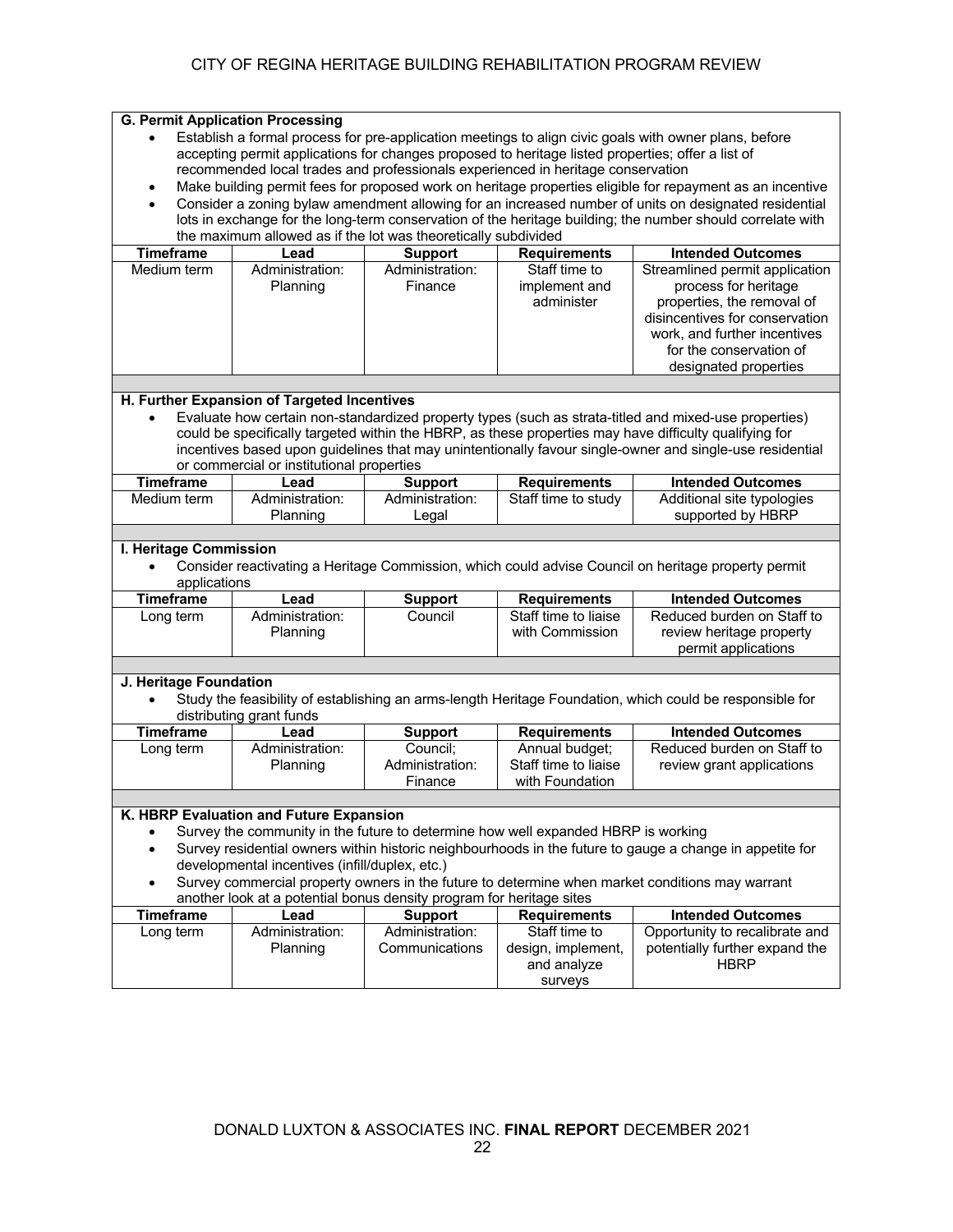### G. Permit Application Processing

- Establish a formal process for pre-application meetings to align civic goals with owner plans, before accepting permit applications for changes proposed to heritage listed properties; offer a list of recommended local trades and professionals experienced in heritage conservation
- Make building permit fees for proposed work on heritage properties eligible for repayment as an incentive
- Consider a zoning bylaw amendment allowing for an increased number of units on designated residential lots in exchange for the long-term conservation of the heritage building; the number should correlate with the maximum allowed as if the lot was theoretically subdivided

| Timeframe | Lead | Support | Requirements | Intended Outcomes |
|---|---|---|---|---|
| Medium term | Administration: Planning | Administration: Finance | Staff time to implement and administer | Streamlined permit application process for heritage properties, the removal of disincentives for conservation work, and further incentives for the conservation of designated properties |

### H. Further Expansion of Targeted Incentives

- Evaluate how certain non-standardized property types (such as strata-titled and mixed-use properties) could be specifically targeted within the HBRP, as these properties may have difficulty qualifying for incentives based upon guidelines that may unintentionally favour single-owner and single-use residential or commercial or institutional properties

| Timeframe | Lead | Support | Requirements | Intended Outcomes |
|---|---|---|---|---|
| Medium term | Administration: Planning | Administration: Legal | Staff time to study | Additional site typologies supported by HBRP |

### I. Heritage Commission

- Consider reactivating a Heritage Commission, which could advise Council on heritage property permit applications

| Timeframe | Lead | Support | Requirements | Intended Outcomes |
|---|---|---|---|---|
| Long term | Administration: Planning | Council | Staff time to liaise with Commission | Reduced burden on Staff to review heritage property permit applications |

### J. Heritage Foundation

- Study the feasibility of establishing an arms-length Heritage Foundation, which could be responsible for distributing grant funds

| Timeframe | Lead | Support | Requirements | Intended Outcomes |
|---|---|---|---|---|
| Long term | Administration: Planning | Council; Administration: Finance | Annual budget; Staff time to liaise with Foundation | Reduced burden on Staff to review grant applications |

### K. HBRP Evaluation and Future Expansion

- Survey the community in the future to determine how well expanded HBRP is working
- Survey residential owners within historic neighbourhoods in the future to gauge a change in appetite for developmental incentives (infill/duplex, etc.)
- Survey commercial property owners in the future to determine when market conditions may warrant another look at a potential bonus density program for heritage sites

| Timeframe | Lead | Support | Requirements | Intended Outcomes |
|---|---|---|---|---|
| Long term | Administration: Planning | Administration: Communications | Staff time to design, implement, and analyze surveys | Opportunity to recalibrate and potentially further expand the HBRP |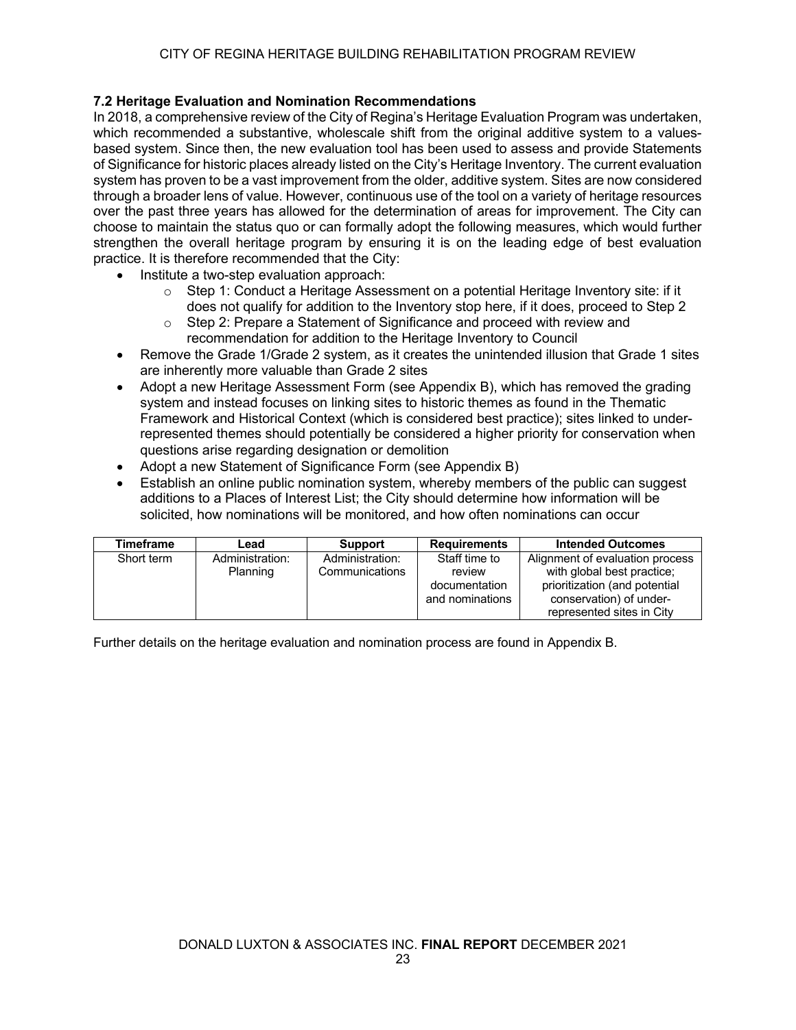### 7.2 Heritage Evaluation and Nomination Recommendations

In 2018, a comprehensive review of the City of Regina's Heritage Evaluation Program was undertaken, which recommended a substantive, wholescale shift from the original additive system to a values-based system. Since then, the new evaluation tool has been used to assess and provide Statements of Significance for historic places already listed on the City's Heritage Inventory. The current evaluation system has proven to be a vast improvement from the older, additive system. Sites are now considered through a broader lens of value. However, continuous use of the tool on a variety of heritage resources over the past three years has allowed for the determination of areas for improvement. The City can choose to maintain the status quo or can formally adopt the following measures, which would further strengthen the overall heritage program by ensuring it is on the leading edge of best evaluation practice. It is therefore recommended that the City:

- Institute a two-step evaluation approach:
  - Step 1: Conduct a Heritage Assessment on a potential Heritage Inventory site: if it does not qualify for addition to the Inventory stop here, if it does, proceed to Step 2
  - Step 2: Prepare a Statement of Significance and proceed with review and recommendation for addition to the Heritage Inventory to Council
- Remove the Grade 1/Grade 2 system, as it creates the unintended illusion that Grade 1 sites are inherently more valuable than Grade 2 sites
- Adopt a new Heritage Assessment Form (see Appendix B), which has removed the grading system and instead focuses on linking sites to historic themes as found in the Thematic Framework and Historical Context (which is considered best practice); sites linked to under-represented themes should potentially be considered a higher priority for conservation when questions arise regarding designation or demolition
- Adopt a new Statement of Significance Form (see Appendix B)
- Establish an online public nomination system, whereby members of the public can suggest additions to a Places of Interest List; the City should determine how information will be solicited, how nominations will be monitored, and how often nominations can occur

| Timeframe | Lead | Support | Requirements | Intended Outcomes |
|---|---|---|---|---|
| Short term | Administration: Planning | Administration: Communications | Staff time to review documentation and nominations | Alignment of evaluation process with global best practice; prioritization (and potential conservation) of under-represented sites in City |

Further details on the heritage evaluation and nomination process are found in Appendix B.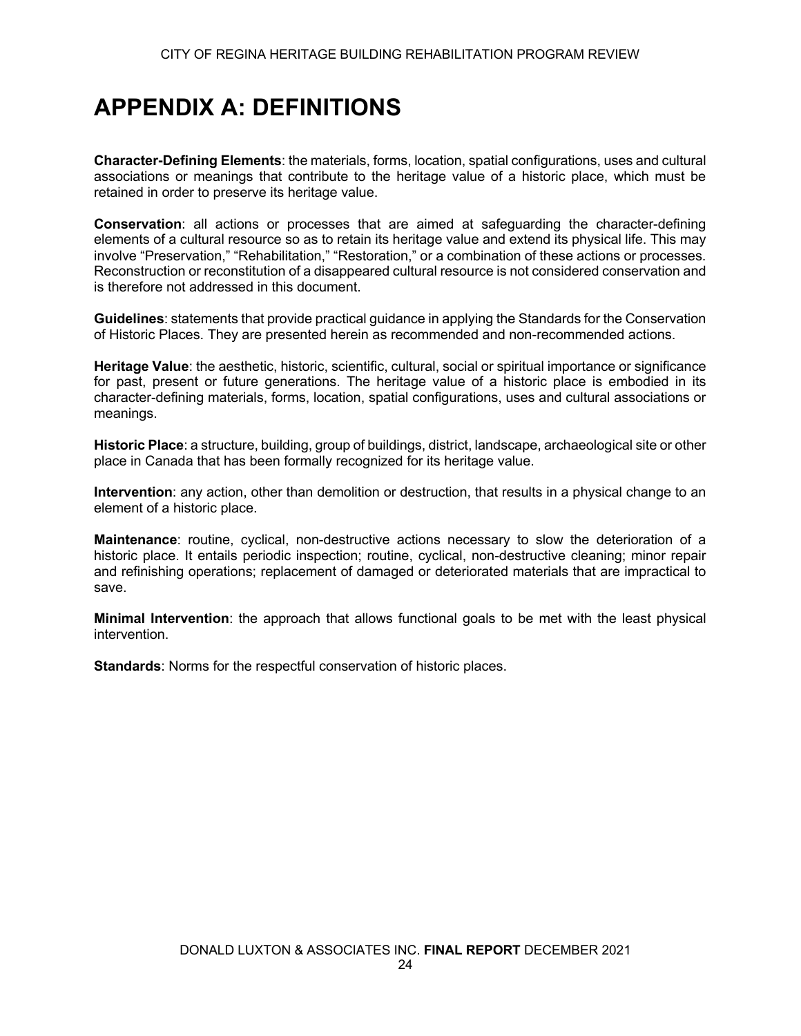# APPENDIX A: DEFINITIONS

**Character-Defining Elements**: the materials, forms, location, spatial configurations, uses and cultural associations or meanings that contribute to the heritage value of a historic place, which must be retained in order to preserve its heritage value.

**Conservation**: all actions or processes that are aimed at safeguarding the character-defining elements of a cultural resource so as to retain its heritage value and extend its physical life. This may involve "Preservation," "Rehabilitation," "Restoration," or a combination of these actions or processes. Reconstruction or reconstitution of a disappeared cultural resource is not considered conservation and is therefore not addressed in this document.

**Guidelines**: statements that provide practical guidance in applying the Standards for the Conservation of Historic Places. They are presented herein as recommended and non-recommended actions.

**Heritage Value**: the aesthetic, historic, scientific, cultural, social or spiritual importance or significance for past, present or future generations. The heritage value of a historic place is embodied in its character-defining materials, forms, location, spatial configurations, uses and cultural associations or meanings.

**Historic Place**: a structure, building, group of buildings, district, landscape, archaeological site or other place in Canada that has been formally recognized for its heritage value.

**Intervention**: any action, other than demolition or destruction, that results in a physical change to an element of a historic place.

**Maintenance**: routine, cyclical, non-destructive actions necessary to slow the deterioration of a historic place. It entails periodic inspection; routine, cyclical, non-destructive cleaning; minor repair and refinishing operations; replacement of damaged or deteriorated materials that are impractical to save.

**Minimal Intervention**: the approach that allows functional goals to be met with the least physical intervention.

**Standards**: Norms for the respectful conservation of historic places.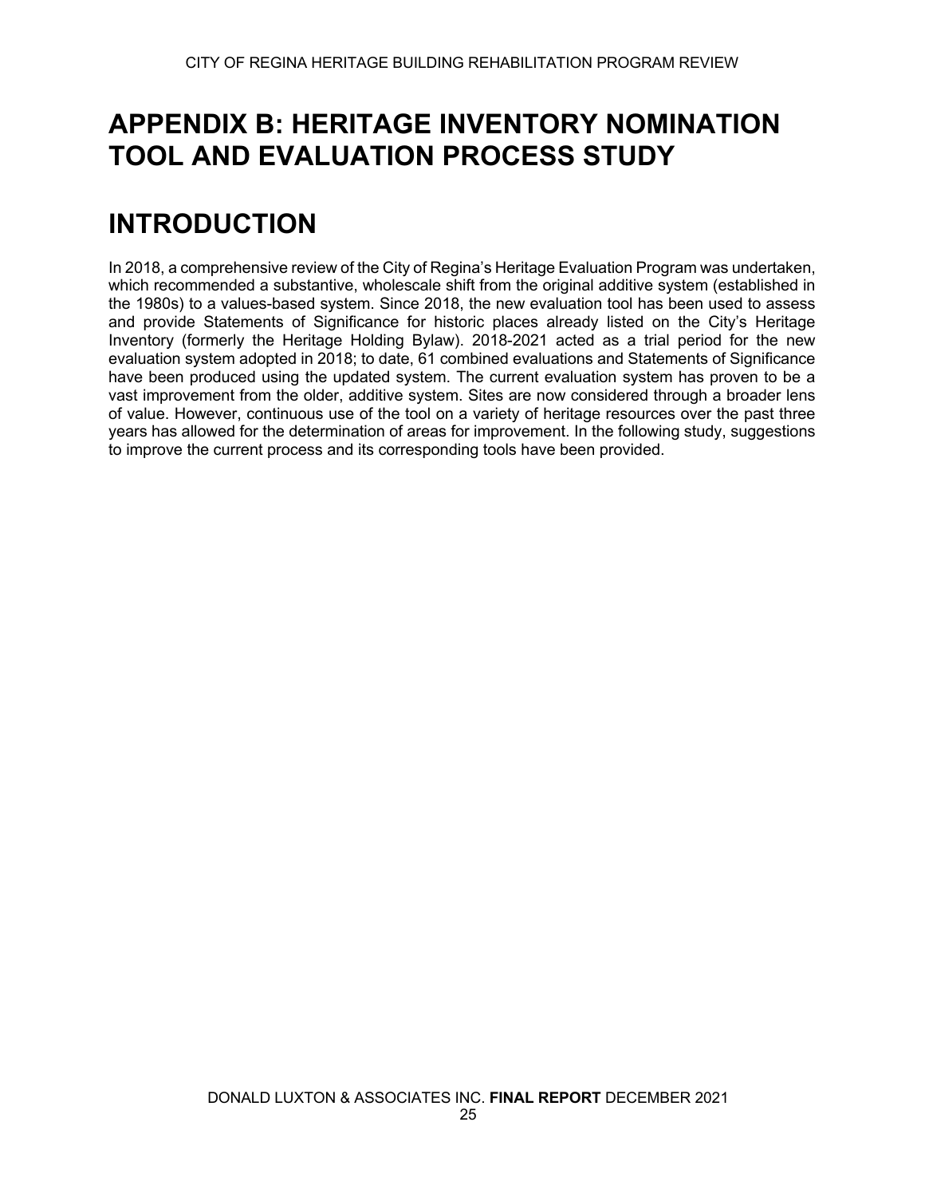# APPENDIX B: HERITAGE INVENTORY NOMINATION TOOL AND EVALUATION PROCESS STUDY

# INTRODUCTION

In 2018, a comprehensive review of the City of Regina's Heritage Evaluation Program was undertaken, which recommended a substantive, wholescale shift from the original additive system (established in the 1980s) to a values-based system. Since 2018, the new evaluation tool has been used to assess and provide Statements of Significance for historic places already listed on the City's Heritage Inventory (formerly the Heritage Holding Bylaw). 2018-2021 acted as a trial period for the new evaluation system adopted in 2018; to date, 61 combined evaluations and Statements of Significance have been produced using the updated system. The current evaluation system has proven to be a vast improvement from the older, additive system. Sites are now considered through a broader lens of value. However, continuous use of the tool on a variety of heritage resources over the past three years has allowed for the determination of areas for improvement. In the following study, suggestions to improve the current process and its corresponding tools have been provided.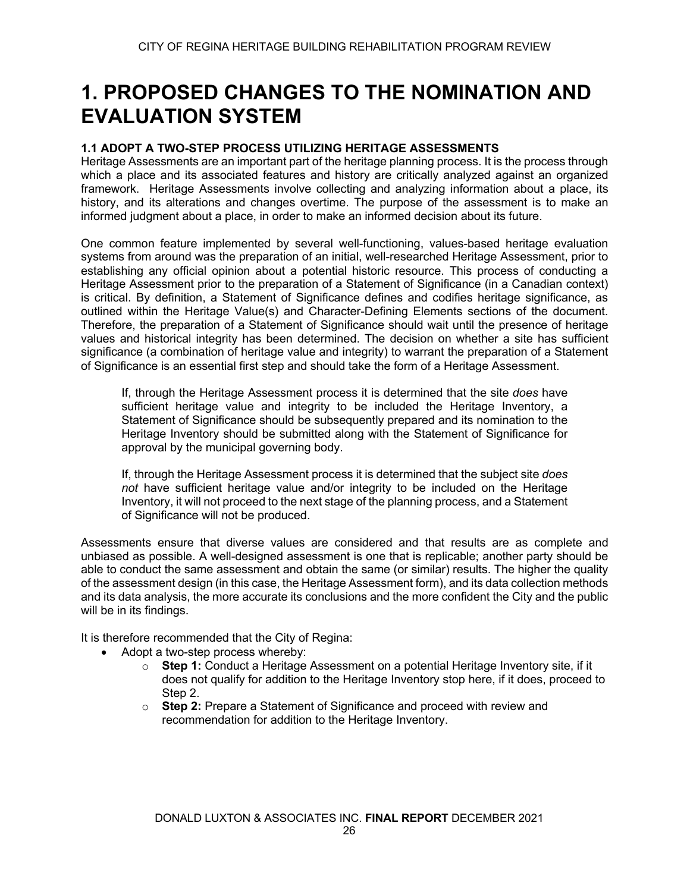# 1. PROPOSED CHANGES TO THE NOMINATION AND EVALUATION SYSTEM

### 1.1 ADOPT A TWO-STEP PROCESS UTILIZING HERITAGE ASSESSMENTS

Heritage Assessments are an important part of the heritage planning process. It is the process through which a place and its associated features and history are critically analyzed against an organized framework. Heritage Assessments involve collecting and analyzing information about a place, its history, and its alterations and changes overtime. The purpose of the assessment is to make an informed judgment about a place, in order to make an informed decision about its future.

One common feature implemented by several well-functioning, values-based heritage evaluation systems from around was the preparation of an initial, well-researched Heritage Assessment, prior to establishing any official opinion about a potential historic resource. This process of conducting a Heritage Assessment prior to the preparation of a Statement of Significance (in a Canadian context) is critical. By definition, a Statement of Significance defines and codifies heritage significance, as outlined within the Heritage Value(s) and Character-Defining Elements sections of the document. Therefore, the preparation of a Statement of Significance should wait until the presence of heritage values and historical integrity has been determined. The decision on whether a site has sufficient significance (a combination of heritage value and integrity) to warrant the preparation of a Statement of Significance is an essential first step and should take the form of a Heritage Assessment.

> If, through the Heritage Assessment process it is determined that the site *does* have sufficient heritage value and integrity to be included the Heritage Inventory, a Statement of Significance should be subsequently prepared and its nomination to the Heritage Inventory should be submitted along with the Statement of Significance for approval by the municipal governing body.
>
> If, through the Heritage Assessment process it is determined that the subject site *does not* have sufficient heritage value and/or integrity to be included on the Heritage Inventory, it will not proceed to the next stage of the planning process, and a Statement of Significance will not be produced.

Assessments ensure that diverse values are considered and that results are as complete and unbiased as possible. A well-designed assessment is one that is replicable; another party should be able to conduct the same assessment and obtain the same (or similar) results. The higher the quality of the assessment design (in this case, the Heritage Assessment form), and its data collection methods and its data analysis, the more accurate its conclusions and the more confident the City and the public will be in its findings.

It is therefore recommended that the City of Regina:

- Adopt a two-step process whereby:
  - **Step 1:** Conduct a Heritage Assessment on a potential Heritage Inventory site, if it does not qualify for addition to the Heritage Inventory stop here, if it does, proceed to Step 2.
  - **Step 2:** Prepare a Statement of Significance and proceed with review and recommendation for addition to the Heritage Inventory.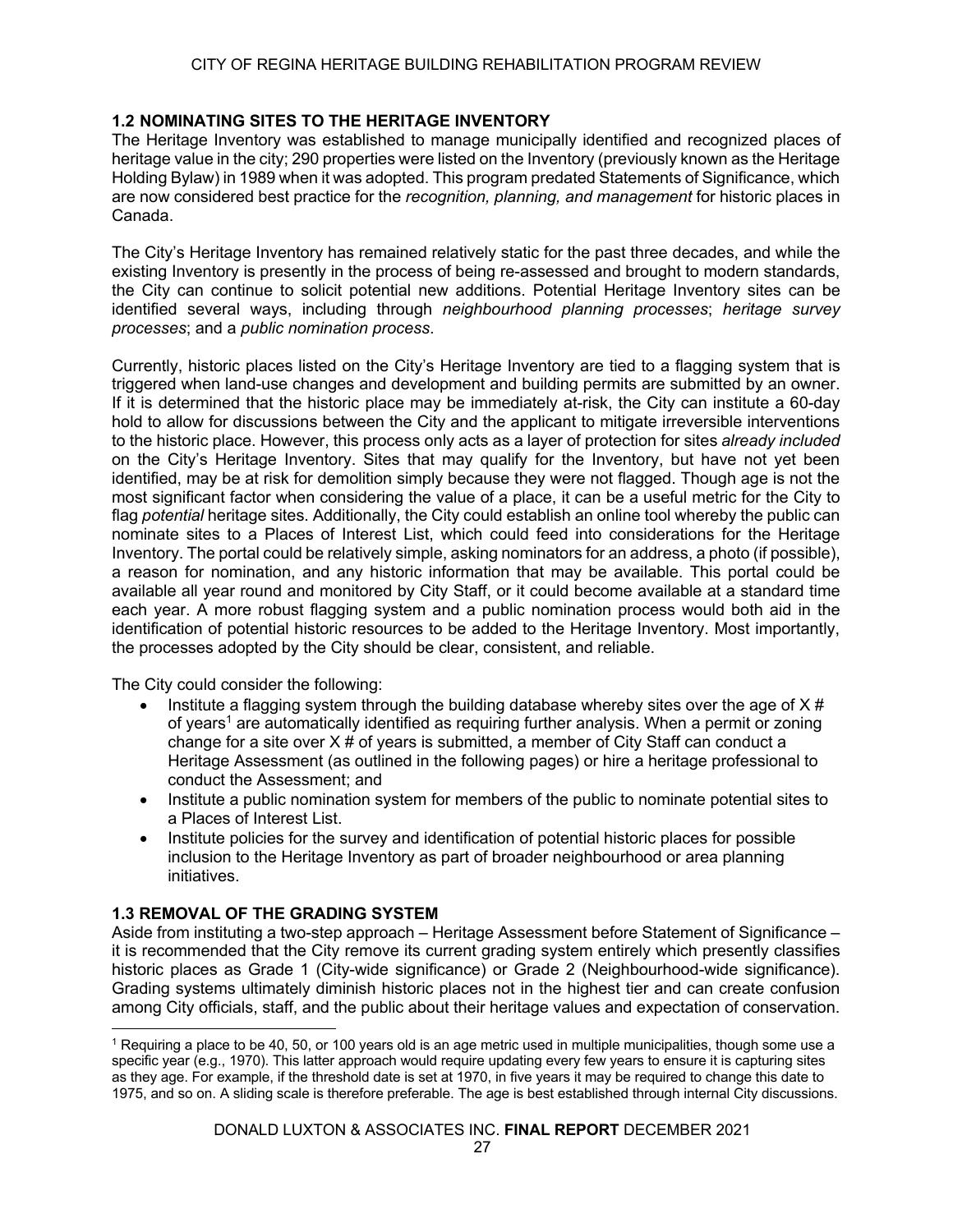## 1.2 NOMINATING SITES TO THE HERITAGE INVENTORY

The Heritage Inventory was established to manage municipally identified and recognized places of heritage value in the city; 290 properties were listed on the Inventory (previously known as the Heritage Holding Bylaw) in 1989 when it was adopted. This program predated Statements of Significance, which are now considered best practice for the *recognition, planning, and management* for historic places in Canada.

The City's Heritage Inventory has remained relatively static for the past three decades, and while the existing Inventory is presently in the process of being re-assessed and brought to modern standards, the City can continue to solicit potential new additions. Potential Heritage Inventory sites can be identified several ways, including through *neighbourhood planning processes*; *heritage survey processes*; and a *public nomination process*.

Currently, historic places listed on the City's Heritage Inventory are tied to a flagging system that is triggered when land-use changes and development and building permits are submitted by an owner. If it is determined that the historic place may be immediately at-risk, the City can institute a 60-day hold to allow for discussions between the City and the applicant to mitigate irreversible interventions to the historic place. However, this process only acts as a layer of protection for sites *already included* on the City's Heritage Inventory. Sites that may qualify for the Inventory, but have not yet been identified, may be at risk for demolition simply because they were not flagged. Though age is not the most significant factor when considering the value of a place, it can be a useful metric for the City to flag *potential* heritage sites. Additionally, the City could establish an online tool whereby the public can nominate sites to a Places of Interest List, which could feed into considerations for the Heritage Inventory. The portal could be relatively simple, asking nominators for an address, a photo (if possible), a reason for nomination, and any historic information that may be available. This portal could be available all year round and monitored by City Staff, or it could become available at a standard time each year. A more robust flagging system and a public nomination process would both aid in the identification of potential historic resources to be added to the Heritage Inventory. Most importantly, the processes adopted by the City should be clear, consistent, and reliable.

The City could consider the following:

- Institute a flagging system through the building database whereby sites over the age of X # of years[1] are automatically identified as requiring further analysis. When a permit or zoning change for a site over X # of years is submitted, a member of City Staff can conduct a Heritage Assessment (as outlined in the following pages) or hire a heritage professional to conduct the Assessment; and
- Institute a public nomination system for members of the public to nominate potential sites to a Places of Interest List.
- Institute policies for the survey and identification of potential historic places for possible inclusion to the Heritage Inventory as part of broader neighbourhood or area planning initiatives.

## 1.3 REMOVAL OF THE GRADING SYSTEM

Aside from instituting a two-step approach – Heritage Assessment before Statement of Significance – it is recommended that the City remove its current grading system entirely which presently classifies historic places as Grade 1 (City-wide significance) or Grade 2 (Neighbourhood-wide significance). Grading systems ultimately diminish historic places not in the highest tier and can create confusion among City officials, staff, and the public about their heritage values and expectation of conservation.

[1] Requiring a place to be 40, 50, or 100 years old is an age metric used in multiple municipalities, though some use a specific year (e.g., 1970). This latter approach would require updating every few years to ensure it is capturing sites as they age. For example, if the threshold date is set at 1970, in five years it may be required to change this date to 1975, and so on. A sliding scale is therefore preferable. The age is best established through internal City discussions.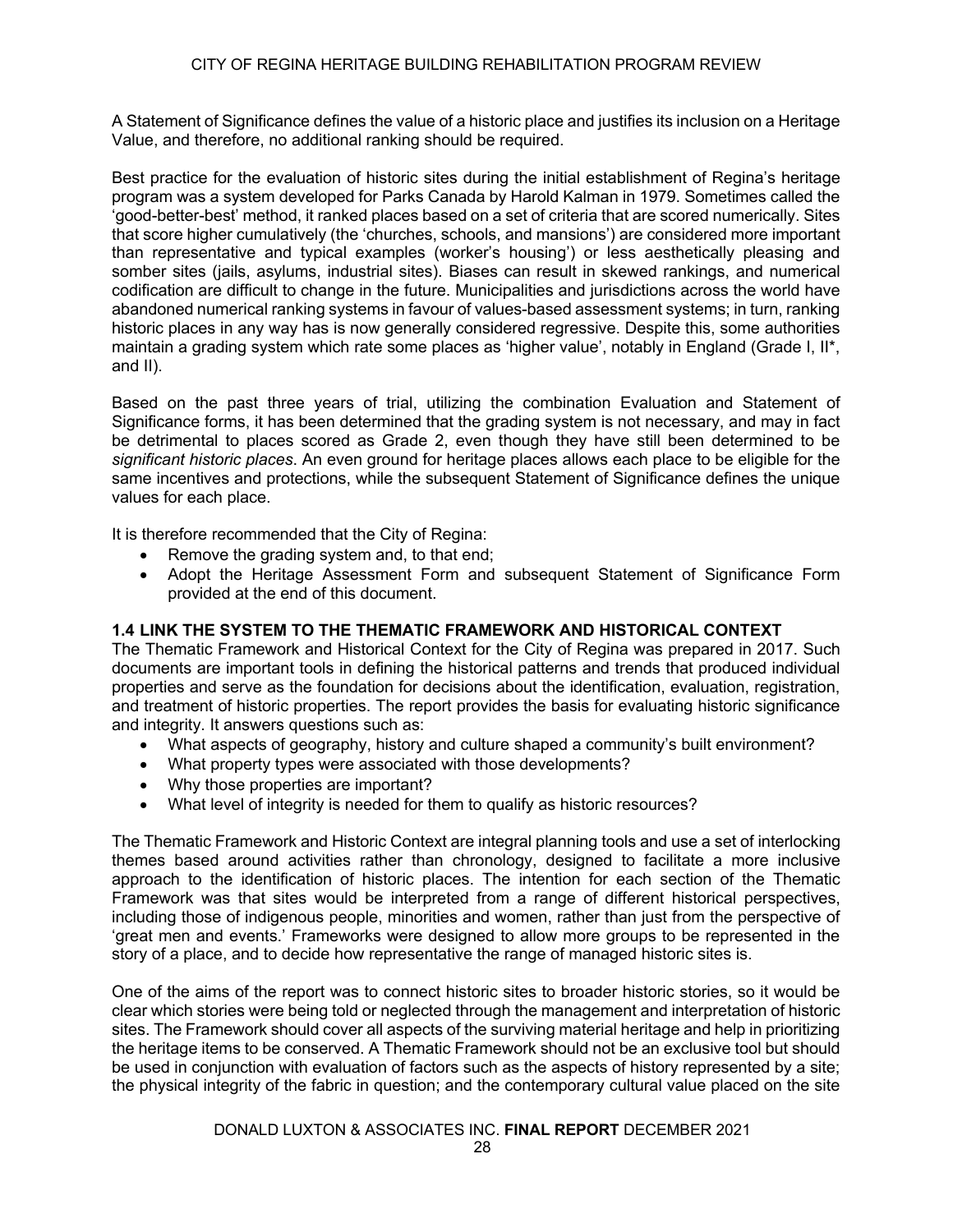A Statement of Significance defines the value of a historic place and justifies its inclusion on a Heritage Value, and therefore, no additional ranking should be required.

Best practice for the evaluation of historic sites during the initial establishment of Regina's heritage program was a system developed for Parks Canada by Harold Kalman in 1979. Sometimes called the 'good-better-best' method, it ranked places based on a set of criteria that are scored numerically. Sites that score higher cumulatively (the 'churches, schools, and mansions') are considered more important than representative and typical examples (worker's housing') or less aesthetically pleasing and somber sites (jails, asylums, industrial sites). Biases can result in skewed rankings, and numerical codification are difficult to change in the future. Municipalities and jurisdictions across the world have abandoned numerical ranking systems in favour of values-based assessment systems; in turn, ranking historic places in any way has is now generally considered regressive. Despite this, some authorities maintain a grading system which rate some places as 'higher value', notably in England (Grade I, II*, and II).

Based on the past three years of trial, utilizing the combination Evaluation and Statement of Significance forms, it has been determined that the grading system is not necessary, and may in fact be detrimental to places scored as Grade 2, even though they have still been determined to be *significant historic places*. An even ground for heritage places allows each place to be eligible for the same incentives and protections, while the subsequent Statement of Significance defines the unique values for each place.

It is therefore recommended that the City of Regina:

- Remove the grading system and, to that end;
- Adopt the Heritage Assessment Form and subsequent Statement of Significance Form provided at the end of this document.

### 1.4 LINK THE SYSTEM TO THE THEMATIC FRAMEWORK AND HISTORICAL CONTEXT

The Thematic Framework and Historical Context for the City of Regina was prepared in 2017. Such documents are important tools in defining the historical patterns and trends that produced individual properties and serve as the foundation for decisions about the identification, evaluation, registration, and treatment of historic properties. The report provides the basis for evaluating historic significance and integrity. It answers questions such as:

- What aspects of geography, history and culture shaped a community's built environment?
- What property types were associated with those developments?
- Why those properties are important?
- What level of integrity is needed for them to qualify as historic resources?

The Thematic Framework and Historic Context are integral planning tools and use a set of interlocking themes based around activities rather than chronology, designed to facilitate a more inclusive approach to the identification of historic places. The intention for each section of the Thematic Framework was that sites would be interpreted from a range of different historical perspectives, including those of indigenous people, minorities and women, rather than just from the perspective of 'great men and events.' Frameworks were designed to allow more groups to be represented in the story of a place, and to decide how representative the range of managed historic sites is.

One of the aims of the report was to connect historic sites to broader historic stories, so it would be clear which stories were being told or neglected through the management and interpretation of historic sites. The Framework should cover all aspects of the surviving material heritage and help in prioritizing the heritage items to be conserved. A Thematic Framework should not be an exclusive tool but should be used in conjunction with evaluation of factors such as the aspects of history represented by a site; the physical integrity of the fabric in question; and the contemporary cultural value placed on the site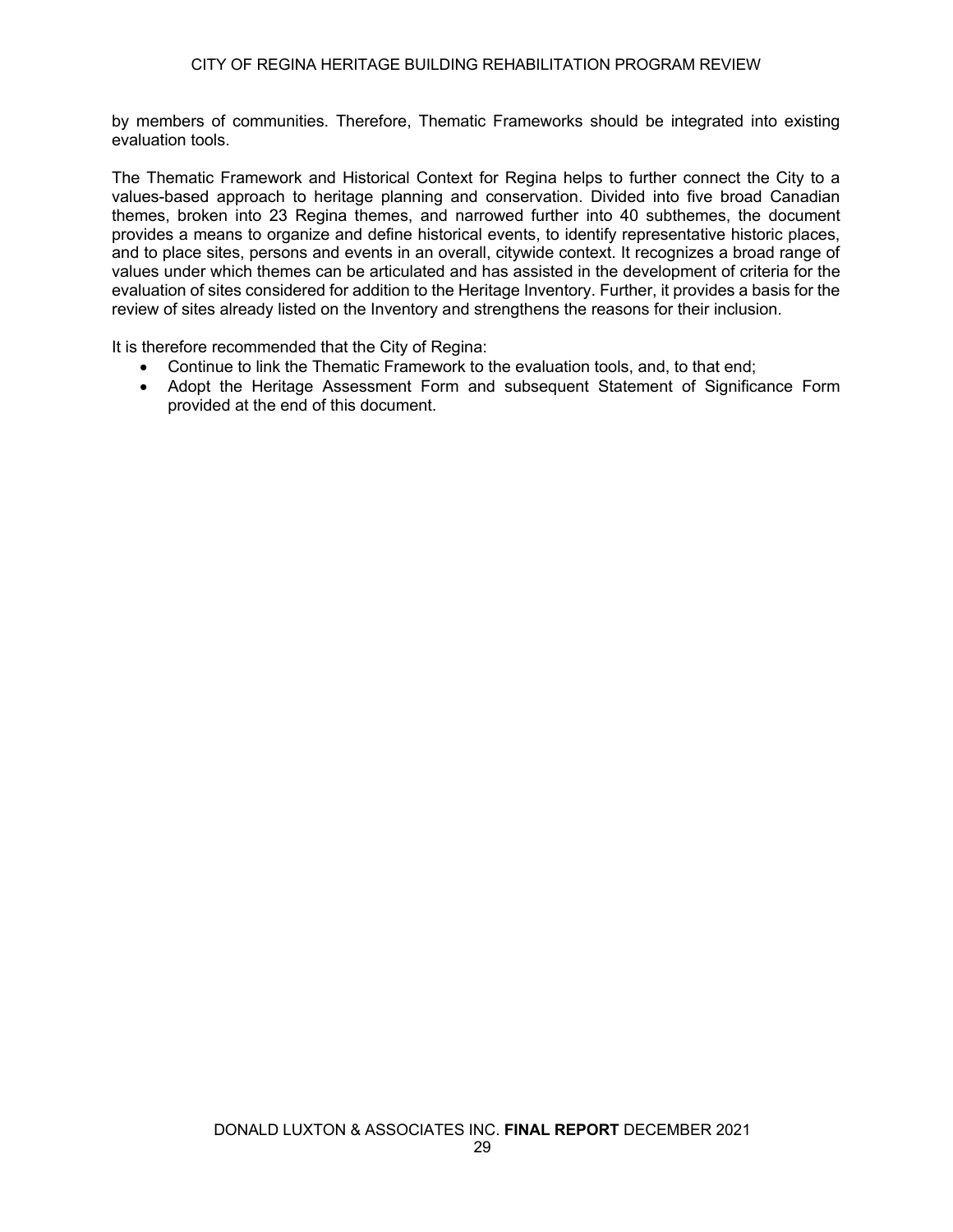by members of communities. Therefore, Thematic Frameworks should be integrated into existing evaluation tools.

The Thematic Framework and Historical Context for Regina helps to further connect the City to a values-based approach to heritage planning and conservation. Divided into five broad Canadian themes, broken into 23 Regina themes, and narrowed further into 40 subthemes, the document provides a means to organize and define historical events, to identify representative historic places, and to place sites, persons and events in an overall, citywide context. It recognizes a broad range of values under which themes can be articulated and has assisted in the development of criteria for the evaluation of sites considered for addition to the Heritage Inventory. Further, it provides a basis for the review of sites already listed on the Inventory and strengthens the reasons for their inclusion.

It is therefore recommended that the City of Regina:

- Continue to link the Thematic Framework to the evaluation tools, and, to that end;
- Adopt the Heritage Assessment Form and subsequent Statement of Significance Form provided at the end of this document.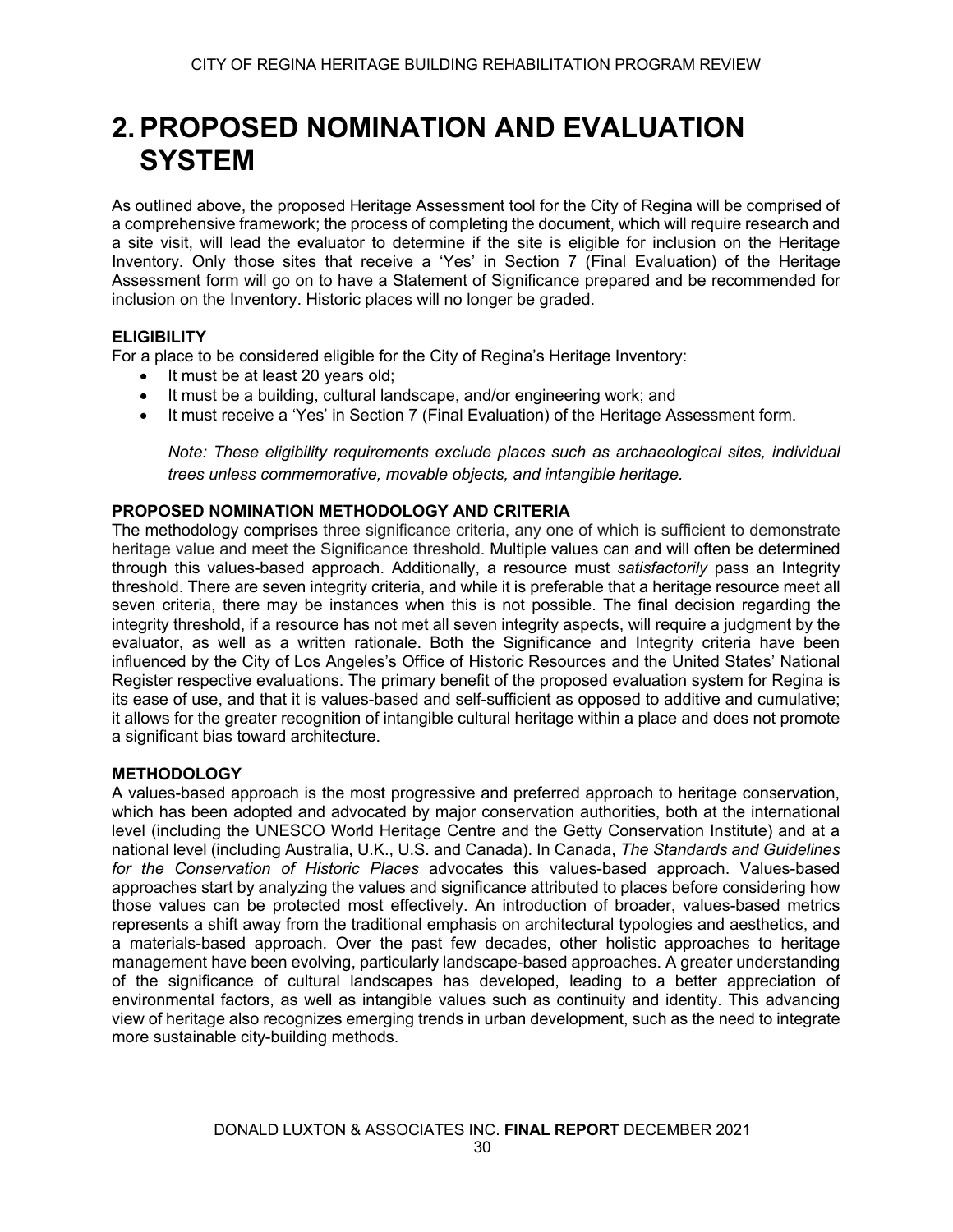# 2. PROPOSED NOMINATION AND EVALUATION SYSTEM

As outlined above, the proposed Heritage Assessment tool for the City of Regina will be comprised of a comprehensive framework; the process of completing the document, which will require research and a site visit, will lead the evaluator to determine if the site is eligible for inclusion on the Heritage Inventory. Only those sites that receive a 'Yes' in Section 7 (Final Evaluation) of the Heritage Assessment form will go on to have a Statement of Significance prepared and be recommended for inclusion on the Inventory. Historic places will no longer be graded.

**ELIGIBILITY**

For a place to be considered eligible for the City of Regina's Heritage Inventory:

- It must be at least 20 years old;
- It must be a building, cultural landscape, and/or engineering work; and
- It must receive a 'Yes' in Section 7 (Final Evaluation) of the Heritage Assessment form.

*Note: These eligibility requirements exclude places such as archaeological sites, individual trees unless commemorative, movable objects, and intangible heritage.*

**PROPOSED NOMINATION METHODOLOGY AND CRITERIA**

The methodology comprises three significance criteria, any one of which is sufficient to demonstrate heritage value and meet the Significance threshold. Multiple values can and will often be determined through this values-based approach. Additionally, a resource must *satisfactorily* pass an Integrity threshold. There are seven integrity criteria, and while it is preferable that a heritage resource meet all seven criteria, there may be instances when this is not possible. The final decision regarding the integrity threshold, if a resource has not met all seven integrity aspects, will require a judgment by the evaluator, as well as a written rationale. Both the Significance and Integrity criteria have been influenced by the City of Los Angeles's Office of Historic Resources and the United States' National Register respective evaluations. The primary benefit of the proposed evaluation system for Regina is its ease of use, and that it is values-based and self-sufficient as opposed to additive and cumulative; it allows for the greater recognition of intangible cultural heritage within a place and does not promote a significant bias toward architecture.

**METHODOLOGY**

A values-based approach is the most progressive and preferred approach to heritage conservation, which has been adopted and advocated by major conservation authorities, both at the international level (including the UNESCO World Heritage Centre and the Getty Conservation Institute) and at a national level (including Australia, U.K., U.S. and Canada). In Canada, *The Standards and Guidelines for the Conservation of Historic Places* advocates this values-based approach. Values-based approaches start by analyzing the values and significance attributed to places before considering how those values can be protected most effectively. An introduction of broader, values-based metrics represents a shift away from the traditional emphasis on architectural typologies and aesthetics, and a materials-based approach. Over the past few decades, other holistic approaches to heritage management have been evolving, particularly landscape-based approaches. A greater understanding of the significance of cultural landscapes has developed, leading to a better appreciation of environmental factors, as well as intangible values such as continuity and identity. This advancing view of heritage also recognizes emerging trends in urban development, such as the need to integrate more sustainable city-building methods.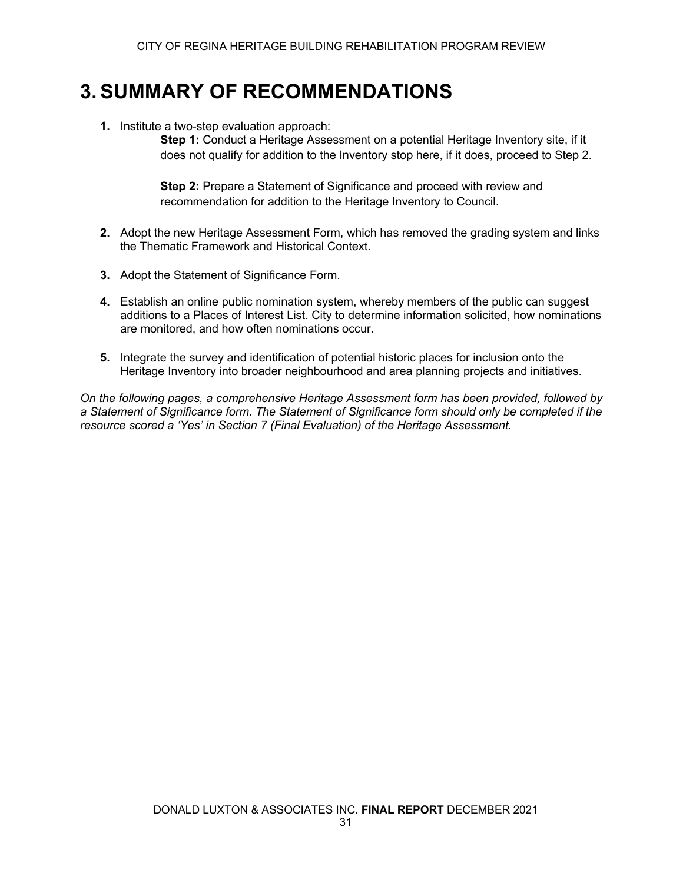# 3. SUMMARY OF RECOMMENDATIONS

1. Institute a two-step evaluation approach:

   **Step 1:** Conduct a Heritage Assessment on a potential Heritage Inventory site, if it does not qualify for addition to the Inventory stop here, if it does, proceed to Step 2.

   **Step 2:** Prepare a Statement of Significance and proceed with review and recommendation for addition to the Heritage Inventory to Council.

2. Adopt the new Heritage Assessment Form, which has removed the grading system and links the Thematic Framework and Historical Context.

3. Adopt the Statement of Significance Form.

4. Establish an online public nomination system, whereby members of the public can suggest additions to a Places of Interest List. City to determine information solicited, how nominations are monitored, and how often nominations occur.

5. Integrate the survey and identification of potential historic places for inclusion onto the Heritage Inventory into broader neighbourhood and area planning projects and initiatives.

*On the following pages, a comprehensive Heritage Assessment form has been provided, followed by a Statement of Significance form. The Statement of Significance form should only be completed if the resource scored a 'Yes' in Section 7 (Final Evaluation) of the Heritage Assessment.*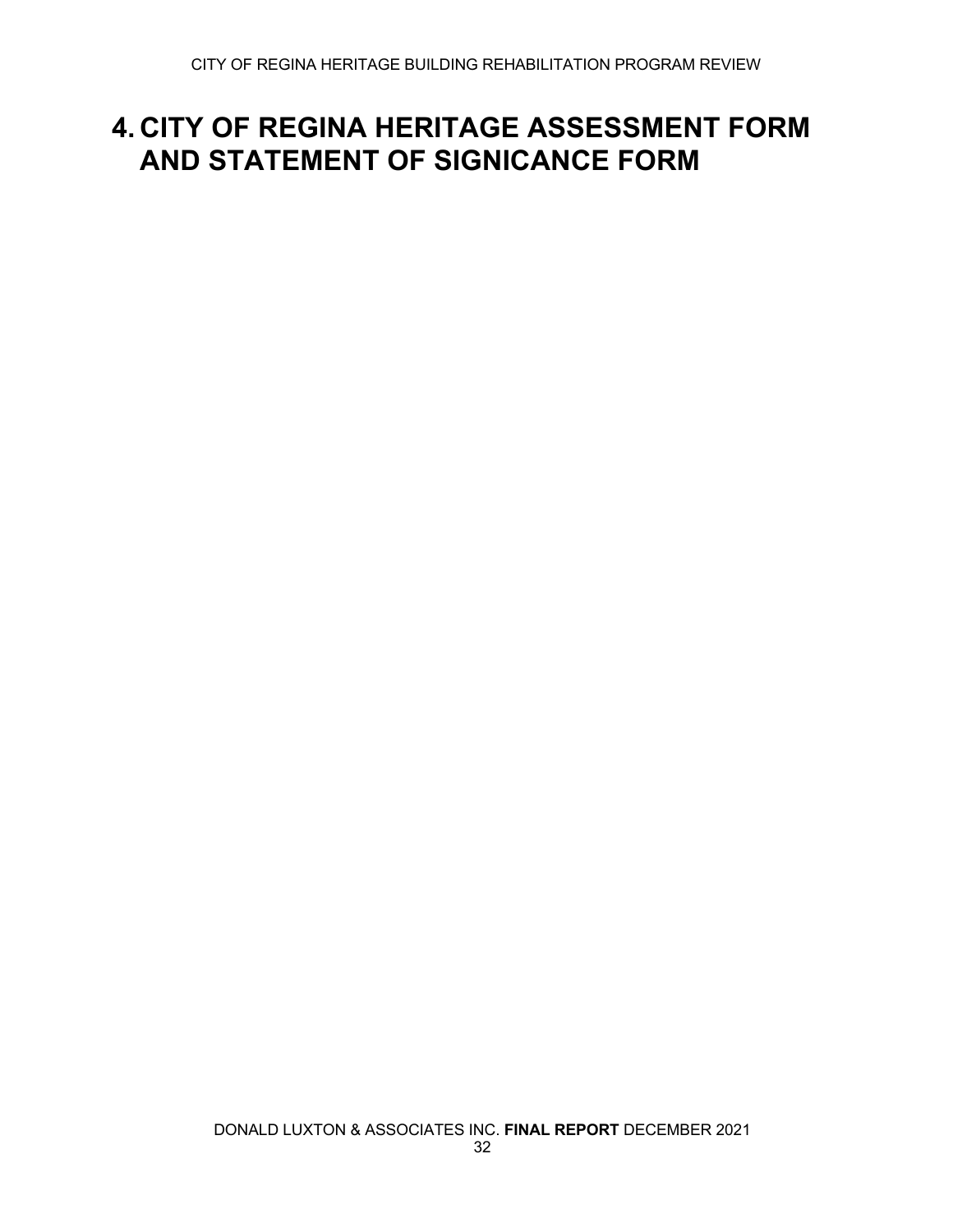# 4. CITY OF REGINA HERITAGE ASSESSMENT FORM AND STATEMENT OF SIGNICANCE FORM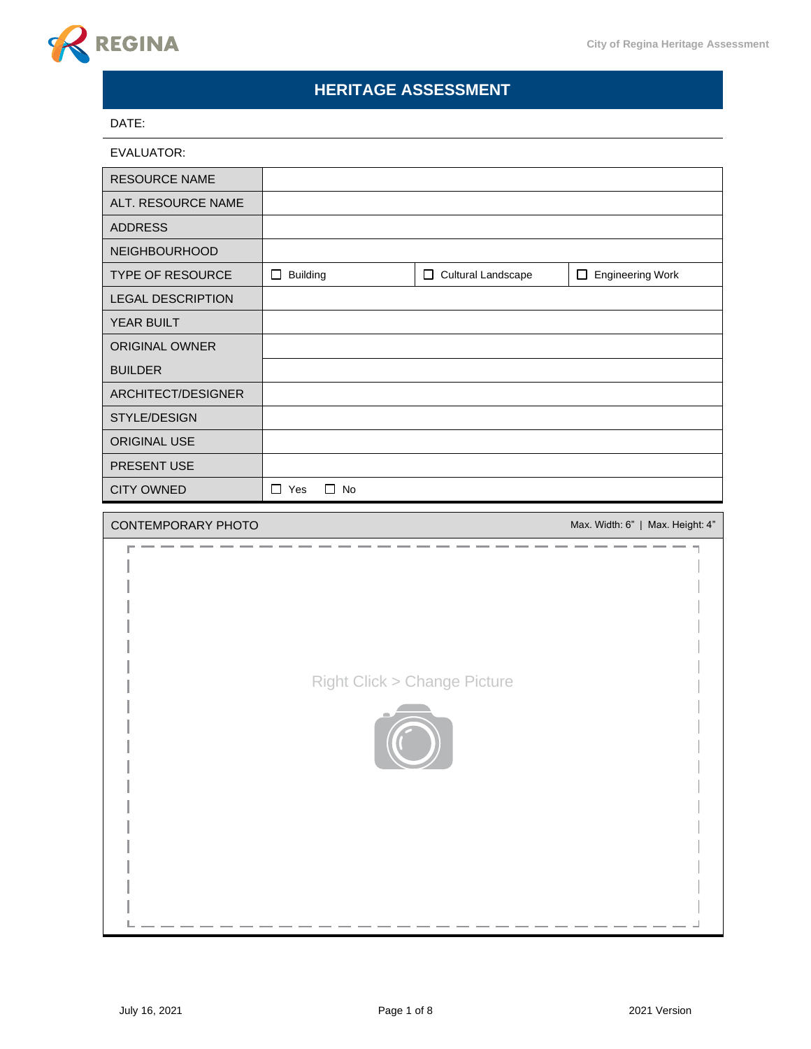# HERITAGE ASSESSMENT

DATE:

EVALUATOR:

| | | | |
|---|---|---|---|
| RESOURCE NAME | | | |
| ALT. RESOURCE NAME | | | |
| ADDRESS | | | |
| NEIGHBOURHOOD | | | |
| TYPE OF RESOURCE | ☐ Building | ☐ Cultural Landscape | ☐ Engineering Work |
| LEGAL DESCRIPTION | | | |
| YEAR BUILT | | | |
| ORIGINAL OWNER | | | |
| BUILDER | | | |
| ARCHITECT/DESIGNER | | | |
| STYLE/DESIGN | | | |
| ORIGINAL USE | | | |
| PRESENT USE | | | |
| CITY OWNED | ☐ Yes ☐ No | | |

CONTEMPORARY PHOTO — Max. Width: 6" | Max. Height: 4"

Right Click > Change Picture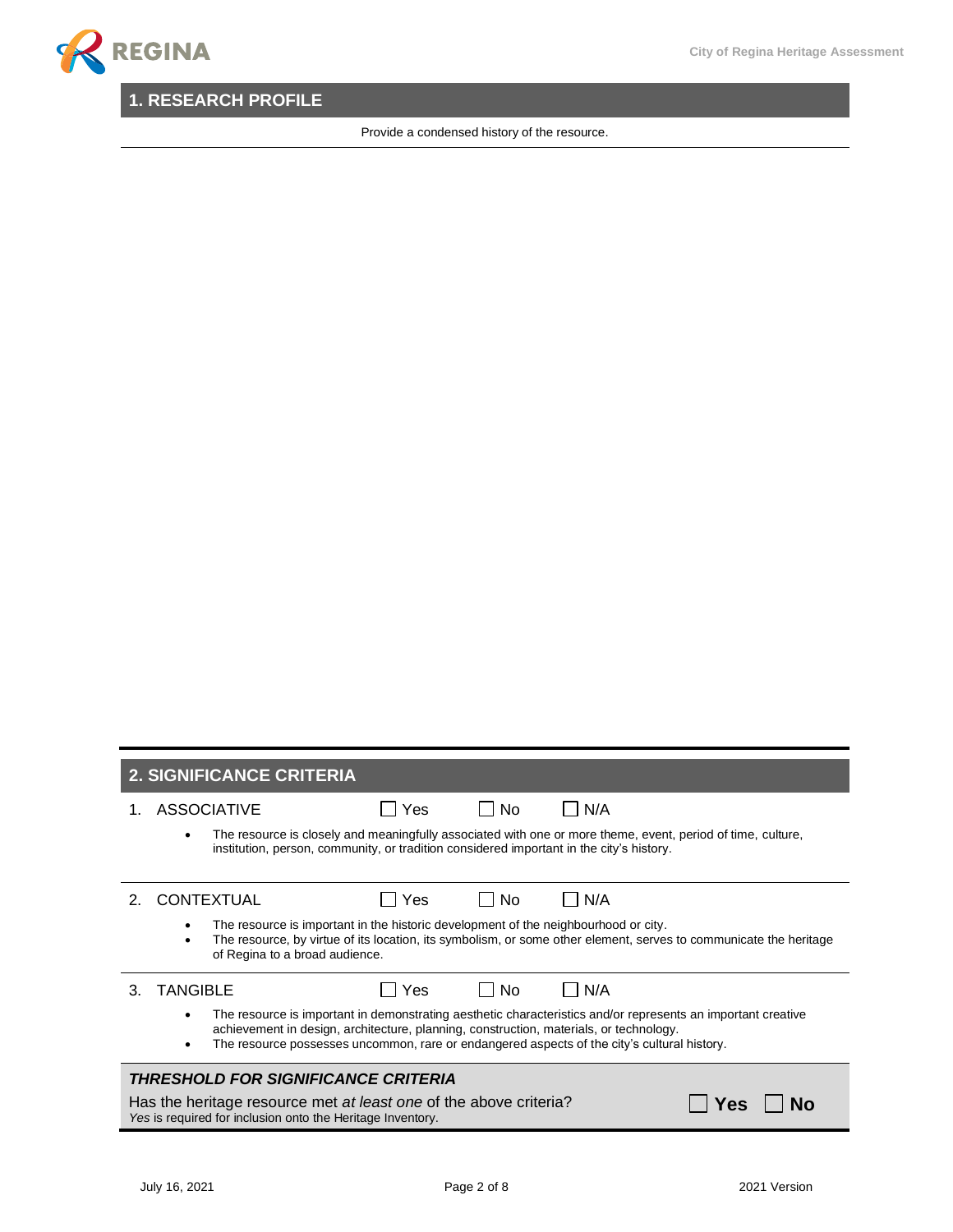## 1. RESEARCH PROFILE

Provide a condensed history of the resource.

## 2. SIGNIFICANCE CRITERIA

1. ASSOCIATIVE ☐ Yes ☐ No ☐ N/A
   - The resource is closely and meaningfully associated with one or more theme, event, period of time, culture, institution, person, community, or tradition considered important in the city's history.

2. CONTEXTUAL ☐ Yes ☐ No ☐ N/A
   - The resource is important in the historic development of the neighbourhood or city.
   - The resource, by virtue of its location, its symbolism, or some other element, serves to communicate the heritage of Regina to a broad audience.

3. TANGIBLE ☐ Yes ☐ No ☐ N/A
   - The resource is important in demonstrating aesthetic characteristics and/or represents an important creative achievement in design, architecture, planning, construction, materials, or technology.
   - The resource possesses uncommon, rare or endangered aspects of the city's cultural history.

***THRESHOLD FOR SIGNIFICANCE CRITERIA***

Has the heritage resource met *at least one* of the above criteria? ☐ **Yes** ☐ **No**

*Yes* is required for inclusion onto the Heritage Inventory.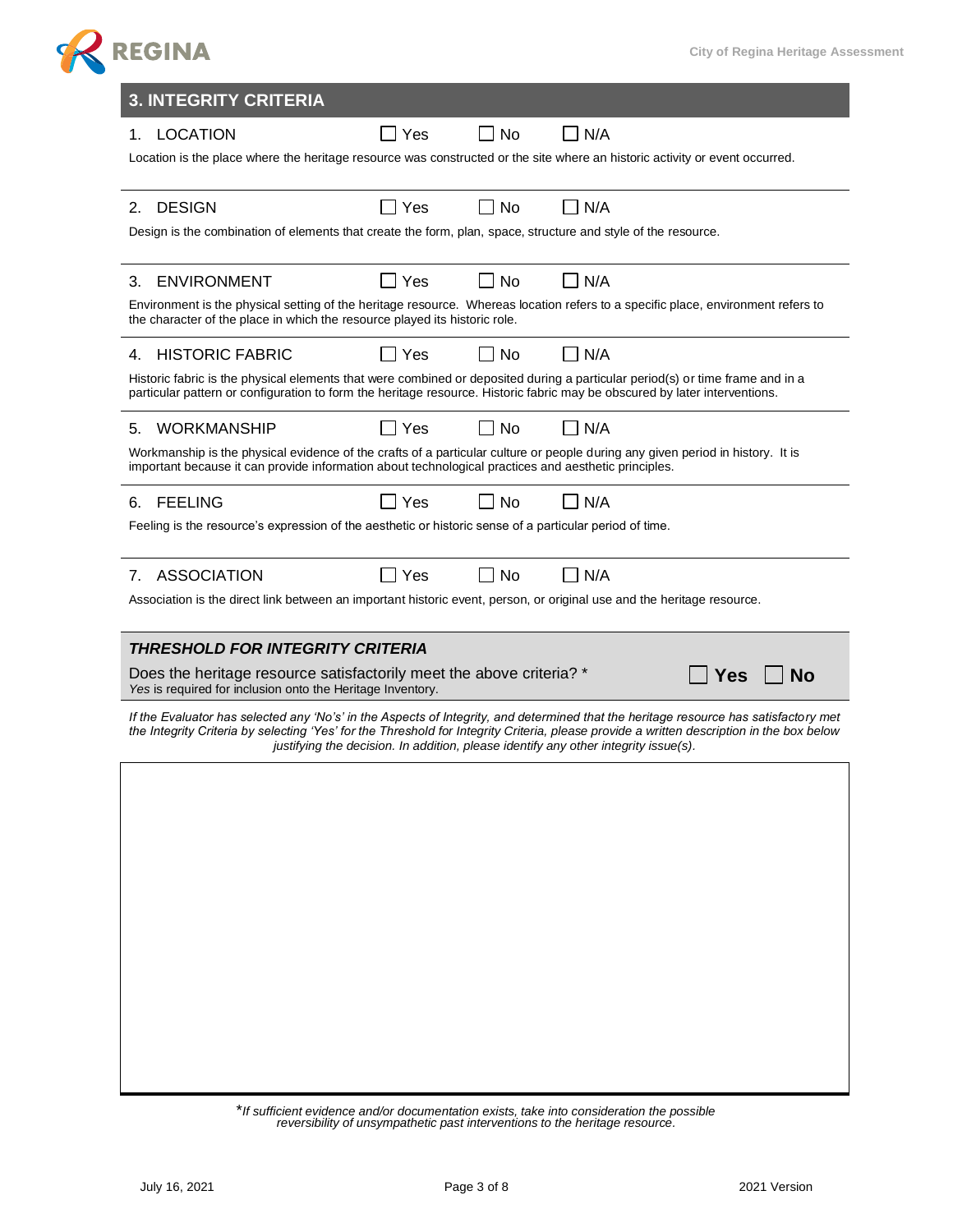## 3. INTEGRITY CRITERIA

1. LOCATION ☐ Yes ☐ No ☐ N/A

Location is the place where the heritage resource was constructed or the site where an historic activity or event occurred.

2. DESIGN ☐ Yes ☐ No ☐ N/A

Design is the combination of elements that create the form, plan, space, structure and style of the resource.

3. ENVIRONMENT ☐ Yes ☐ No ☐ N/A

Environment is the physical setting of the heritage resource. Whereas location refers to a specific place, environment refers to the character of the place in which the resource played its historic role.

4. HISTORIC FABRIC ☐ Yes ☐ No ☐ N/A

Historic fabric is the physical elements that were combined or deposited during a particular period(s) or time frame and in a particular pattern or configuration to form the heritage resource. Historic fabric may be obscured by later interventions.

5. WORKMANSHIP ☐ Yes ☐ No ☐ N/A

Workmanship is the physical evidence of the crafts of a particular culture or people during any given period in history. It is important because it can provide information about technological practices and aesthetic principles.

6. FEELING ☐ Yes ☐ No ☐ N/A

Feeling is the resource's expression of the aesthetic or historic sense of a particular period of time.

7. ASSOCIATION ☐ Yes ☐ No ☐ N/A

Association is the direct link between an important historic event, person, or original use and the heritage resource.

### *THRESHOLD FOR INTEGRITY CRITERIA*

Does the heritage resource satisfactorily meet the above criteria? * ☐ **Yes** ☐ **No**

*Yes* is required for inclusion onto the Heritage Inventory.

*If the Evaluator has selected any 'No's' in the Aspects of Integrity, and determined that the heritage resource has satisfactory met the Integrity Criteria by selecting 'Yes' for the Threshold for Integrity Criteria, please provide a written description in the box below justifying the decision. In addition, please identify any other integrity issue(s).*

*If sufficient evidence and/or documentation exists, take into consideration the possible reversibility of unsympathetic past interventions to the heritage resource.*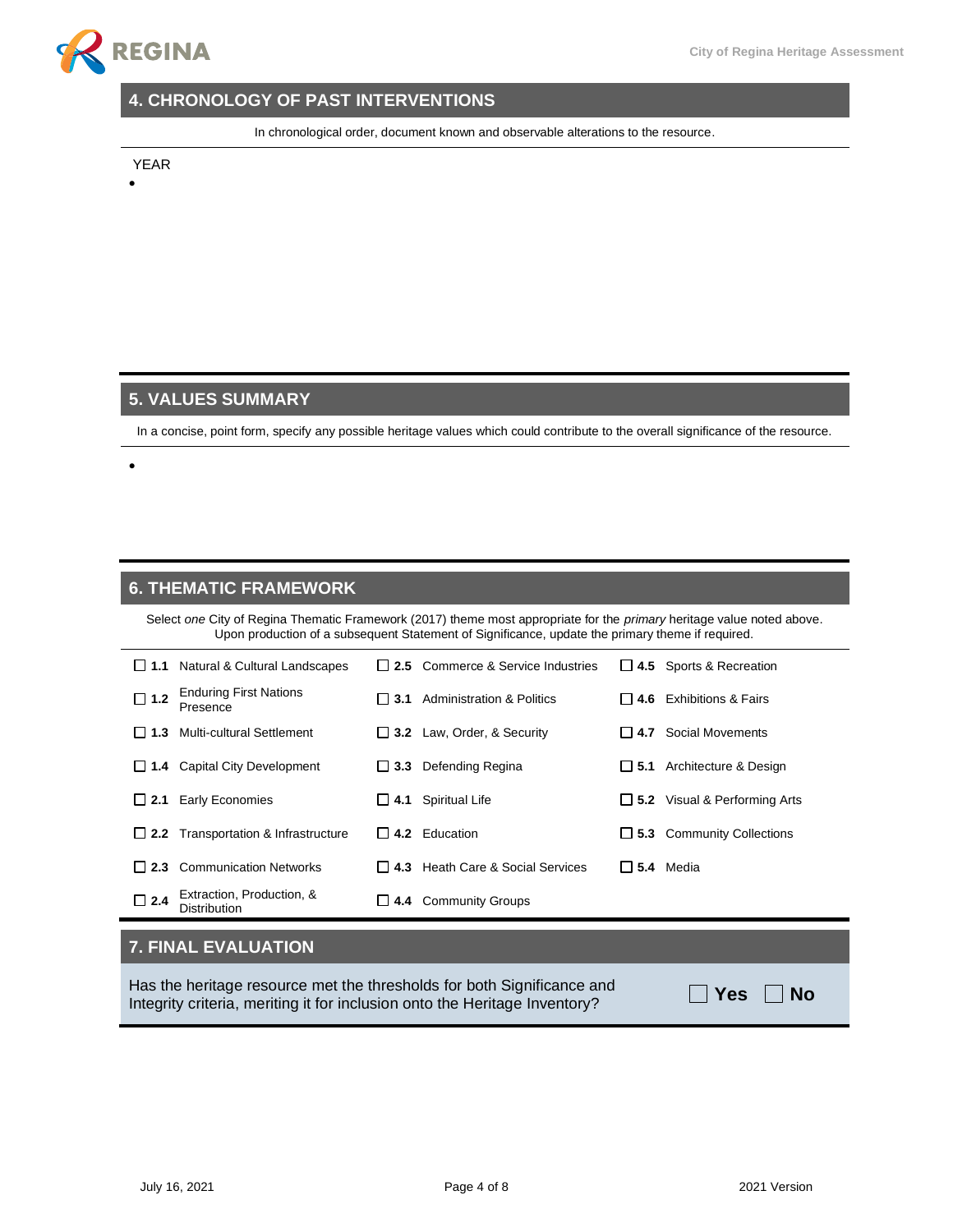## 4. CHRONOLOGY OF PAST INTERVENTIONS

In chronological order, document known and observable alterations to the resource.

YEAR

- 

## 5. VALUES SUMMARY

In a concise, point form, specify any possible heritage values which could contribute to the overall significance of the resource.

- 

## 6. THEMATIC FRAMEWORK

Select *one* City of Regina Thematic Framework (2017) theme most appropriate for the *primary* heritage value noted above. Upon production of a subsequent Statement of Significance, update the primary theme if required.

| | | |
|---|---|---|
| ☐ **1.1** Natural & Cultural Landscapes | ☐ **2.5** Commerce & Service Industries | ☐ **4.5** Sports & Recreation |
| ☐ **1.2** Enduring First Nations Presence | ☐ **3.1** Administration & Politics | ☐ **4.6** Exhibitions & Fairs |
| ☐ **1.3** Multi-cultural Settlement | ☐ **3.2** Law, Order, & Security | ☐ **4.7** Social Movements |
| ☐ **1.4** Capital City Development | ☐ **3.3** Defending Regina | ☐ **5.1** Architecture & Design |
| ☐ **2.1** Early Economies | ☐ **4.1** Spiritual Life | ☐ **5.2** Visual & Performing Arts |
| ☐ **2.2** Transportation & Infrastructure | ☐ **4.2** Education | ☐ **5.3** Community Collections |
| ☐ **2.3** Communication Networks | ☐ **4.3** Heath Care & Social Services | ☐ **5.4** Media |
| ☐ **2.4** Extraction, Production, & Distribution | ☐ **4.4** Community Groups | |

## 7. FINAL EVALUATION

Has the heritage resource met the thresholds for both Significance and Integrity criteria, meriting it for inclusion onto the Heritage Inventory?

☐ **Yes** ☐ **No**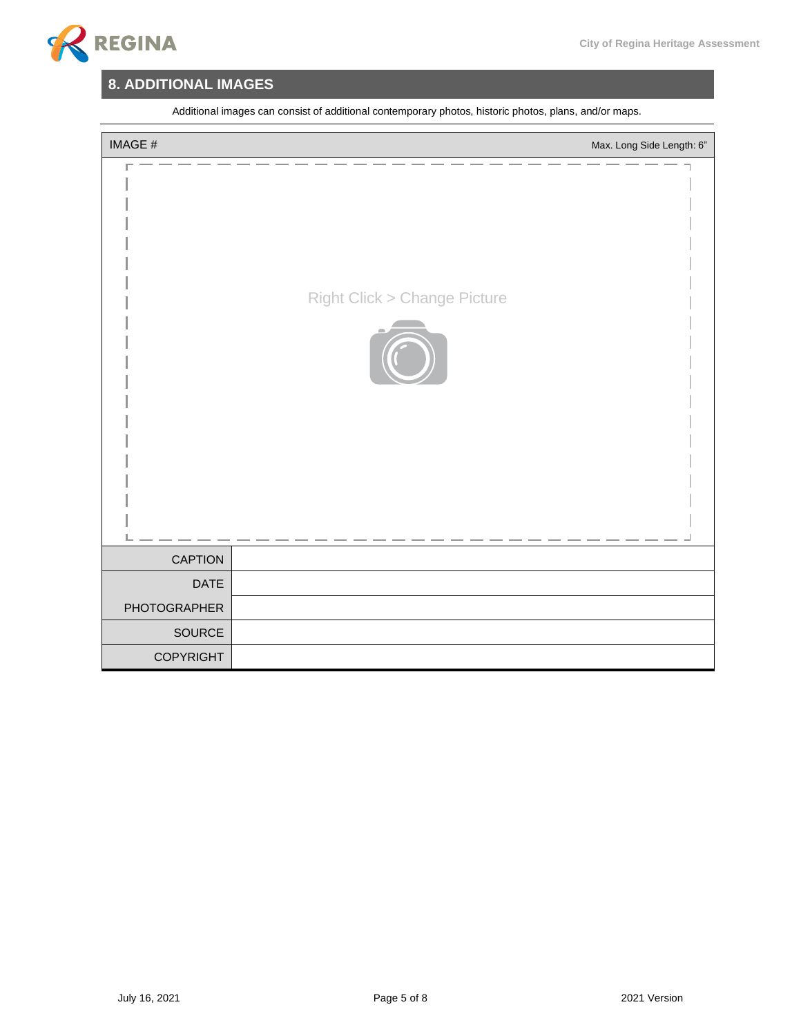## 8. ADDITIONAL IMAGES

Additional images can consist of additional contemporary photos, historic photos, plans, and/or maps.

| IMAGE # | Max. Long Side Length: 6" |
|---|---|
| | Right Click > Change Picture |
| CAPTION | |
| DATE | |
| PHOTOGRAPHER | |
| SOURCE | |
| COPYRIGHT | |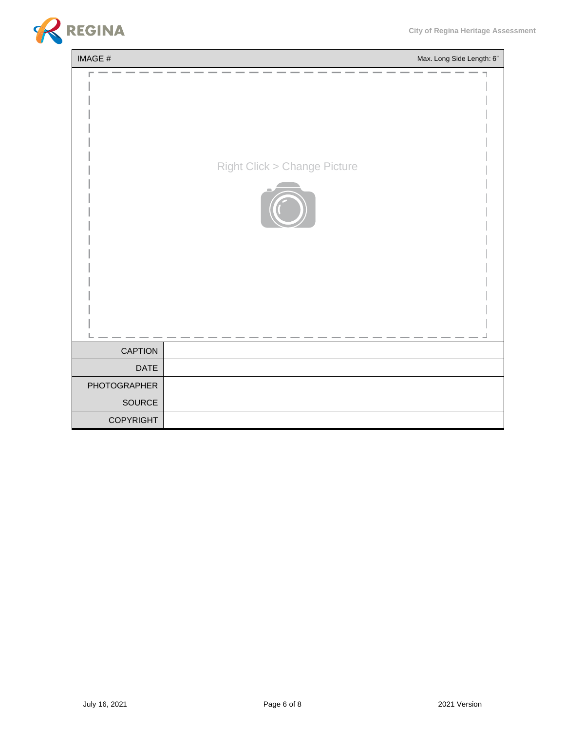| IMAGE # | Max. Long Side Length: 6" |
| --- | --- |
| | Right Click > Change Picture |
| CAPTION | |
| DATE | |
| PHOTOGRAPHER | |
| SOURCE | |
| COPYRIGHT | |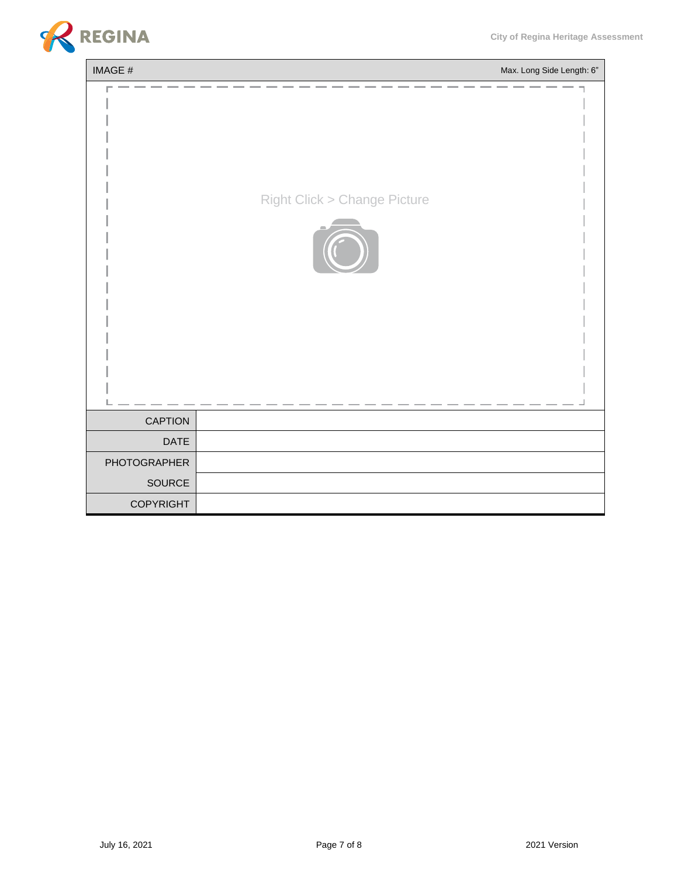| IMAGE # | Max. Long Side Length: 6" |
|---|---|

Right Click > Change Picture

| | |
|---|---|
| CAPTION | |
| DATE | |
| PHOTOGRAPHER | |
| SOURCE | |
| COPYRIGHT | |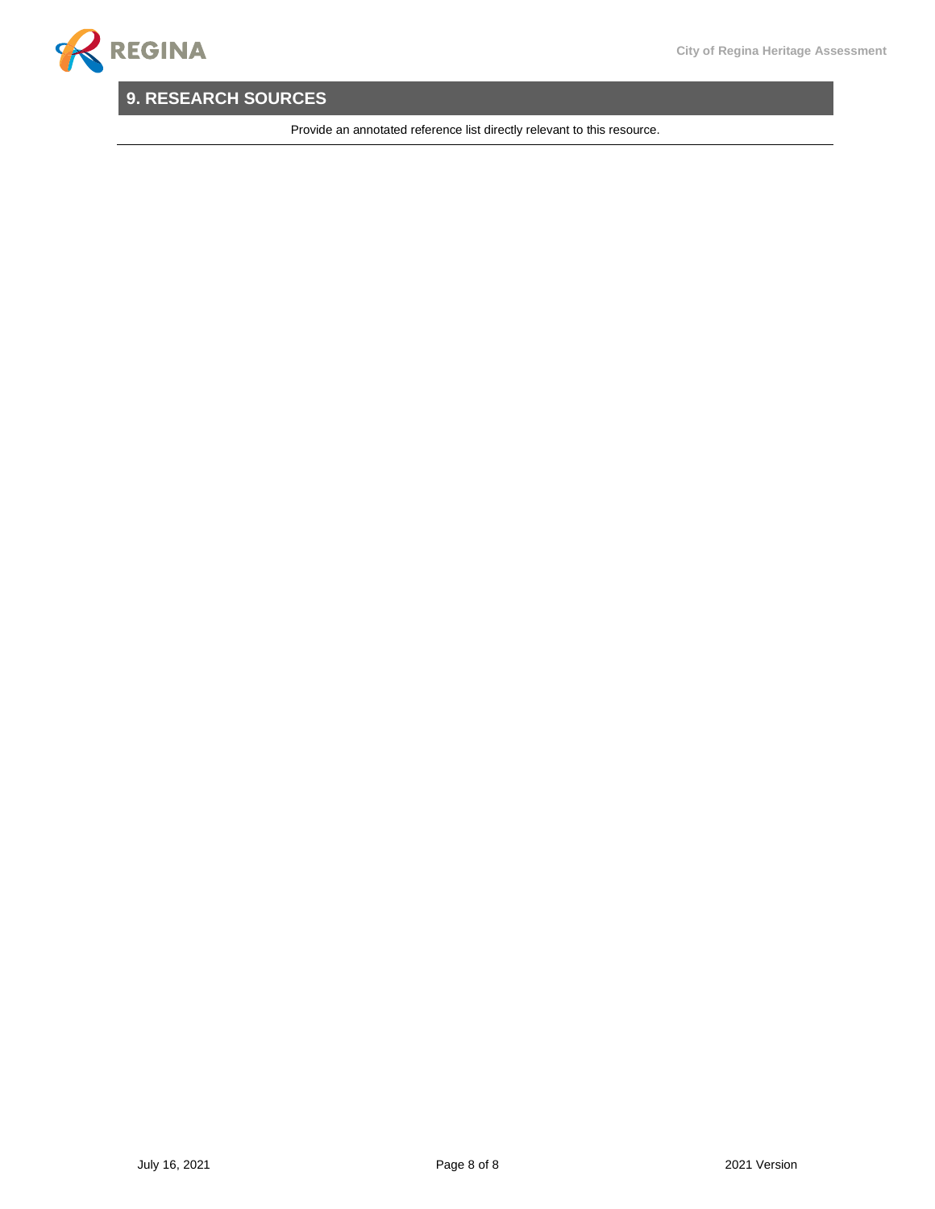## 9. RESEARCH SOURCES

Provide an annotated reference list directly relevant to this resource.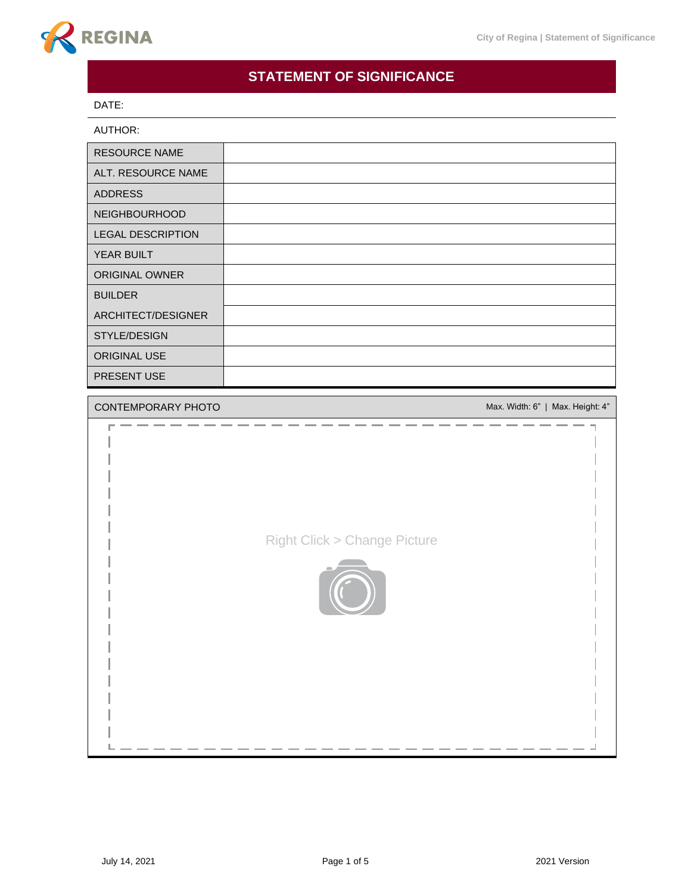# STATEMENT OF SIGNIFICANCE

DATE:

AUTHOR:

| RESOURCE NAME | |
|---|---|
| ALT. RESOURCE NAME | |
| ADDRESS | |
| NEIGHBOURHOOD | |
| LEGAL DESCRIPTION | |
| YEAR BUILT | |
| ORIGINAL OWNER | |
| BUILDER | |
| ARCHITECT/DESIGNER | |
| STYLE/DESIGN | |
| ORIGINAL USE | |
| PRESENT USE | |

| CONTEMPORARY PHOTO | Max. Width: 6" \| Max. Height: 4" |
|---|---|
| Right Click > Change Picture | |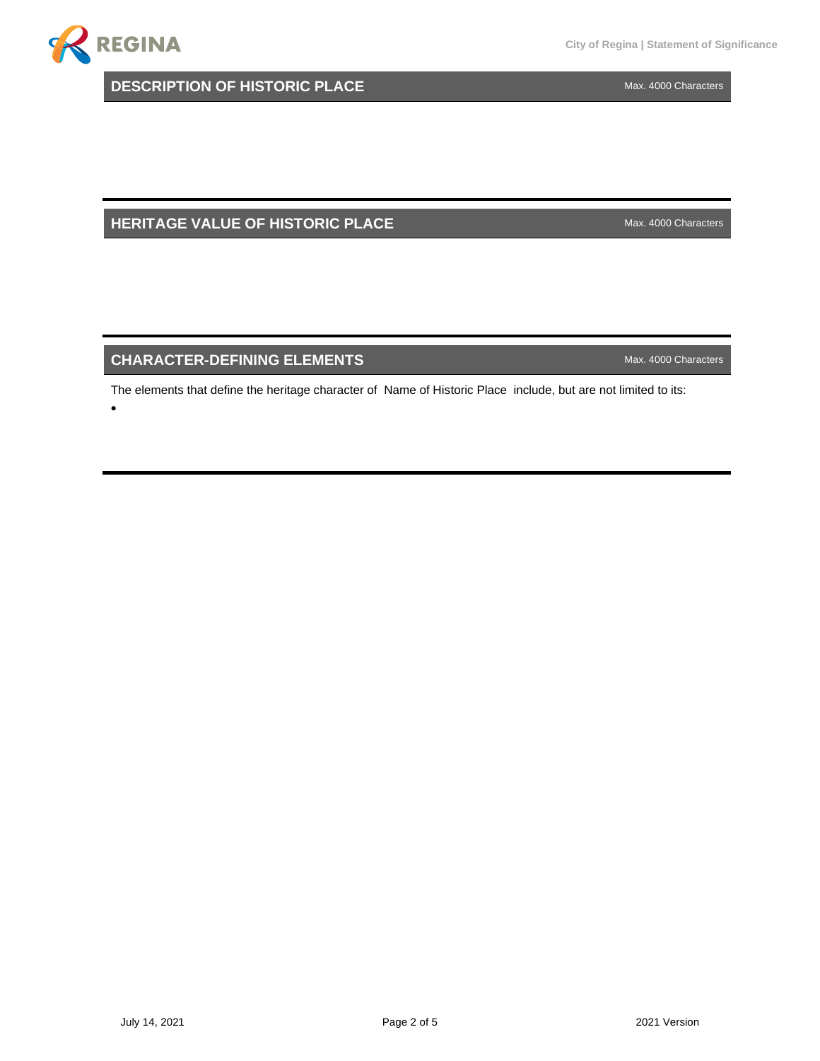## DESCRIPTION OF HISTORIC PLACE

Max. 4000 Characters

## HERITAGE VALUE OF HISTORIC PLACE

Max. 4000 Characters

## CHARACTER-DEFINING ELEMENTS

Max. 4000 Characters

The elements that define the heritage character of Name of Historic Place include, but are not limited to its:

-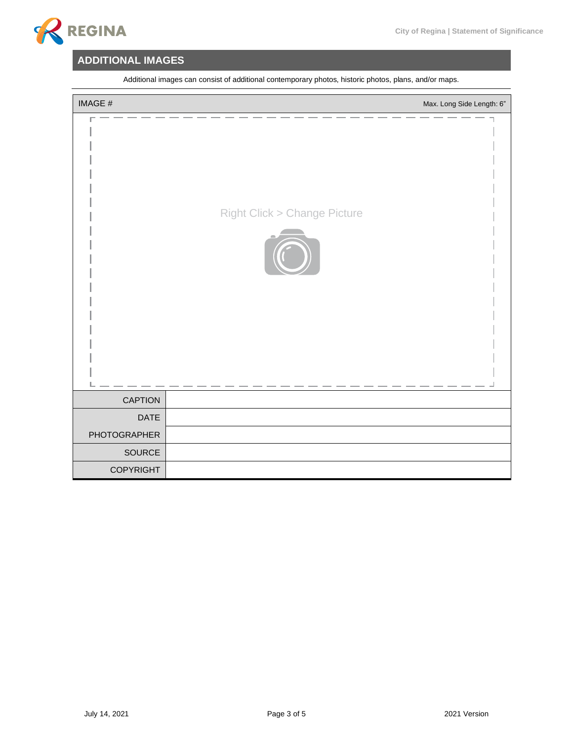## ADDITIONAL IMAGES

Additional images can consist of additional contemporary photos, historic photos, plans, and/or maps.

| IMAGE # | Max. Long Side Length: 6" |
|---|---|
| Right Click > Change Picture | |
| CAPTION | |
| DATE | |
| PHOTOGRAPHER | |
| SOURCE | |
| COPYRIGHT | |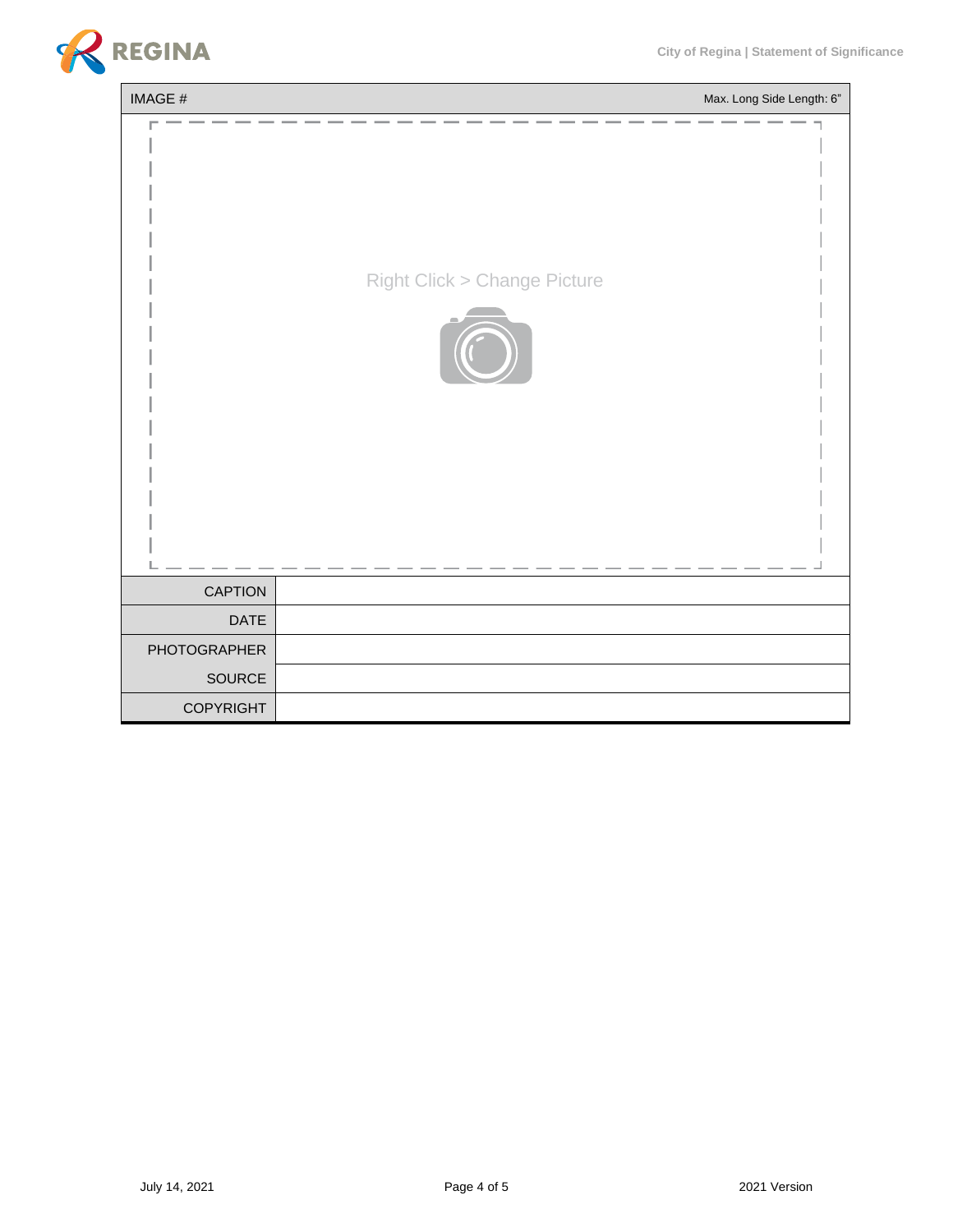| IMAGE # | Max. Long Side Length: 6" |
| --- | --- |

Right Click > Change Picture

| | |
| --- | --- |
| CAPTION | |
| DATE | |
| PHOTOGRAPHER | |
| SOURCE | |
| COPYRIGHT | |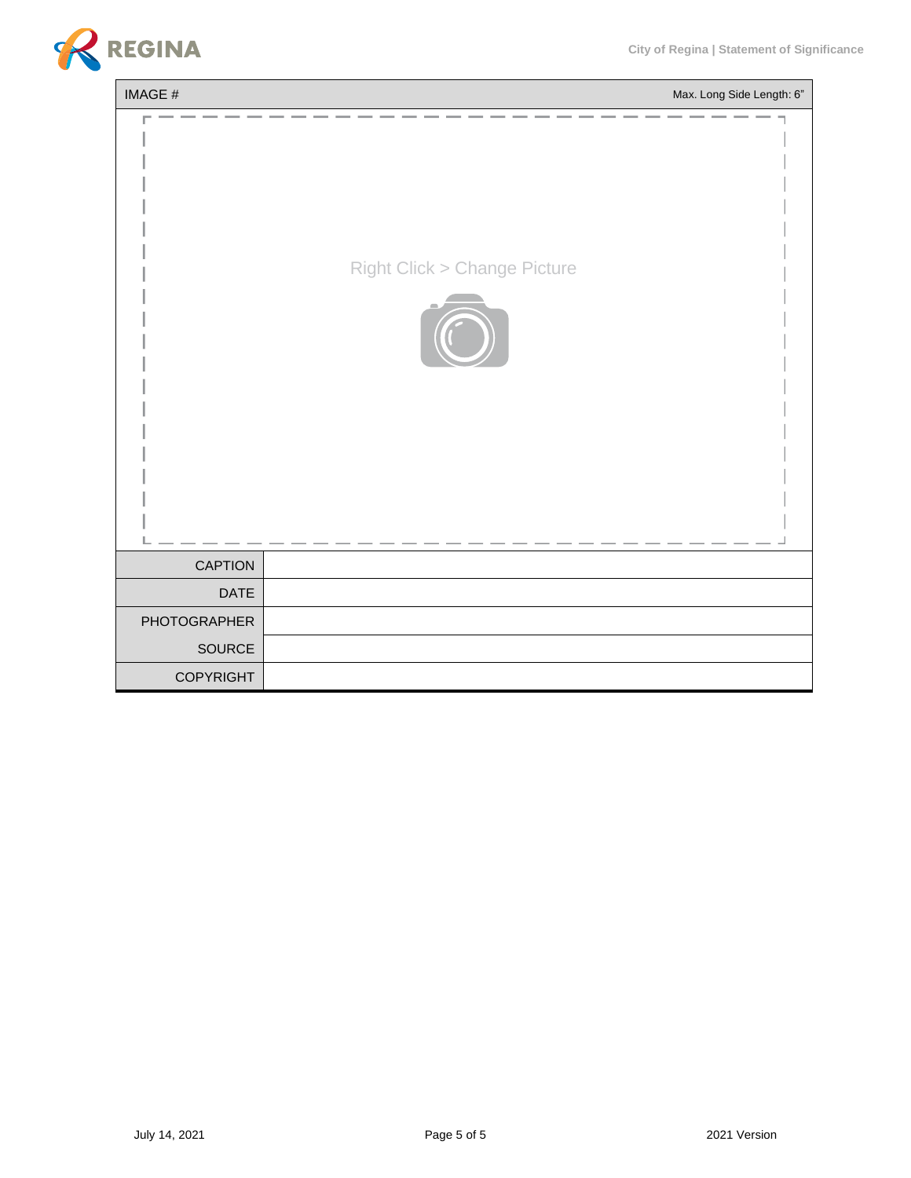| IMAGE # | Max. Long Side Length: 6" |
| --- | --- |

Right Click > Change Picture

| | |
| --- | --- |
| CAPTION | |
| DATE | |
| PHOTOGRAPHER | |
| SOURCE | |
| COPYRIGHT | |